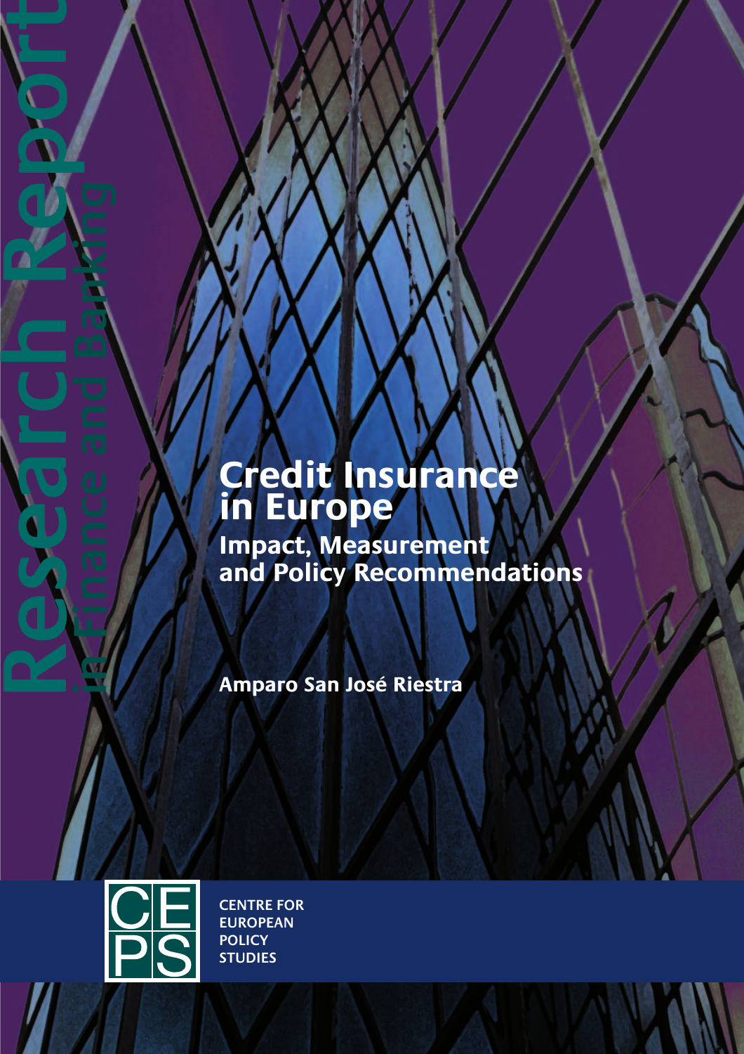Research Report in Finance and Banking

# Credit Insurance in Europe

## Impact, Measurement and Policy Recommendations

**Amparo San José Riestra**

CENTRE FOR EUROPEAN POLICY STUDIES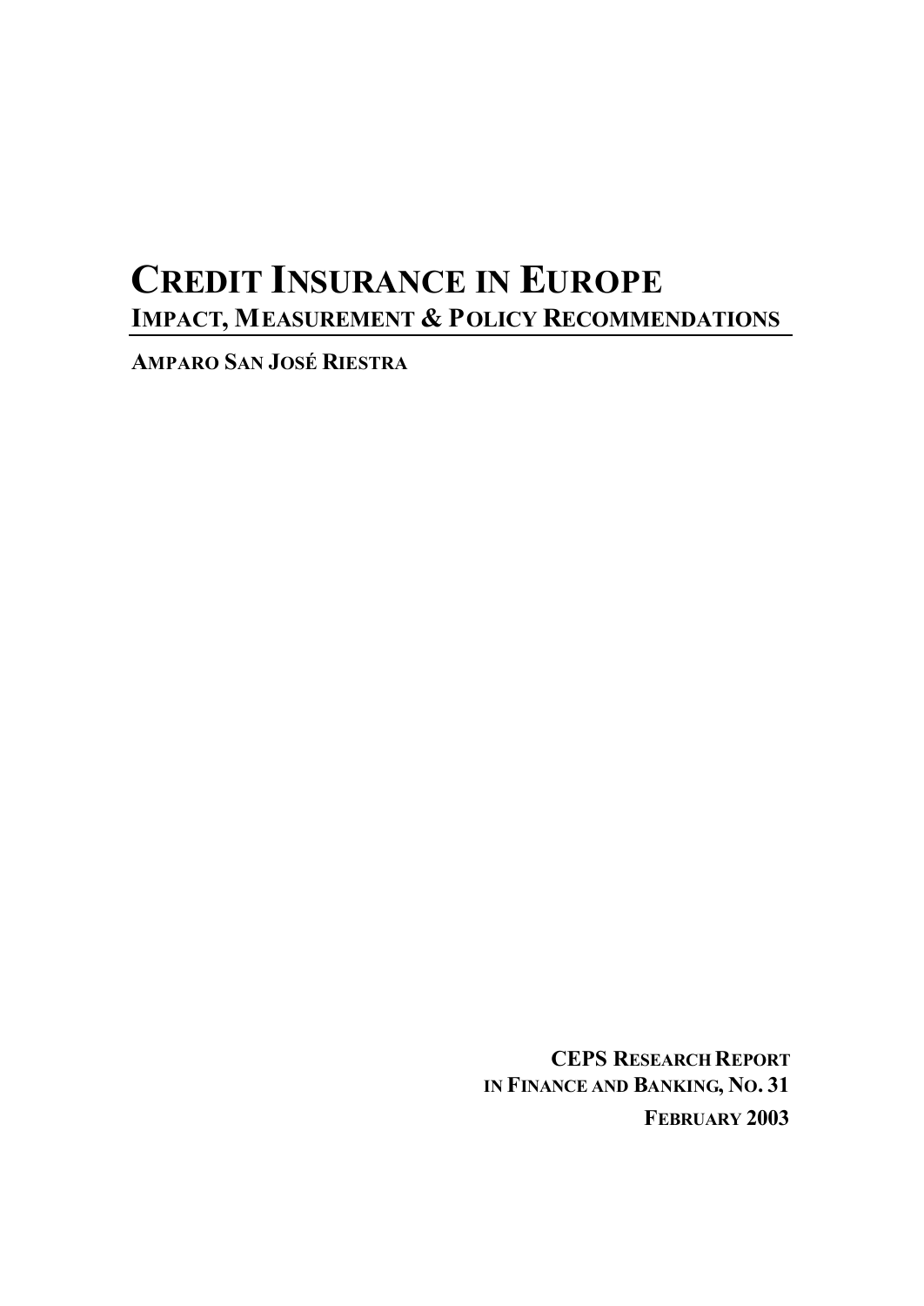# CREDIT INSURANCE IN EUROPE

## IMPACT, MEASUREMENT & POLICY RECOMMENDATIONS

**AMPARO SAN JOSÉ RIESTRA**

**CEPS RESEARCH REPORT**
**IN FINANCE AND BANKING, NO. 31**
**FEBRUARY 2003**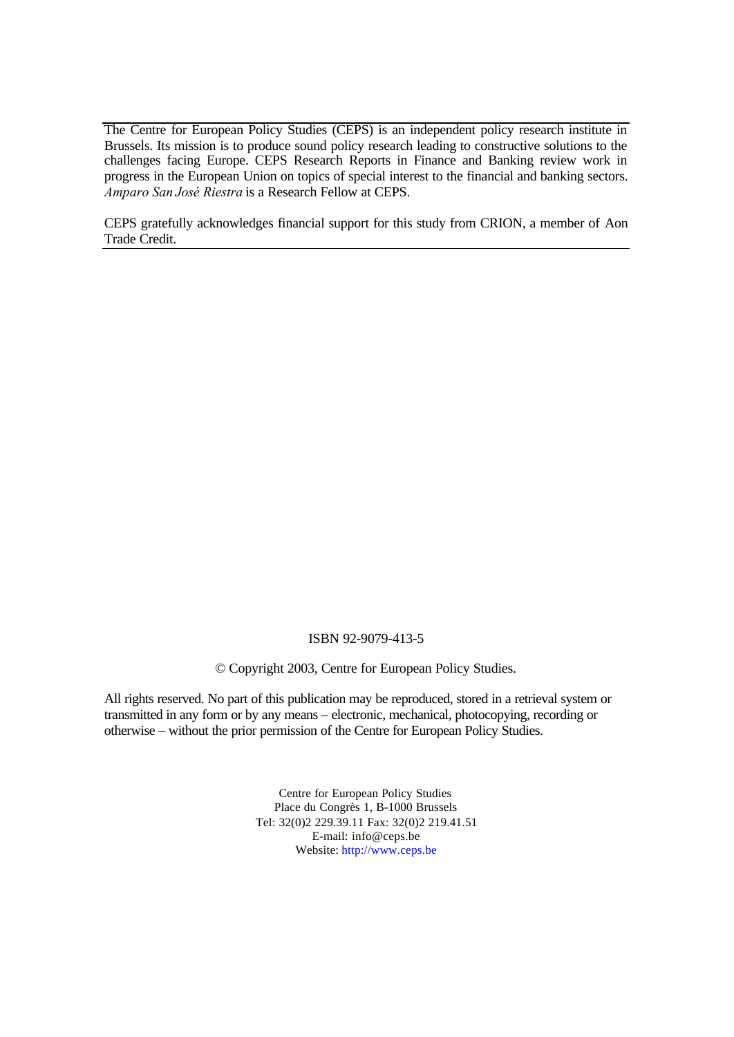The Centre for European Policy Studies (CEPS) is an independent policy research institute in Brussels. Its mission is to produce sound policy research leading to constructive solutions to the challenges facing Europe. CEPS Research Reports in Finance and Banking review work in progress in the European Union on topics of special interest to the financial and banking sectors. *Amparo San José Riestra* is a Research Fellow at CEPS.

CEPS gratefully acknowledges financial support for this study from CRION, a member of Aon Trade Credit.

ISBN 92-9079-413-5

© Copyright 2003, Centre for European Policy Studies.

All rights reserved. No part of this publication may be reproduced, stored in a retrieval system or transmitted in any form or by any means – electronic, mechanical, photocopying, recording or otherwise – without the prior permission of the Centre for European Policy Studies.

Centre for European Policy Studies
Place du Congrès 1, B-1000 Brussels
Tel: 32(0)2 229.39.11 Fax: 32(0)2 219.41.51
E-mail: info@ceps.be
Website: http://www.ceps.be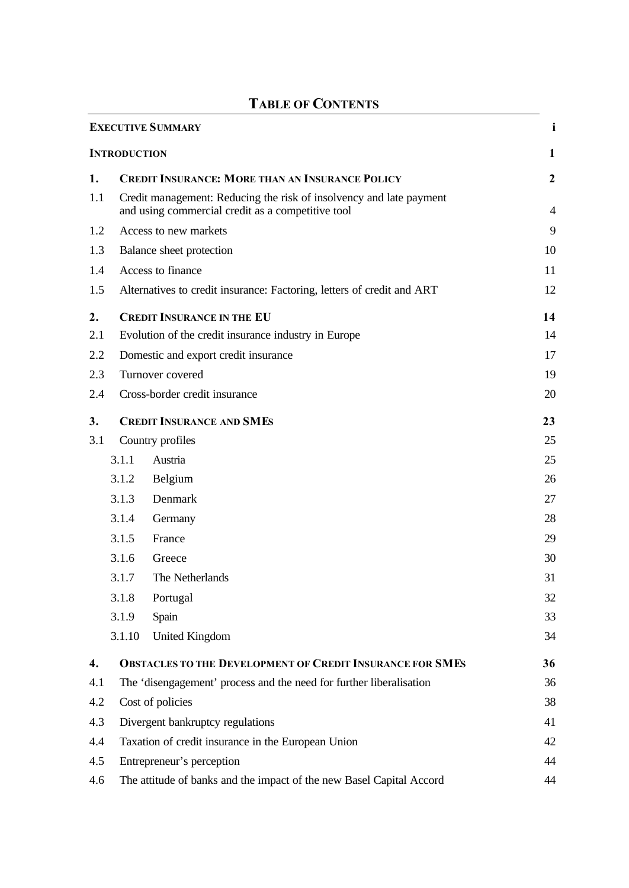# Table of Contents

| | | |
|---|---|---|
| **Executive Summary** | | **i** |
| **Introduction** | | **1** |
| **1.** | **Credit Insurance: More than an Insurance Policy** | **2** |
| 1.1 | Credit management: Reducing the risk of insolvency and late payment and using commercial credit as a competitive tool | 4 |
| 1.2 | Access to new markets | 9 |
| 1.3 | Balance sheet protection | 10 |
| 1.4 | Access to finance | 11 |
| 1.5 | Alternatives to credit insurance: Factoring, letters of credit and ART | 12 |
| **2.** | **Credit Insurance in the EU** | **14** |
| 2.1 | Evolution of the credit insurance industry in Europe | 14 |
| 2.2 | Domestic and export credit insurance | 17 |
| 2.3 | Turnover covered | 19 |
| 2.4 | Cross-border credit insurance | 20 |
| **3.** | **Credit Insurance and SMEs** | **23** |
| 3.1 | Country profiles | 25 |
| 3.1.1 | Austria | 25 |
| 3.1.2 | Belgium | 26 |
| 3.1.3 | Denmark | 27 |
| 3.1.4 | Germany | 28 |
| 3.1.5 | France | 29 |
| 3.1.6 | Greece | 30 |
| 3.1.7 | The Netherlands | 31 |
| 3.1.8 | Portugal | 32 |
| 3.1.9 | Spain | 33 |
| 3.1.10 | United Kingdom | 34 |
| **4.** | **Obstacles to the Development of Credit Insurance for SMEs** | **36** |
| 4.1 | The 'disengagement' process and the need for further liberalisation | 36 |
| 4.2 | Cost of policies | 38 |
| 4.3 | Divergent bankruptcy regulations | 41 |
| 4.4 | Taxation of credit insurance in the European Union | 42 |
| 4.5 | Entrepreneur's perception | 44 |
| 4.6 | The attitude of banks and the impact of the new Basel Capital Accord | 44 |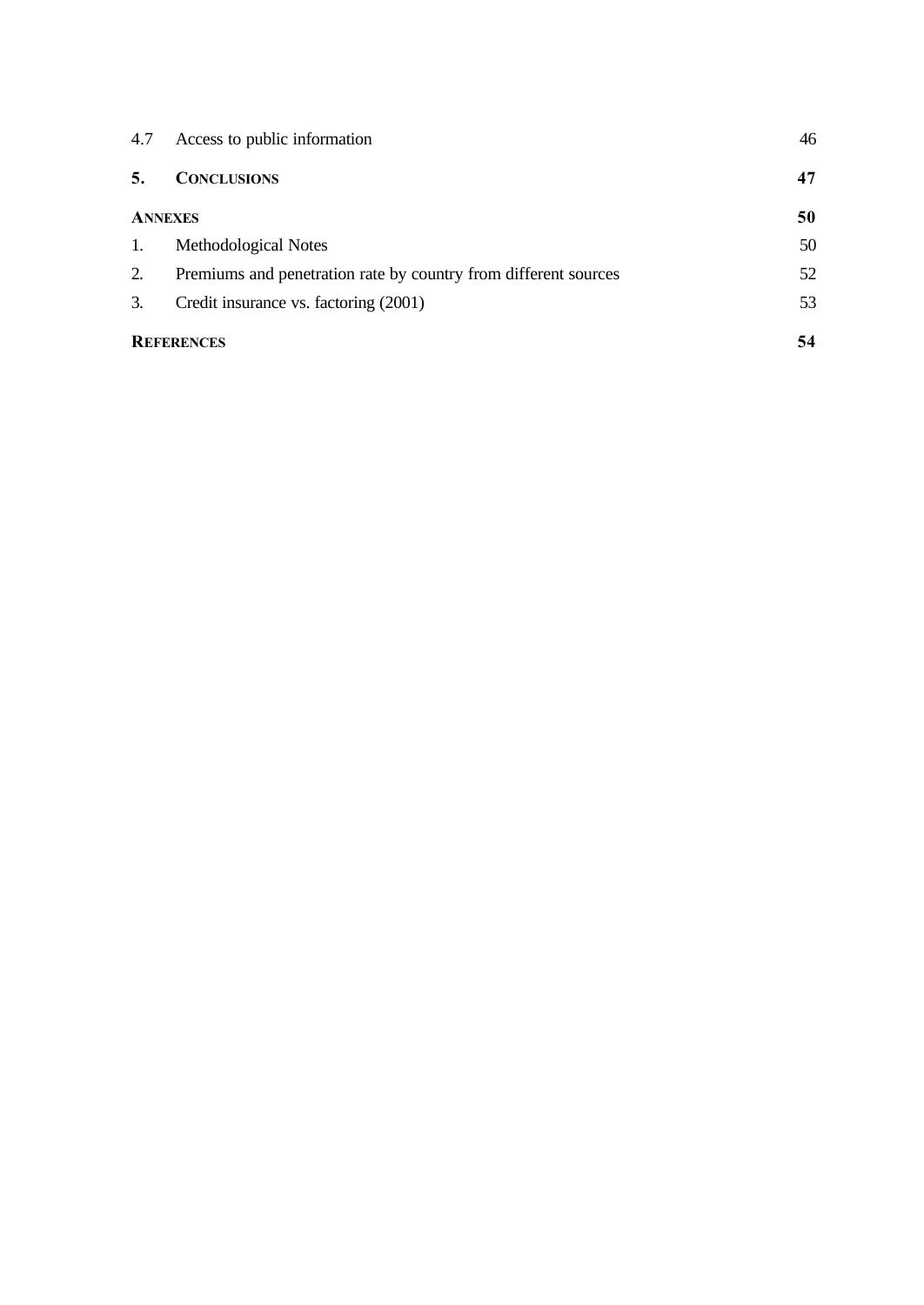| | | |
|---|---|---|
| 4.7 | Access to public information | 46 |
| **5.** | **CONCLUSIONS** | **47** |
| **ANNEXES** | | **50** |
| 1. | Methodological Notes | 50 |
| 2. | Premiums and penetration rate by country from different sources | 52 |
| 3. | Credit insurance vs. factoring (2001) | 53 |
| **REFERENCES** | | **54** |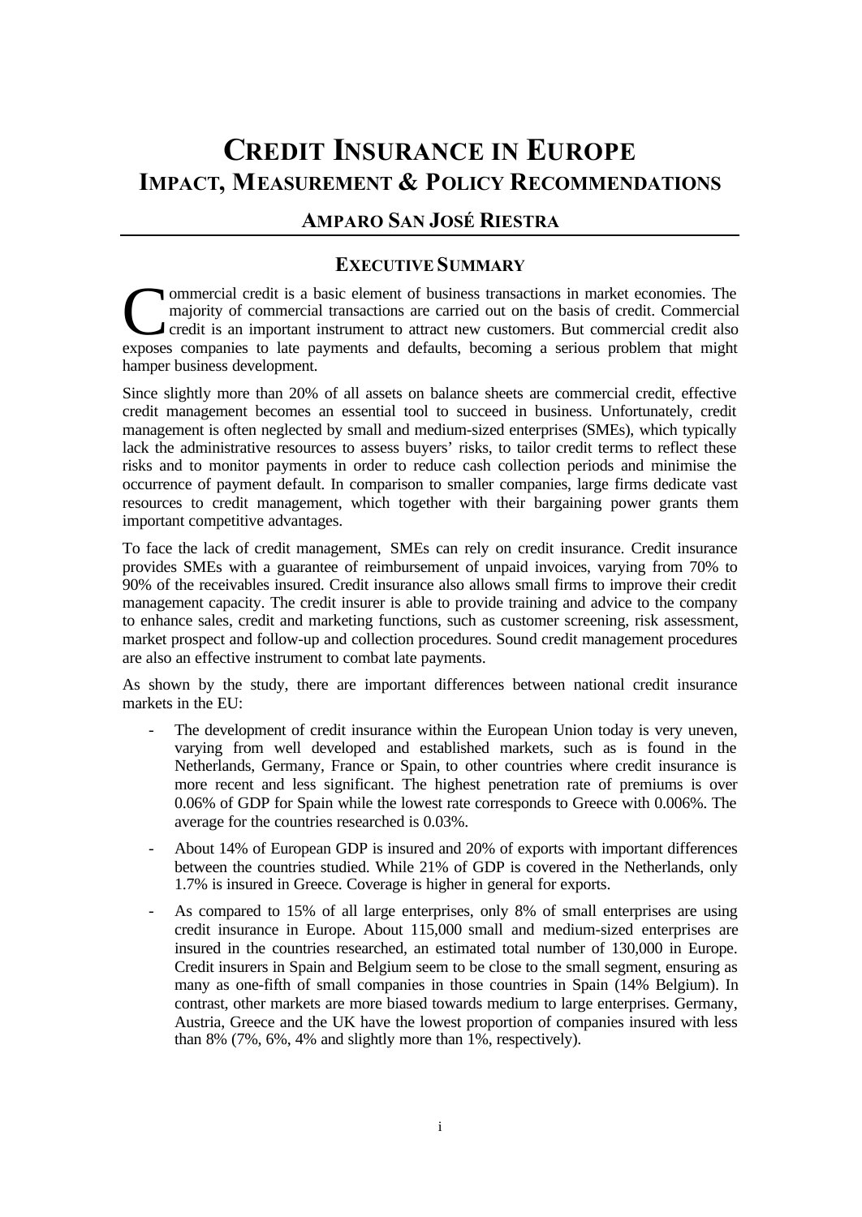# CREDIT INSURANCE IN EUROPE
## IMPACT, MEASUREMENT & POLICY RECOMMENDATIONS

### AMPARO SAN JOSÉ RIESTRA

### EXECUTIVE SUMMARY

Commercial credit is a basic element of business transactions in market economies. The majority of commercial transactions are carried out on the basis of credit. Commercial credit is an important instrument to attract new customers. But commercial credit also exposes companies to late payments and defaults, becoming a serious problem that might hamper business development.

Since slightly more than 20% of all assets on balance sheets are commercial credit, effective credit management becomes an essential tool to succeed in business. Unfortunately, credit management is often neglected by small and medium-sized enterprises (SMEs), which typically lack the administrative resources to assess buyers' risks, to tailor credit terms to reflect these risks and to monitor payments in order to reduce cash collection periods and minimise the occurrence of payment default. In comparison to smaller companies, large firms dedicate vast resources to credit management, which together with their bargaining power grants them important competitive advantages.

To face the lack of credit management, SMEs can rely on credit insurance. Credit insurance provides SMEs with a guarantee of reimbursement of unpaid invoices, varying from 70% to 90% of the receivables insured. Credit insurance also allows small firms to improve their credit management capacity. The credit insurer is able to provide training and advice to the company to enhance sales, credit and marketing functions, such as customer screening, risk assessment, market prospect and follow-up and collection procedures. Sound credit management procedures are also an effective instrument to combat late payments.

As shown by the study, there are important differences between national credit insurance markets in the EU:

- The development of credit insurance within the European Union today is very uneven, varying from well developed and established markets, such as is found in the Netherlands, Germany, France or Spain, to other countries where credit insurance is more recent and less significant. The highest penetration rate of premiums is over 0.06% of GDP for Spain while the lowest rate corresponds to Greece with 0.006%. The average for the countries researched is 0.03%.
- About 14% of European GDP is insured and 20% of exports with important differences between the countries studied. While 21% of GDP is covered in the Netherlands, only 1.7% is insured in Greece. Coverage is higher in general for exports.
- As compared to 15% of all large enterprises, only 8% of small enterprises are using credit insurance in Europe. About 115,000 small and medium-sized enterprises are insured in the countries researched, an estimated total number of 130,000 in Europe. Credit insurers in Spain and Belgium seem to be close to the small segment, ensuring as many as one-fifth of small companies in those countries in Spain (14% Belgium). In contrast, other markets are more biased towards medium to large enterprises. Germany, Austria, Greece and the UK have the lowest proportion of companies insured with less than 8% (7%, 6%, 4% and slightly more than 1%, respectively).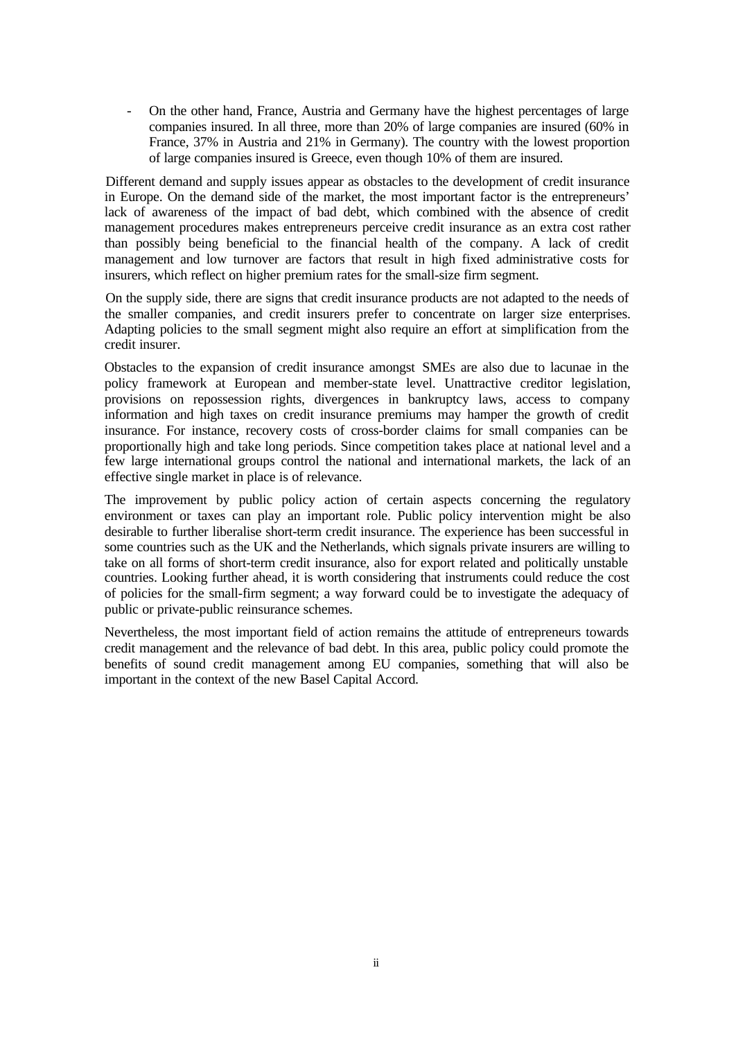- On the other hand, France, Austria and Germany have the highest percentages of large companies insured. In all three, more than 20% of large companies are insured (60% in France, 37% in Austria and 21% in Germany). The country with the lowest proportion of large companies insured is Greece, even though 10% of them are insured.

Different demand and supply issues appear as obstacles to the development of credit insurance in Europe. On the demand side of the market, the most important factor is the entrepreneurs' lack of awareness of the impact of bad debt, which combined with the absence of credit management procedures makes entrepreneurs perceive credit insurance as an extra cost rather than possibly being beneficial to the financial health of the company. A lack of credit management and low turnover are factors that result in high fixed administrative costs for insurers, which reflect on higher premium rates for the small-size firm segment.

On the supply side, there are signs that credit insurance products are not adapted to the needs of the smaller companies, and credit insurers prefer to concentrate on larger size enterprises. Adapting policies to the small segment might also require an effort at simplification from the credit insurer.

Obstacles to the expansion of credit insurance amongst SMEs are also due to lacunae in the policy framework at European and member-state level. Unattractive creditor legislation, provisions on repossession rights, divergences in bankruptcy laws, access to company information and high taxes on credit insurance premiums may hamper the growth of credit insurance. For instance, recovery costs of cross-border claims for small companies can be proportionally high and take long periods. Since competition takes place at national level and a few large international groups control the national and international markets, the lack of an effective single market in place is of relevance.

The improvement by public policy action of certain aspects concerning the regulatory environment or taxes can play an important role. Public policy intervention might be also desirable to further liberalise short-term credit insurance. The experience has been successful in some countries such as the UK and the Netherlands, which signals private insurers are willing to take on all forms of short-term credit insurance, also for export related and politically unstable countries. Looking further ahead, it is worth considering that instruments could reduce the cost of policies for the small-firm segment; a way forward could be to investigate the adequacy of public or private-public reinsurance schemes.

Nevertheless, the most important field of action remains the attitude of entrepreneurs towards credit management and the relevance of bad debt. In this area, public policy could promote the benefits of sound credit management among EU companies, something that will also be important in the context of the new Basel Capital Accord.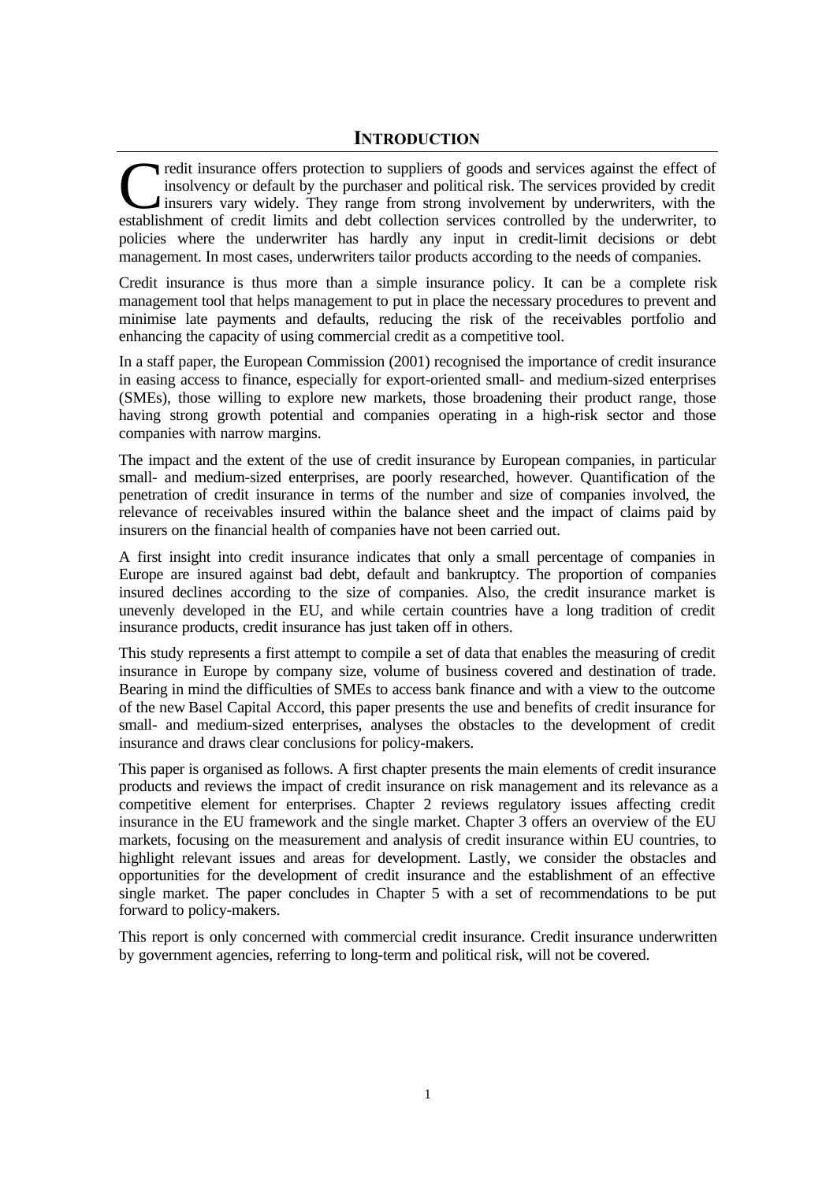# INTRODUCTION

Credit insurance offers protection to suppliers of goods and services against the effect of insolvency or default by the purchaser and political risk. The services provided by credit insurers vary widely. They range from strong involvement by underwriters, with the establishment of credit limits and debt collection services controlled by the underwriter, to policies where the underwriter has hardly any input in credit-limit decisions or debt management. In most cases, underwriters tailor products according to the needs of companies.

Credit insurance is thus more than a simple insurance policy. It can be a complete risk management tool that helps management to put in place the necessary procedures to prevent and minimise late payments and defaults, reducing the risk of the receivables portfolio and enhancing the capacity of using commercial credit as a competitive tool.

In a staff paper, the European Commission (2001) recognised the importance of credit insurance in easing access to finance, especially for export-oriented small- and medium-sized enterprises (SMEs), those willing to explore new markets, those broadening their product range, those having strong growth potential and companies operating in a high-risk sector and those companies with narrow margins.

The impact and the extent of the use of credit insurance by European companies, in particular small- and medium-sized enterprises, are poorly researched, however. Quantification of the penetration of credit insurance in terms of the number and size of companies involved, the relevance of receivables insured within the balance sheet and the impact of claims paid by insurers on the financial health of companies have not been carried out.

A first insight into credit insurance indicates that only a small percentage of companies in Europe are insured against bad debt, default and bankruptcy. The proportion of companies insured declines according to the size of companies. Also, the credit insurance market is unevenly developed in the EU, and while certain countries have a long tradition of credit insurance products, credit insurance has just taken off in others.

This study represents a first attempt to compile a set of data that enables the measuring of credit insurance in Europe by company size, volume of business covered and destination of trade. Bearing in mind the difficulties of SMEs to access bank finance and with a view to the outcome of the new Basel Capital Accord, this paper presents the use and benefits of credit insurance for small- and medium-sized enterprises, analyses the obstacles to the development of credit insurance and draws clear conclusions for policy-makers.

This paper is organised as follows. A first chapter presents the main elements of credit insurance products and reviews the impact of credit insurance on risk management and its relevance as a competitive element for enterprises. Chapter 2 reviews regulatory issues affecting credit insurance in the EU framework and the single market. Chapter 3 offers an overview of the EU markets, focusing on the measurement and analysis of credit insurance within EU countries, to highlight relevant issues and areas for development. Lastly, we consider the obstacles and opportunities for the development of credit insurance and the establishment of an effective single market. The paper concludes in Chapter 5 with a set of recommendations to be put forward to policy-makers.

This report is only concerned with commercial credit insurance. Credit insurance underwritten by government agencies, referring to long-term and political risk, will not be covered.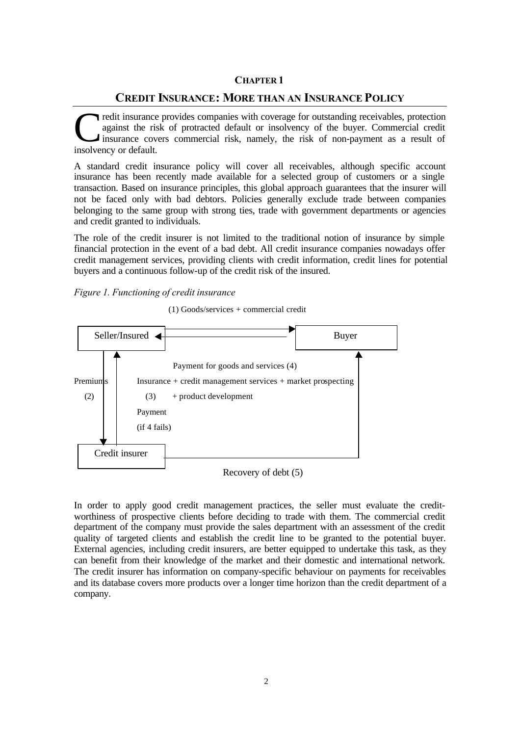**CHAPTER 1**

# CREDIT INSURANCE: MORE THAN AN INSURANCE POLICY

Credit insurance provides companies with coverage for outstanding receivables, protection against the risk of protracted default or insolvency of the buyer. Commercial credit insurance covers commercial risk, namely, the risk of non-payment as a result of insolvency or default.

A standard credit insurance policy will cover all receivables, although specific account insurance has been recently made available for a selected group of customers or a single transaction. Based on insurance principles, this global approach guarantees that the insurer will not be faced only with bad debtors. Policies generally exclude trade between companies belonging to the same group with strong ties, trade with government departments or agencies and credit granted to individuals.

The role of the credit insurer is not limited to the traditional notion of insurance by simple financial protection in the event of a bad debt. All credit insurance companies nowadays offer credit management services, providing clients with credit information, credit lines for potential buyers and a continuous follow-up of the credit risk of the insured.

*Figure 1. Functioning of credit insurance*

(1) Goods/services + commercial credit

Seller/Insured

Buyer

Payment for goods and services (4)

Premiums (2)

Insurance + credit management services + market prospecting (3) + product development

Payment (if 4 fails)

Credit insurer

Recovery of debt (5)

In order to apply good credit management practices, the seller must evaluate the credit-worthiness of prospective clients before deciding to trade with them. The commercial credit department of the company must provide the sales department with an assessment of the credit quality of targeted clients and establish the credit line to be granted to the potential buyer. External agencies, including credit insurers, are better equipped to undertake this task, as they can benefit from their knowledge of the market and their domestic and international network. The credit insurer has information on company-specific behaviour on payments for receivables and its database covers more products over a longer time horizon than the credit department of a company.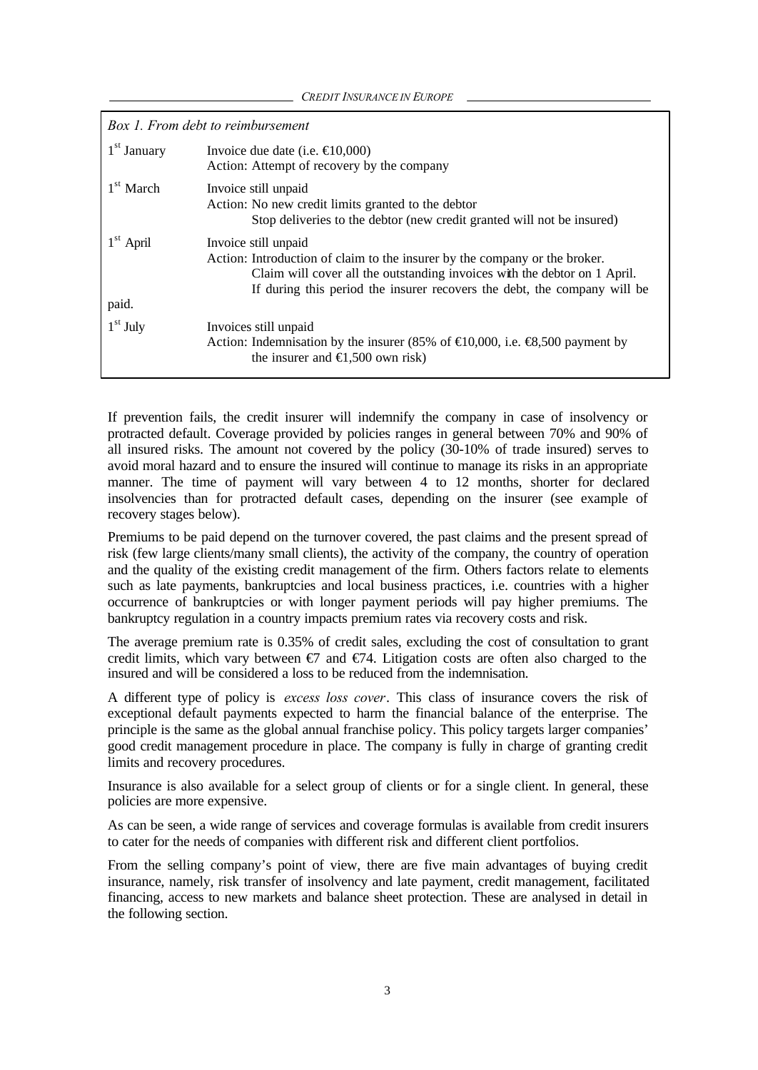*Box 1. From debt to reimbursement*

| | |
|---|---|
| 1st January | Invoice due date (i.e. €10,000)<br>Action: Attempt of recovery by the company |
| 1st March | Invoice still unpaid<br>Action: No new credit limits granted to the debtor<br>Stop deliveries to the debtor (new credit granted will not be insured) |
| 1st April | Invoice still unpaid<br>Action: Introduction of claim to the insurer by the company or the broker.<br>Claim will cover all the outstanding invoices with the debtor on 1 April.<br>If during this period the insurer recovers the debt, the company will be paid. |
| 1st July | Invoices still unpaid<br>Action: Indemnisation by the insurer (85% of €10,000, i.e. €8,500 payment by the insurer and €1,500 own risk) |

If prevention fails, the credit insurer will indemnify the company in case of insolvency or protracted default. Coverage provided by policies ranges in general between 70% and 90% of all insured risks. The amount not covered by the policy (30-10% of trade insured) serves to avoid moral hazard and to ensure the insured will continue to manage its risks in an appropriate manner. The time of payment will vary between 4 to 12 months, shorter for declared insolvencies than for protracted default cases, depending on the insurer (see example of recovery stages below).

Premiums to be paid depend on the turnover covered, the past claims and the present spread of risk (few large clients/many small clients), the activity of the company, the country of operation and the quality of the existing credit management of the firm. Others factors relate to elements such as late payments, bankruptcies and local business practices, i.e. countries with a higher occurrence of bankruptcies or with longer payment periods will pay higher premiums. The bankruptcy regulation in a country impacts premium rates via recovery costs and risk.

The average premium rate is 0.35% of credit sales, excluding the cost of consultation to grant credit limits, which vary between €7 and €74. Litigation costs are often also charged to the insured and will be considered a loss to be reduced from the indemnisation.

A different type of policy is *excess loss cover*. This class of insurance covers the risk of exceptional default payments expected to harm the financial balance of the enterprise. The principle is the same as the global annual franchise policy. This policy targets larger companies' good credit management procedure in place. The company is fully in charge of granting credit limits and recovery procedures.

Insurance is also available for a select group of clients or for a single client. In general, these policies are more expensive.

As can be seen, a wide range of services and coverage formulas is available from credit insurers to cater for the needs of companies with different risk and different client portfolios.

From the selling company's point of view, there are five main advantages of buying credit insurance, namely, risk transfer of insolvency and late payment, credit management, facilitated financing, access to new markets and balance sheet protection. These are analysed in detail in the following section.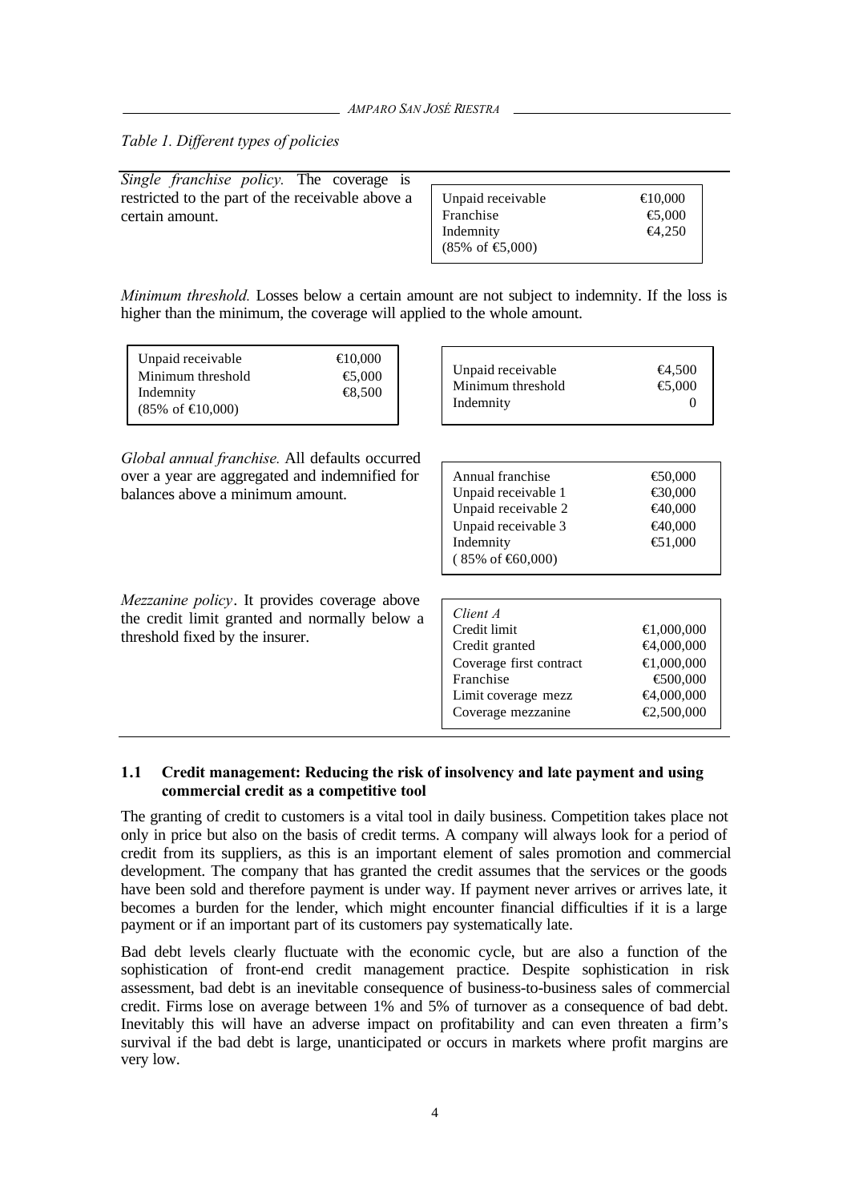*Table 1. Different types of policies*

*Single franchise policy.* The coverage is restricted to the part of the receivable above a certain amount.

| | |
|---|---|
| Unpaid receivable | €10,000 |
| Franchise | €5,000 |
| Indemnity (85% of €5,000) | €4,250 |

*Minimum threshold.* Losses below a certain amount are not subject to indemnity. If the loss is higher than the minimum, the coverage will applied to the whole amount.

| | |
|---|---|
| Unpaid receivable | €10,000 |
| Minimum threshold | €5,000 |
| Indemnity (85% of €10,000) | €8,500 |

| | |
|---|---|
| Unpaid receivable | €4,500 |
| Minimum threshold | €5,000 |
| Indemnity | 0 |

*Global annual franchise.* All defaults occurred over a year are aggregated and indemnified for balances above a minimum amount.

| | |
|---|---|
| Annual franchise | €50,000 |
| Unpaid receivable 1 | €30,000 |
| Unpaid receivable 2 | €40,000 |
| Unpaid receivable 3 | €40,000 |
| Indemnity ( 85% of €60,000) | €51,000 |

*Mezzanine policy*. It provides coverage above the credit limit granted and normally below a threshold fixed by the insurer.

| *Client A* | |
|---|---|
| Credit limit | €1,000,000 |
| Credit granted | €4,000,000 |
| Coverage first contract | €1,000,000 |
| Franchise | €500,000 |
| Limit coverage mezz | €4,000,000 |
| Coverage mezzanine | €2,500,000 |

### 1.1 Credit management: Reducing the risk of insolvency and late payment and using commercial credit as a competitive tool

The granting of credit to customers is a vital tool in daily business. Competition takes place not only in price but also on the basis of credit terms. A company will always look for a period of credit from its suppliers, as this is an important element of sales promotion and commercial development. The company that has granted the credit assumes that the services or the goods have been sold and therefore payment is under way. If payment never arrives or arrives late, it becomes a burden for the lender, which might encounter financial difficulties if it is a large payment or if an important part of its customers pay systematically late.

Bad debt levels clearly fluctuate with the economic cycle, but are also a function of the sophistication of front-end credit management practice. Despite sophistication in risk assessment, bad debt is an inevitable consequence of business-to-business sales of commercial credit. Firms lose on average between 1% and 5% of turnover as a consequence of bad debt. Inevitably this will have an adverse impact on profitability and can even threaten a firm's survival if the bad debt is large, unanticipated or occurs in markets where profit margins are very low.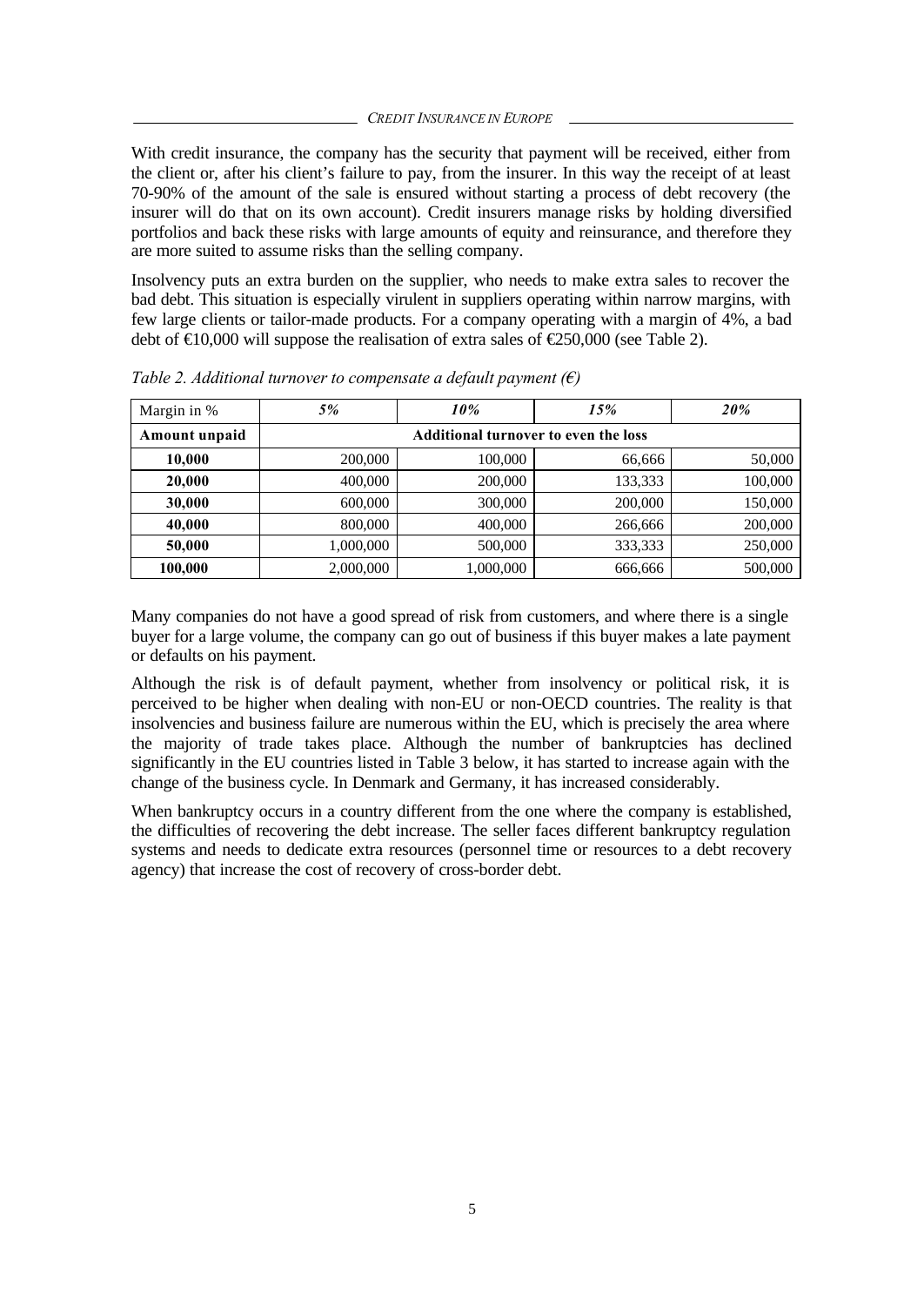With credit insurance, the company has the security that payment will be received, either from the client or, after his client's failure to pay, from the insurer. In this way the receipt of at least 70-90% of the amount of the sale is ensured without starting a process of debt recovery (the insurer will do that on its own account). Credit insurers manage risks by holding diversified portfolios and back these risks with large amounts of equity and reinsurance, and therefore they are more suited to assume risks than the selling company.

Insolvency puts an extra burden on the supplier, who needs to make extra sales to recover the bad debt. This situation is especially virulent in suppliers operating within narrow margins, with few large clients or tailor-made products. For a company operating with a margin of 4%, a bad debt of €10,000 will suppose the realisation of extra sales of €250,000 (see Table 2).

*Table 2. Additional turnover to compensate a default payment (€)*

| Margin in % | ***5%*** | ***10%*** | ***15%*** | ***20%*** |
|---|---|---|---|---|
| **Amount unpaid** | **Additional turnover to even the loss** | | | |
| **10,000** | 200,000 | 100,000 | 66,666 | 50,000 |
| **20,000** | 400,000 | 200,000 | 133,333 | 100,000 |
| **30,000** | 600,000 | 300,000 | 200,000 | 150,000 |
| **40,000** | 800,000 | 400,000 | 266,666 | 200,000 |
| **50,000** | 1,000,000 | 500,000 | 333,333 | 250,000 |
| **100,000** | 2,000,000 | 1,000,000 | 666,666 | 500,000 |

Many companies do not have a good spread of risk from customers, and where there is a single buyer for a large volume, the company can go out of business if this buyer makes a late payment or defaults on his payment.

Although the risk is of default payment, whether from insolvency or political risk, it is perceived to be higher when dealing with non-EU or non-OECD countries. The reality is that insolvencies and business failure are numerous within the EU, which is precisely the area where the majority of trade takes place. Although the number of bankruptcies has declined significantly in the EU countries listed in Table 3 below, it has started to increase again with the change of the business cycle. In Denmark and Germany, it has increased considerably.

When bankruptcy occurs in a country different from the one where the company is established, the difficulties of recovering the debt increase. The seller faces different bankruptcy regulation systems and needs to dedicate extra resources (personnel time or resources to a debt recovery agency) that increase the cost of recovery of cross-border debt.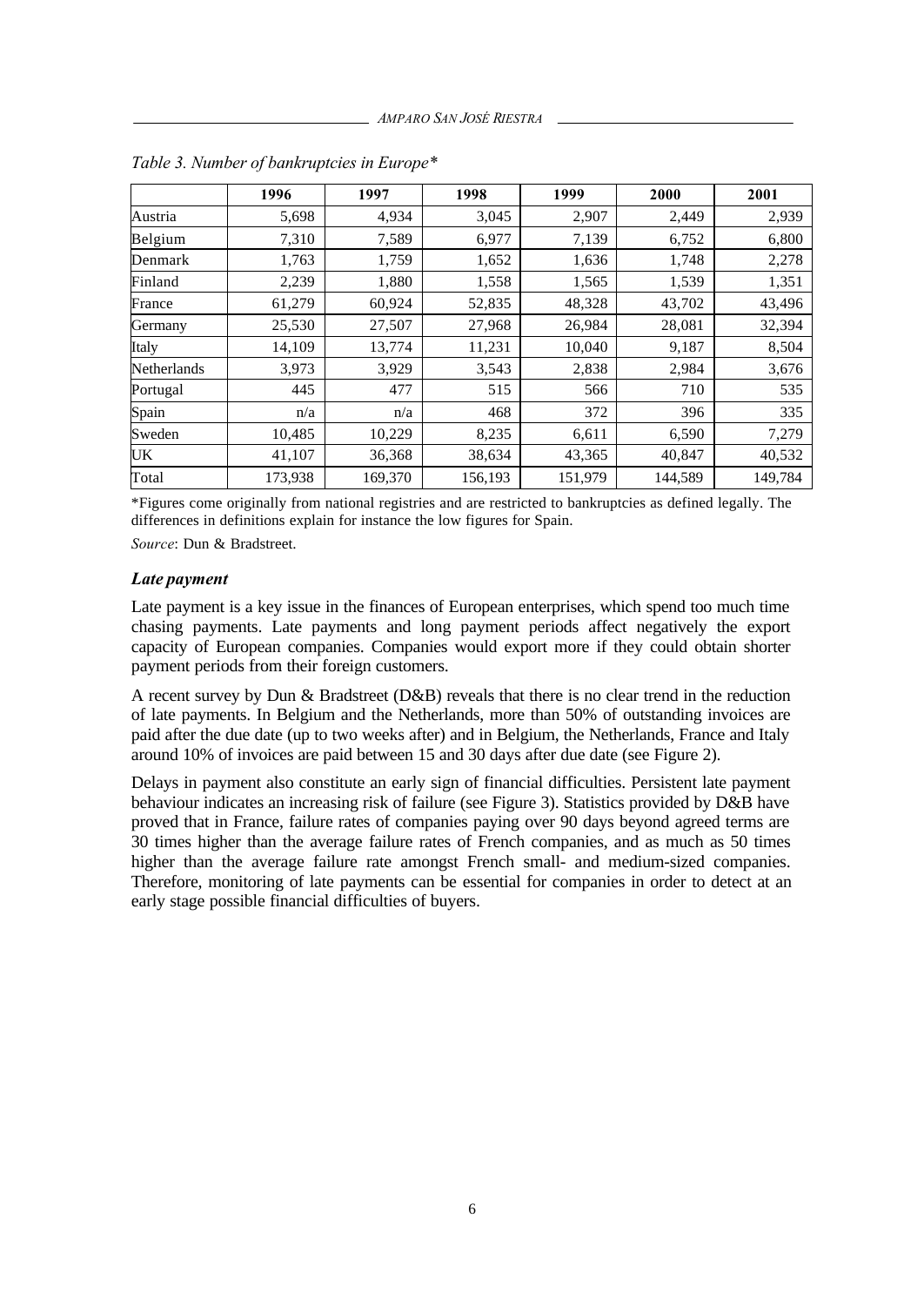*Table 3. Number of bankruptcies in Europe\**

| | 1996 | 1997 | 1998 | 1999 | 2000 | 2001 |
|---|---|---|---|---|---|---|
| Austria | 5,698 | 4,934 | 3,045 | 2,907 | 2,449 | 2,939 |
| Belgium | 7,310 | 7,589 | 6,977 | 7,139 | 6,752 | 6,800 |
| Denmark | 1,763 | 1,759 | 1,652 | 1,636 | 1,748 | 2,278 |
| Finland | 2,239 | 1,880 | 1,558 | 1,565 | 1,539 | 1,351 |
| France | 61,279 | 60,924 | 52,835 | 48,328 | 43,702 | 43,496 |
| Germany | 25,530 | 27,507 | 27,968 | 26,984 | 28,081 | 32,394 |
| Italy | 14,109 | 13,774 | 11,231 | 10,040 | 9,187 | 8,504 |
| Netherlands | 3,973 | 3,929 | 3,543 | 2,838 | 2,984 | 3,676 |
| Portugal | 445 | 477 | 515 | 566 | 710 | 535 |
| Spain | n/a | n/a | 468 | 372 | 396 | 335 |
| Sweden | 10,485 | 10,229 | 8,235 | 6,611 | 6,590 | 7,279 |
| UK | 41,107 | 36,368 | 38,634 | 43,365 | 40,847 | 40,532 |
| Total | 173,938 | 169,370 | 156,193 | 151,979 | 144,589 | 149,784 |

\*Figures come originally from national registries and are restricted to bankruptcies as defined legally. The differences in definitions explain for instance the low figures for Spain.

*Source*: Dun & Bradstreet.

### *Late payment*

Late payment is a key issue in the finances of European enterprises, which spend too much time chasing payments. Late payments and long payment periods affect negatively the export capacity of European companies. Companies would export more if they could obtain shorter payment periods from their foreign customers.

A recent survey by Dun & Bradstreet (D&B) reveals that there is no clear trend in the reduction of late payments. In Belgium and the Netherlands, more than 50% of outstanding invoices are paid after the due date (up to two weeks after) and in Belgium, the Netherlands, France and Italy around 10% of invoices are paid between 15 and 30 days after due date (see Figure 2).

Delays in payment also constitute an early sign of financial difficulties. Persistent late payment behaviour indicates an increasing risk of failure (see Figure 3). Statistics provided by D&B have proved that in France, failure rates of companies paying over 90 days beyond agreed terms are 30 times higher than the average failure rates of French companies, and as much as 50 times higher than the average failure rate amongst French small- and medium-sized companies. Therefore, monitoring of late payments can be essential for companies in order to detect at an early stage possible financial difficulties of buyers.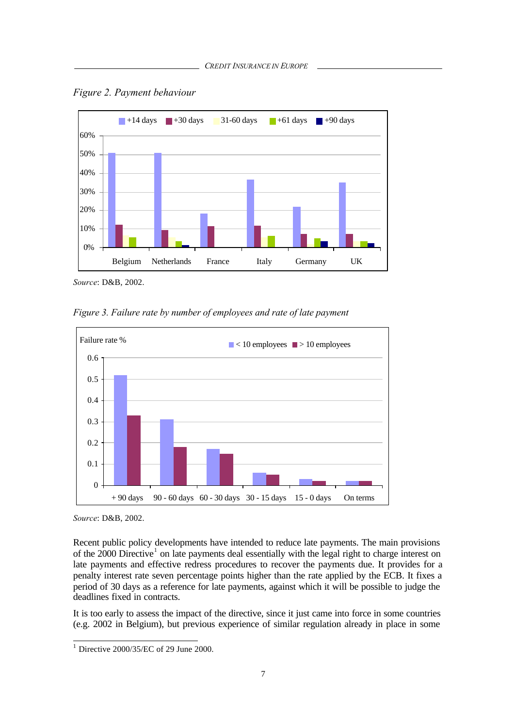*Figure 2. Payment behaviour*

*Source*: D&B, 2002.

*Figure 3. Failure rate by number of employees and rate of late payment*

*Source*: D&B, 2002.

Recent public policy developments have intended to reduce late payments. The main provisions of the 2000 Directive[1] on late payments deal essentially with the legal right to charge interest on late payments and effective redress procedures to recover the payments due. It provides for a penalty interest rate seven percentage points higher than the rate applied by the ECB. It fixes a period of 30 days as a reference for late payments, against which it will be possible to judge the deadlines fixed in contracts.

It is too early to assess the impact of the directive, since it just came into force in some countries (e.g. 2002 in Belgium), but previous experience of similar regulation already in place in some

[1] Directive 2000/35/EC of 29 June 2000.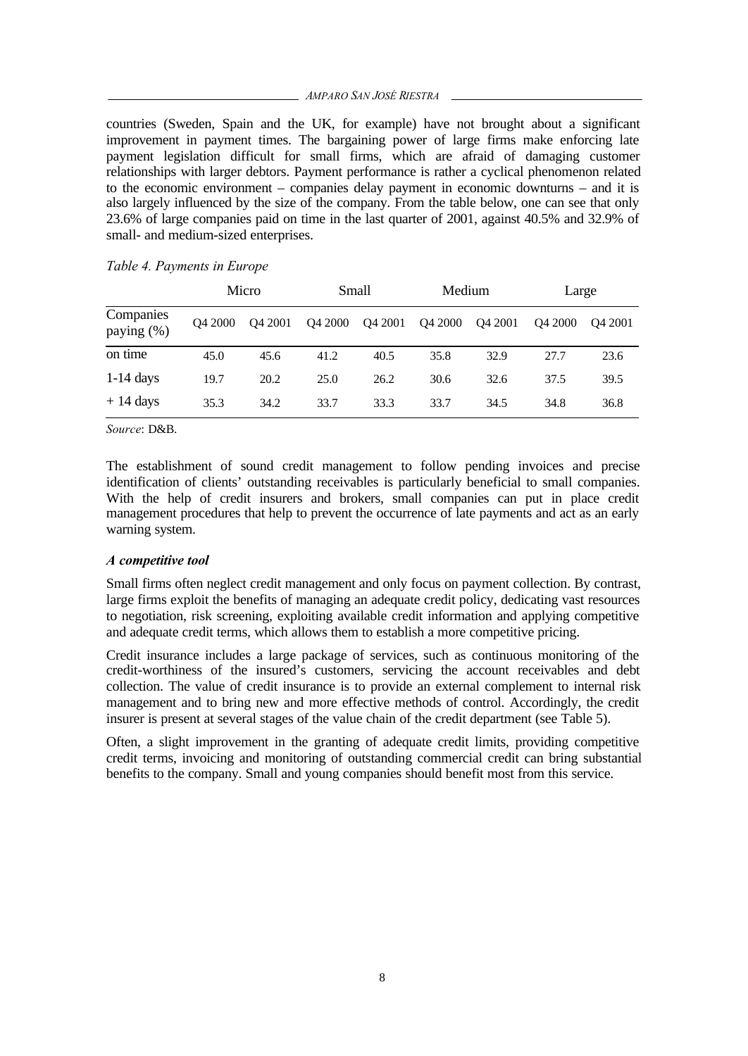countries (Sweden, Spain and the UK, for example) have not brought about a significant improvement in payment times. The bargaining power of large firms make enforcing late payment legislation difficult for small firms, which are afraid of damaging customer relationships with larger debtors. Payment performance is rather a cyclical phenomenon related to the economic environment – companies delay payment in economic downturns – and it is also largely influenced by the size of the company. From the table below, one can see that only 23.6% of large companies paid on time in the last quarter of 2001, against 40.5% and 32.9% of small- and medium-sized enterprises.

*Table 4. Payments in Europe*

| | Micro | | Small | | Medium | | Large | |
|---|---|---|---|---|---|---|---|---|
| Companies paying (%) | Q4 2000 | Q4 2001 | Q4 2000 | Q4 2001 | Q4 2000 | Q4 2001 | Q4 2000 | Q4 2001 |
| on time | 45.0 | 45.6 | 41.2 | 40.5 | 35.8 | 32.9 | 27.7 | 23.6 |
| 1-14 days | 19.7 | 20.2 | 25.0 | 26.2 | 30.6 | 32.6 | 37.5 | 39.5 |
| + 14 days | 35.3 | 34.2 | 33.7 | 33.3 | 33.7 | 34.5 | 34.8 | 36.8 |

*Source*: D&B.

The establishment of sound credit management to follow pending invoices and precise identification of clients' outstanding receivables is particularly beneficial to small companies. With the help of credit insurers and brokers, small companies can put in place credit management procedures that help to prevent the occurrence of late payments and act as an early warning system.

### *A competitive tool*

Small firms often neglect credit management and only focus on payment collection. By contrast, large firms exploit the benefits of managing an adequate credit policy, dedicating vast resources to negotiation, risk screening, exploiting available credit information and applying competitive and adequate credit terms, which allows them to establish a more competitive pricing.

Credit insurance includes a large package of services, such as continuous monitoring of the credit-worthiness of the insured's customers, servicing the account receivables and debt collection. The value of credit insurance is to provide an external complement to internal risk management and to bring new and more effective methods of control. Accordingly, the credit insurer is present at several stages of the value chain of the credit department (see Table 5).

Often, a slight improvement in the granting of adequate credit limits, providing competitive credit terms, invoicing and monitoring of outstanding commercial credit can bring substantial benefits to the company. Small and young companies should benefit most from this service.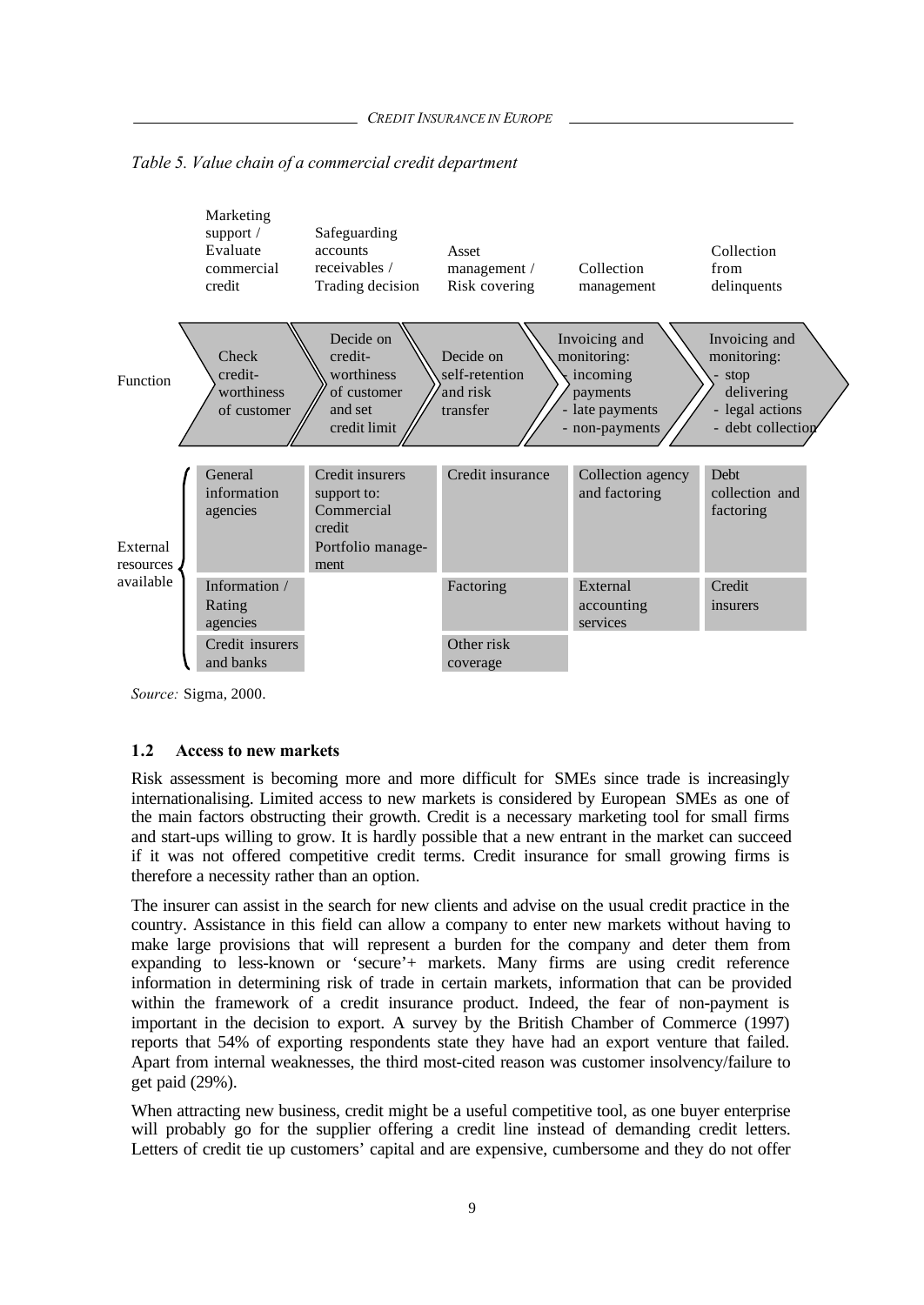*Table 5. Value chain of a commercial credit department*

| | Marketing support / Evaluate commercial credit | Safeguarding accounts receivables / Trading decision | Asset management / Risk covering | Collection management | Collection from delinquents |
|---|---|---|---|---|---|
| Function | Check credit-worthiness of customer | Decide on credit-worthiness of customer and set credit limit | Decide on self-retention and risk transfer | Invoicing and monitoring: - incoming payments - late payments - non-payments | Invoicing and monitoring: - stop delivering - legal actions - debt collection |
| External resources available | General information agencies | Credit insurers support to: Commercial credit Portfolio management | Credit insurance | Collection agency and factoring | Debt collection and factoring |
| | Information / Rating agencies | | Factoring | External accounting services | Credit insurers |
| | Credit insurers and banks | | Other risk coverage | | |

*Source:* Sigma, 2000.

## 1.2 Access to new markets

Risk assessment is becoming more and more difficult for SMEs since trade is increasingly internationalising. Limited access to new markets is considered by European SMEs as one of the main factors obstructing their growth. Credit is a necessary marketing tool for small firms and start-ups willing to grow. It is hardly possible that a new entrant in the market can succeed if it was not offered competitive credit terms. Credit insurance for small growing firms is therefore a necessity rather than an option.

The insurer can assist in the search for new clients and advise on the usual credit practice in the country. Assistance in this field can allow a company to enter new markets without having to make large provisions that will represent a burden for the company and deter them from expanding to less-known or 'secure'+ markets. Many firms are using credit reference information in determining risk of trade in certain markets, information that can be provided within the framework of a credit insurance product. Indeed, the fear of non-payment is important in the decision to export. A survey by the British Chamber of Commerce (1997) reports that 54% of exporting respondents state they have had an export venture that failed. Apart from internal weaknesses, the third most-cited reason was customer insolvency/failure to get paid (29%).

When attracting new business, credit might be a useful competitive tool, as one buyer enterprise will probably go for the supplier offering a credit line instead of demanding credit letters. Letters of credit tie up customers' capital and are expensive, cumbersome and they do not offer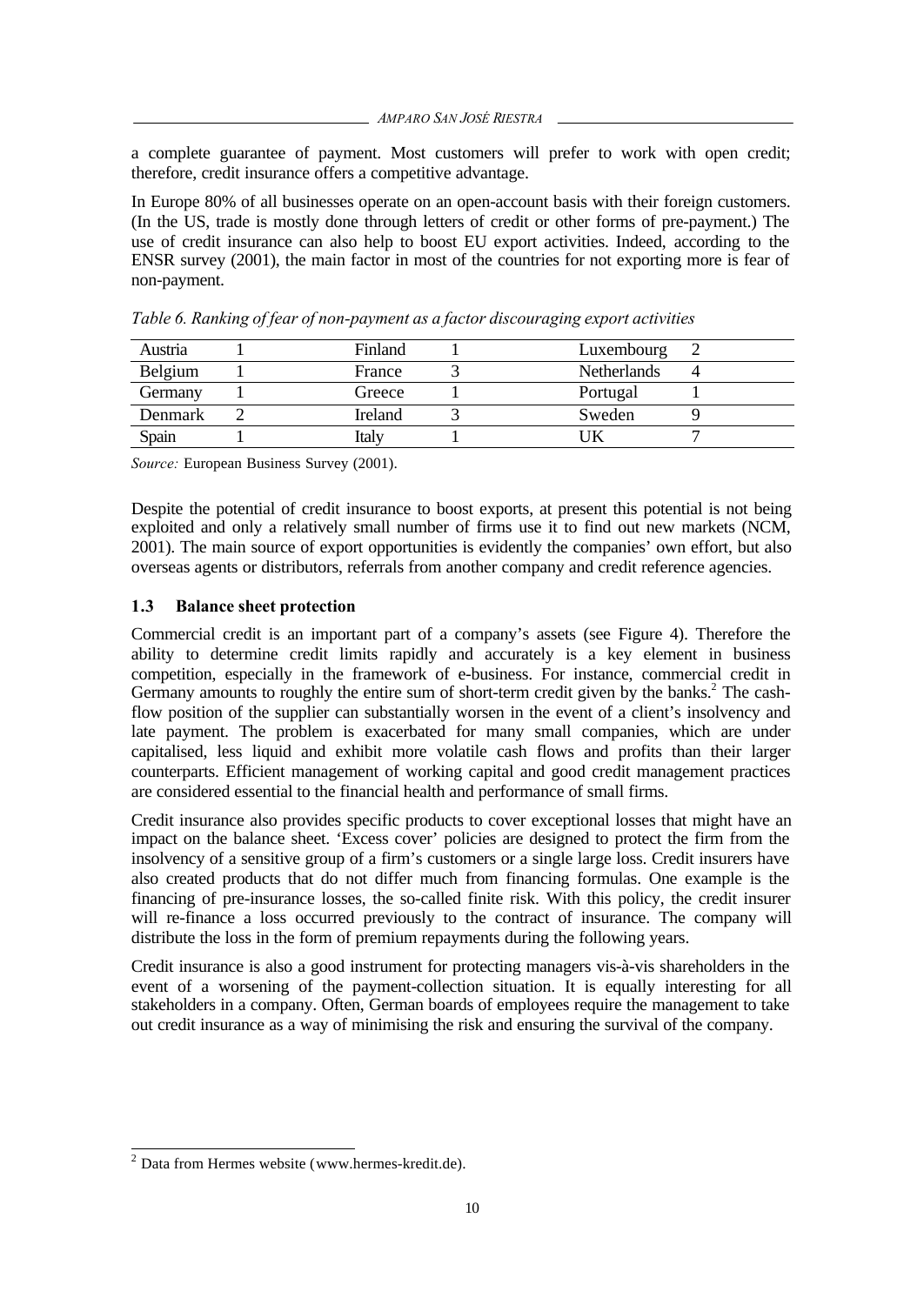a complete guarantee of payment. Most customers will prefer to work with open credit; therefore, credit insurance offers a competitive advantage.

In Europe 80% of all businesses operate on an open-account basis with their foreign customers. (In the US, trade is mostly done through letters of credit or other forms of pre-payment.) The use of credit insurance can also help to boost EU export activities. Indeed, according to the ENSR survey (2001), the main factor in most of the countries for not exporting more is fear of non-payment.

*Table 6. Ranking of fear of non-payment as a factor discouraging export activities*

| | | | | | |
|---|---|---|---|---|---|
| Austria | 1 | Finland | 1 | Luxembourg | 2 |
| Belgium | 1 | France | 3 | Netherlands | 4 |
| Germany | 1 | Greece | 1 | Portugal | 1 |
| Denmark | 2 | Ireland | 3 | Sweden | 9 |
| Spain | 1 | Italy | 1 | UK | 7 |

*Source:* European Business Survey (2001).

Despite the potential of credit insurance to boost exports, at present this potential is not being exploited and only a relatively small number of firms use it to find out new markets (NCM, 2001). The main source of export opportunities is evidently the companies' own effort, but also overseas agents or distributors, referrals from another company and credit reference agencies.

### 1.3 Balance sheet protection

Commercial credit is an important part of a company's assets (see Figure 4). Therefore the ability to determine credit limits rapidly and accurately is a key element in business competition, especially in the framework of e-business. For instance, commercial credit in Germany amounts to roughly the entire sum of short-term credit given by the banks.[2] The cash-flow position of the supplier can substantially worsen in the event of a client's insolvency and late payment. The problem is exacerbated for many small companies, which are under capitalised, less liquid and exhibit more volatile cash flows and profits than their larger counterparts. Efficient management of working capital and good credit management practices are considered essential to the financial health and performance of small firms.

Credit insurance also provides specific products to cover exceptional losses that might have an impact on the balance sheet. 'Excess cover' policies are designed to protect the firm from the insolvency of a sensitive group of a firm's customers or a single large loss. Credit insurers have also created products that do not differ much from financing formulas. One example is the financing of pre-insurance losses, the so-called finite risk. With this policy, the credit insurer will re-finance a loss occurred previously to the contract of insurance. The company will distribute the loss in the form of premium repayments during the following years.

Credit insurance is also a good instrument for protecting managers vis-à-vis shareholders in the event of a worsening of the payment-collection situation. It is equally interesting for all stakeholders in a company. Often, German boards of employees require the management to take out credit insurance as a way of minimising the risk and ensuring the survival of the company.

---

[2] Data from Hermes website (www.hermes-kredit.de).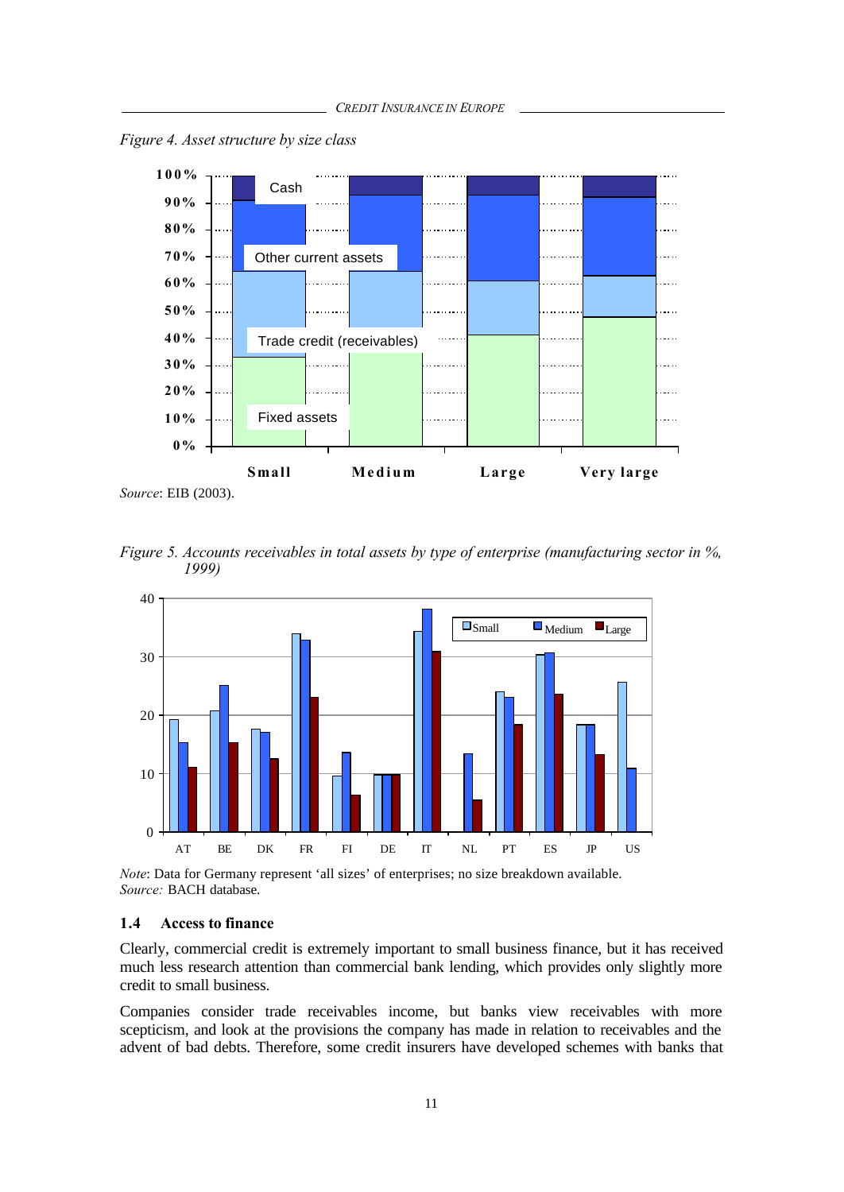*Figure 4. Asset structure by size class*

*Source*: EIB (2003).

*Figure 5. Accounts receivables in total assets by type of enterprise (manufacturing sector in %, 1999)*

*Note*: Data for Germany represent 'all sizes' of enterprises; no size breakdown available.
*Source:* BACH database.

### 1.4 Access to finance

Clearly, commercial credit is extremely important to small business finance, but it has received much less research attention than commercial bank lending, which provides only slightly more credit to small business.

Companies consider trade receivables income, but banks view receivables with more scepticism, and look at the provisions the company has made in relation to receivables and the advent of bad debts. Therefore, some credit insurers have developed schemes with banks that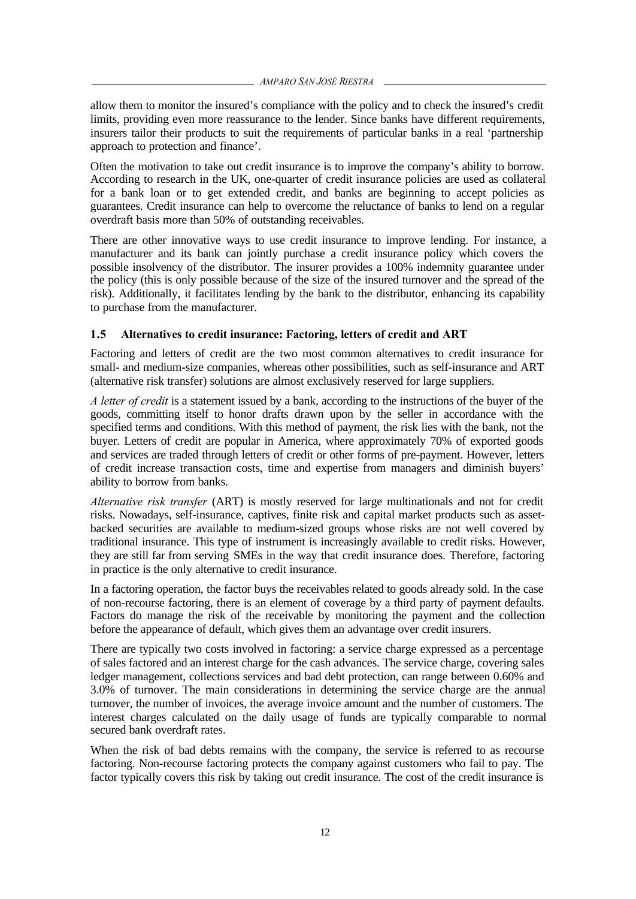allow them to monitor the insured's compliance with the policy and to check the insured's credit limits, providing even more reassurance to the lender. Since banks have different requirements, insurers tailor their products to suit the requirements of particular banks in a real 'partnership approach to protection and finance'.

Often the motivation to take out credit insurance is to improve the company's ability to borrow. According to research in the UK, one-quarter of credit insurance policies are used as collateral for a bank loan or to get extended credit, and banks are beginning to accept policies as guarantees. Credit insurance can help to overcome the reluctance of banks to lend on a regular overdraft basis more than 50% of outstanding receivables.

There are other innovative ways to use credit insurance to improve lending. For instance, a manufacturer and its bank can jointly purchase a credit insurance policy which covers the possible insolvency of the distributor. The insurer provides a 100% indemnity guarantee under the policy (this is only possible because of the size of the insured turnover and the spread of the risk). Additionally, it facilitates lending by the bank to the distributor, enhancing its capability to purchase from the manufacturer.

### 1.5 Alternatives to credit insurance: Factoring, letters of credit and ART

Factoring and letters of credit are the two most common alternatives to credit insurance for small- and medium-size companies, whereas other possibilities, such as self-insurance and ART (alternative risk transfer) solutions are almost exclusively reserved for large suppliers.

*A letter of credit* is a statement issued by a bank, according to the instructions of the buyer of the goods, committing itself to honor drafts drawn upon by the seller in accordance with the specified terms and conditions. With this method of payment, the risk lies with the bank, not the buyer. Letters of credit are popular in America, where approximately 70% of exported goods and services are traded through letters of credit or other forms of pre-payment. However, letters of credit increase transaction costs, time and expertise from managers and diminish buyers' ability to borrow from banks.

*Alternative risk transfer* (ART) is mostly reserved for large multinationals and not for credit risks. Nowadays, self-insurance, captives, finite risk and capital market products such as asset-backed securities are available to medium-sized groups whose risks are not well covered by traditional insurance. This type of instrument is increasingly available to credit risks. However, they are still far from serving SMEs in the way that credit insurance does. Therefore, factoring in practice is the only alternative to credit insurance.

In a factoring operation, the factor buys the receivables related to goods already sold. In the case of non-recourse factoring, there is an element of coverage by a third party of payment defaults. Factors do manage the risk of the receivable by monitoring the payment and the collection before the appearance of default, which gives them an advantage over credit insurers.

There are typically two costs involved in factoring: a service charge expressed as a percentage of sales factored and an interest charge for the cash advances. The service charge, covering sales ledger management, collections services and bad debt protection, can range between 0.60% and 3.0% of turnover. The main considerations in determining the service charge are the annual turnover, the number of invoices, the average invoice amount and the number of customers. The interest charges calculated on the daily usage of funds are typically comparable to normal secured bank overdraft rates.

When the risk of bad debts remains with the company, the service is referred to as recourse factoring. Non-recourse factoring protects the company against customers who fail to pay. The factor typically covers this risk by taking out credit insurance. The cost of the credit insurance is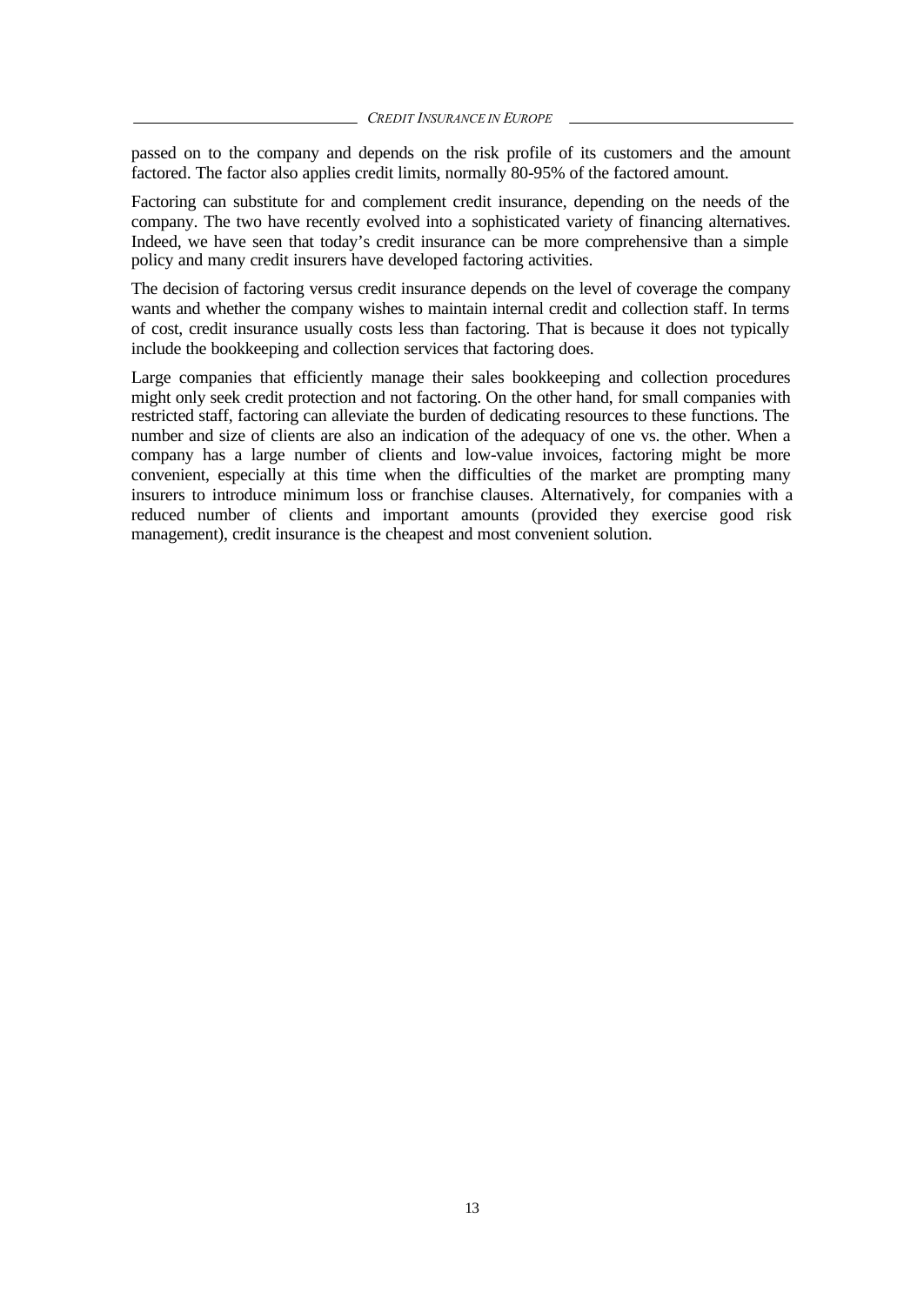passed on to the company and depends on the risk profile of its customers and the amount factored. The factor also applies credit limits, normally 80-95% of the factored amount.

Factoring can substitute for and complement credit insurance, depending on the needs of the company. The two have recently evolved into a sophisticated variety of financing alternatives. Indeed, we have seen that today's credit insurance can be more comprehensive than a simple policy and many credit insurers have developed factoring activities.

The decision of factoring versus credit insurance depends on the level of coverage the company wants and whether the company wishes to maintain internal credit and collection staff. In terms of cost, credit insurance usually costs less than factoring. That is because it does not typically include the bookkeeping and collection services that factoring does.

Large companies that efficiently manage their sales bookkeeping and collection procedures might only seek credit protection and not factoring. On the other hand, for small companies with restricted staff, factoring can alleviate the burden of dedicating resources to these functions. The number and size of clients are also an indication of the adequacy of one vs. the other. When a company has a large number of clients and low-value invoices, factoring might be more convenient, especially at this time when the difficulties of the market are prompting many insurers to introduce minimum loss or franchise clauses. Alternatively, for companies with a reduced number of clients and important amounts (provided they exercise good risk management), credit insurance is the cheapest and most convenient solution.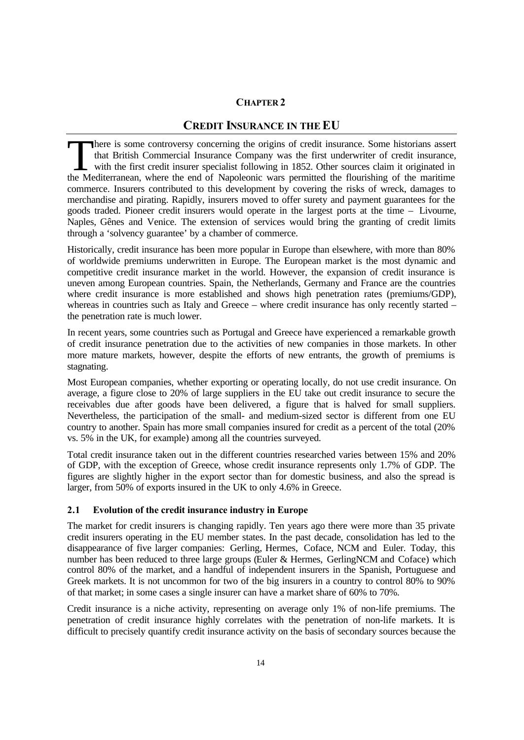# CHAPTER 2

## CREDIT INSURANCE IN THE EU

There is some controversy concerning the origins of credit insurance. Some historians assert that British Commercial Insurance Company was the first underwriter of credit insurance, with the first credit insurer specialist following in 1852. Other sources claim it originated in the Mediterranean, where the end of Napoleonic wars permitted the flourishing of the maritime commerce. Insurers contributed to this development by covering the risks of wreck, damages to merchandise and pirating. Rapidly, insurers moved to offer surety and payment guarantees for the goods traded. Pioneer credit insurers would operate in the largest ports at the time – Livourne, Naples, Gênes and Venice. The extension of services would bring the granting of credit limits through a 'solvency guarantee' by a chamber of commerce.

Historically, credit insurance has been more popular in Europe than elsewhere, with more than 80% of worldwide premiums underwritten in Europe. The European market is the most dynamic and competitive credit insurance market in the world. However, the expansion of credit insurance is uneven among European countries. Spain, the Netherlands, Germany and France are the countries where credit insurance is more established and shows high penetration rates (premiums/GDP), whereas in countries such as Italy and Greece – where credit insurance has only recently started – the penetration rate is much lower.

In recent years, some countries such as Portugal and Greece have experienced a remarkable growth of credit insurance penetration due to the activities of new companies in those markets. In other more mature markets, however, despite the efforts of new entrants, the growth of premiums is stagnating.

Most European companies, whether exporting or operating locally, do not use credit insurance. On average, a figure close to 20% of large suppliers in the EU take out credit insurance to secure the receivables due after goods have been delivered, a figure that is halved for small suppliers. Nevertheless, the participation of the small- and medium-sized sector is different from one EU country to another. Spain has more small companies insured for credit as a percent of the total (20% vs. 5% in the UK, for example) among all the countries surveyed.

Total credit insurance taken out in the different countries researched varies between 15% and 20% of GDP, with the exception of Greece, whose credit insurance represents only 1.7% of GDP. The figures are slightly higher in the export sector than for domestic business, and also the spread is larger, from 50% of exports insured in the UK to only 4.6% in Greece.

### 2.1 Evolution of the credit insurance industry in Europe

The market for credit insurers is changing rapidly. Ten years ago there were more than 35 private credit insurers operating in the EU member states. In the past decade, consolidation has led to the disappearance of five larger companies: Gerling, Hermes, Coface, NCM and Euler. Today, this number has been reduced to three large groups (Euler & Hermes, GerlingNCM and Coface) which control 80% of the market, and a handful of independent insurers in the Spanish, Portuguese and Greek markets. It is not uncommon for two of the big insurers in a country to control 80% to 90% of that market; in some cases a single insurer can have a market share of 60% to 70%.

Credit insurance is a niche activity, representing on average only 1% of non-life premiums. The penetration of credit insurance highly correlates with the penetration of non-life markets. It is difficult to precisely quantify credit insurance activity on the basis of secondary sources because the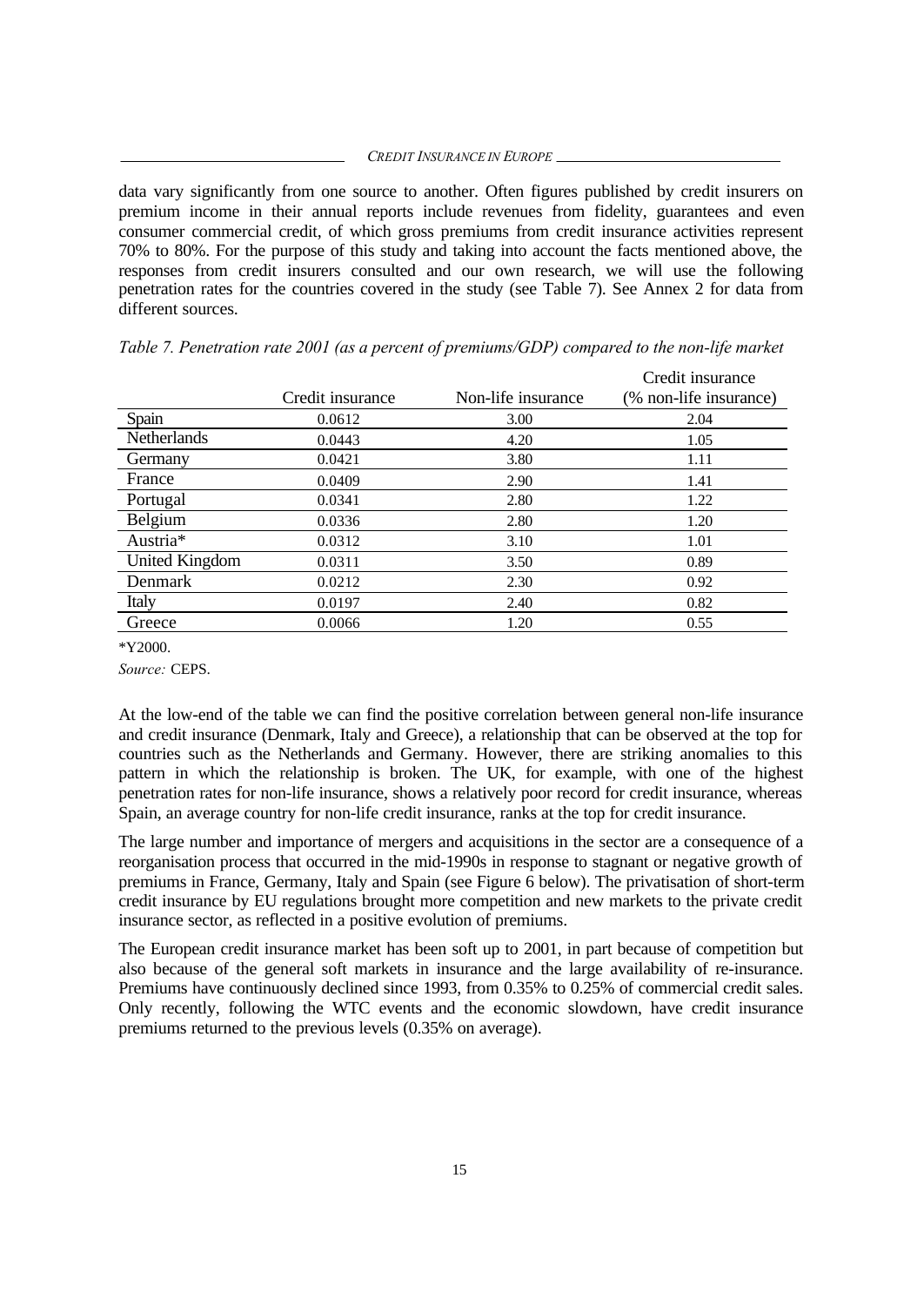data vary significantly from one source to another. Often figures published by credit insurers on premium income in their annual reports include revenues from fidelity, guarantees and even consumer commercial credit, of which gross premiums from credit insurance activities represent 70% to 80%. For the purpose of this study and taking into account the facts mentioned above, the responses from credit insurers consulted and our own research, we will use the following penetration rates for the countries covered in the study (see Table 7). See Annex 2 for data from different sources.

*Table 7. Penetration rate 2001 (as a percent of premiums/GDP) compared to the non-life market*

| | Credit insurance | Non-life insurance | Credit insurance (% non-life insurance) |
|---|---|---|---|
| Spain | 0.0612 | 3.00 | 2.04 |
| Netherlands | 0.0443 | 4.20 | 1.05 |
| Germany | 0.0421 | 3.80 | 1.11 |
| France | 0.0409 | 2.90 | 1.41 |
| Portugal | 0.0341 | 2.80 | 1.22 |
| Belgium | 0.0336 | 2.80 | 1.20 |
| Austria* | 0.0312 | 3.10 | 1.01 |
| United Kingdom | 0.0311 | 3.50 | 0.89 |
| Denmark | 0.0212 | 2.30 | 0.92 |
| Italy | 0.0197 | 2.40 | 0.82 |
| Greece | 0.0066 | 1.20 | 0.55 |

*Y2000.

*Source:* CEPS.

At the low-end of the table we can find the positive correlation between general non-life insurance and credit insurance (Denmark, Italy and Greece), a relationship that can be observed at the top for countries such as the Netherlands and Germany. However, there are striking anomalies to this pattern in which the relationship is broken. The UK, for example, with one of the highest penetration rates for non-life insurance, shows a relatively poor record for credit insurance, whereas Spain, an average country for non-life credit insurance, ranks at the top for credit insurance.

The large number and importance of mergers and acquisitions in the sector are a consequence of a reorganisation process that occurred in the mid-1990s in response to stagnant or negative growth of premiums in France, Germany, Italy and Spain (see Figure 6 below). The privatisation of short-term credit insurance by EU regulations brought more competition and new markets to the private credit insurance sector, as reflected in a positive evolution of premiums.

The European credit insurance market has been soft up to 2001, in part because of competition but also because of the general soft markets in insurance and the large availability of re-insurance. Premiums have continuously declined since 1993, from 0.35% to 0.25% of commercial credit sales. Only recently, following the WTC events and the economic slowdown, have credit insurance premiums returned to the previous levels (0.35% on average).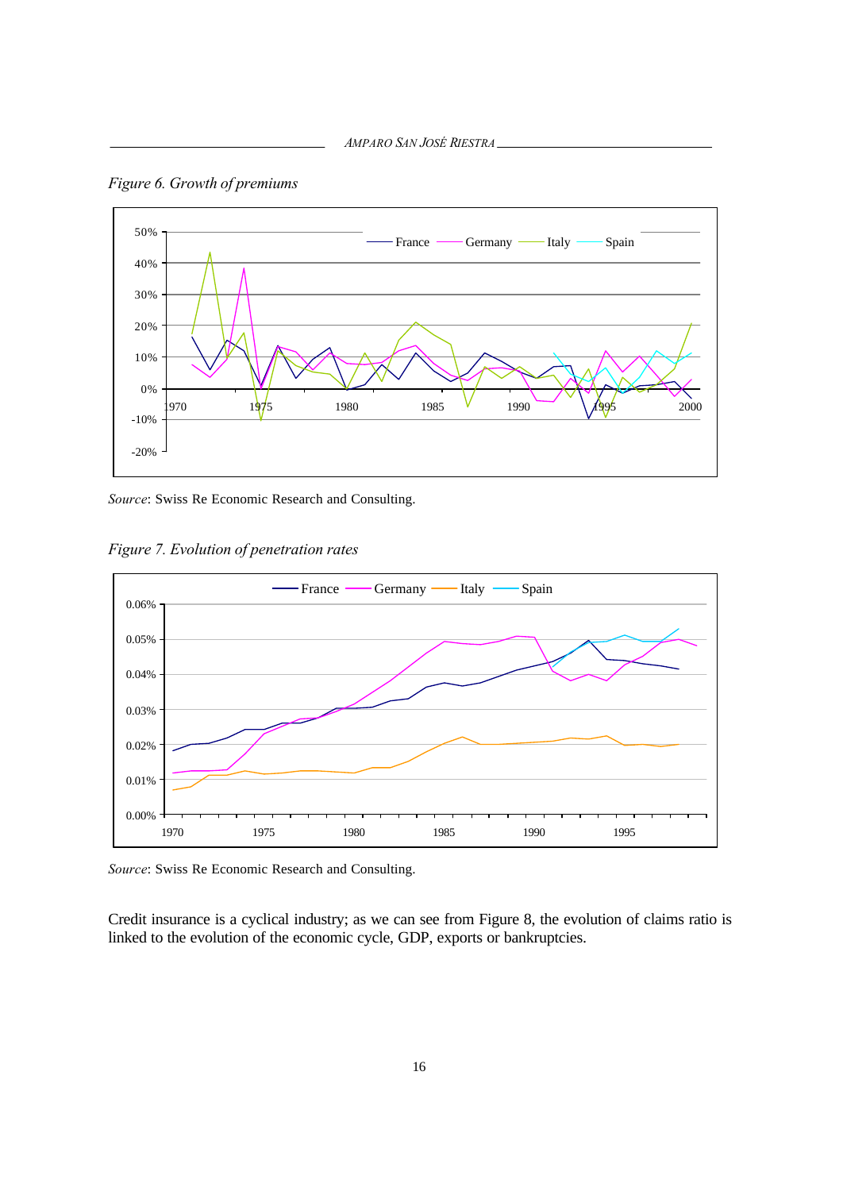*Figure 6. Growth of premiums*

*Source*: Swiss Re Economic Research and Consulting.

*Figure 7. Evolution of penetration rates*

*Source*: Swiss Re Economic Research and Consulting.

Credit insurance is a cyclical industry; as we can see from Figure 8, the evolution of claims ratio is linked to the evolution of the economic cycle, GDP, exports or bankruptcies.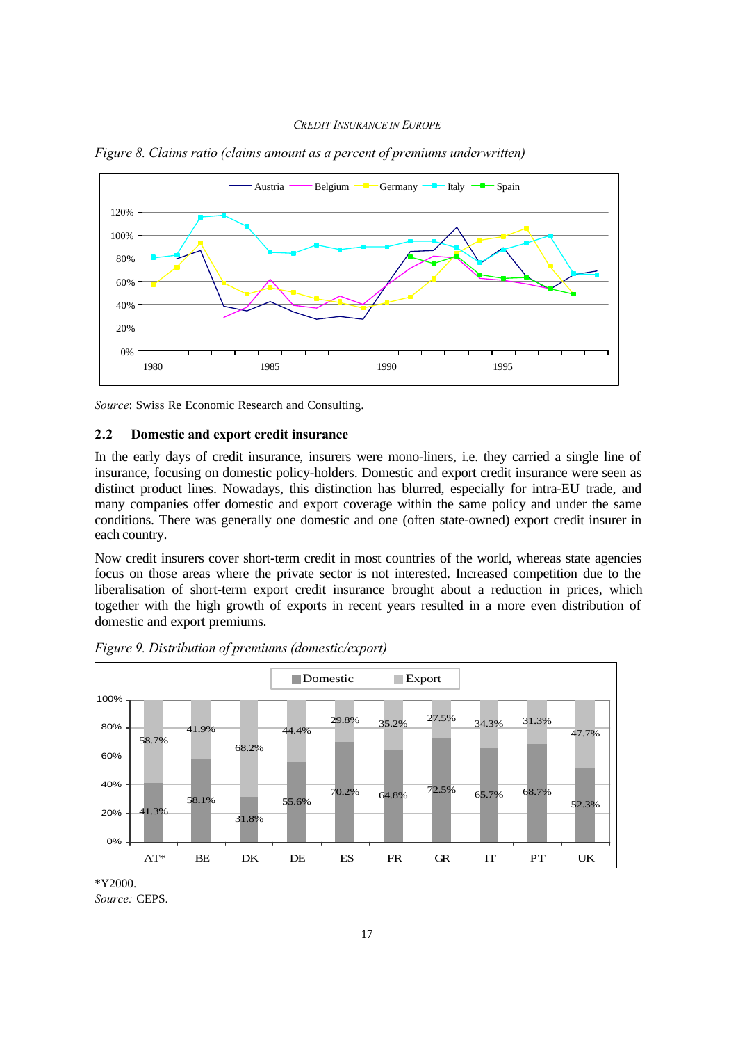*Figure 8. Claims ratio (claims amount as a percent of premiums underwritten)*

*Source*: Swiss Re Economic Research and Consulting.

## 2.2 Domestic and export credit insurance

In the early days of credit insurance, insurers were mono-liners, i.e. they carried a single line of insurance, focusing on domestic policy-holders. Domestic and export credit insurance were seen as distinct product lines. Nowadays, this distinction has blurred, especially for intra-EU trade, and many companies offer domestic and export coverage within the same policy and under the same conditions. There was generally one domestic and one (often state-owned) export credit insurer in each country.

Now credit insurers cover short-term credit in most countries of the world, whereas state agencies focus on those areas where the private sector is not interested. Increased competition due to the liberalisation of short-term export credit insurance brought about a reduction in prices, which together with the high growth of exports in recent years resulted in a more even distribution of domestic and export premiums.

*Figure 9. Distribution of premiums (domestic/export)*

| | AT* | BE | DK | DE | ES | FR | GR | IT | PT | UK |
|---|---|---|---|---|---|---|---|---|---|---|
| Domestic | 41.3% | 58.1% | 31.8% | 55.6% | 70.2% | 64.8% | 72.5% | 65.7% | 68.7% | 52.3% |
| Export | 58.7% | 41.9% | 68.2% | 44.4% | 29.8% | 35.2% | 27.5% | 34.3% | 31.3% | 47.7% |

*Y2000.

*Source:* CEPS.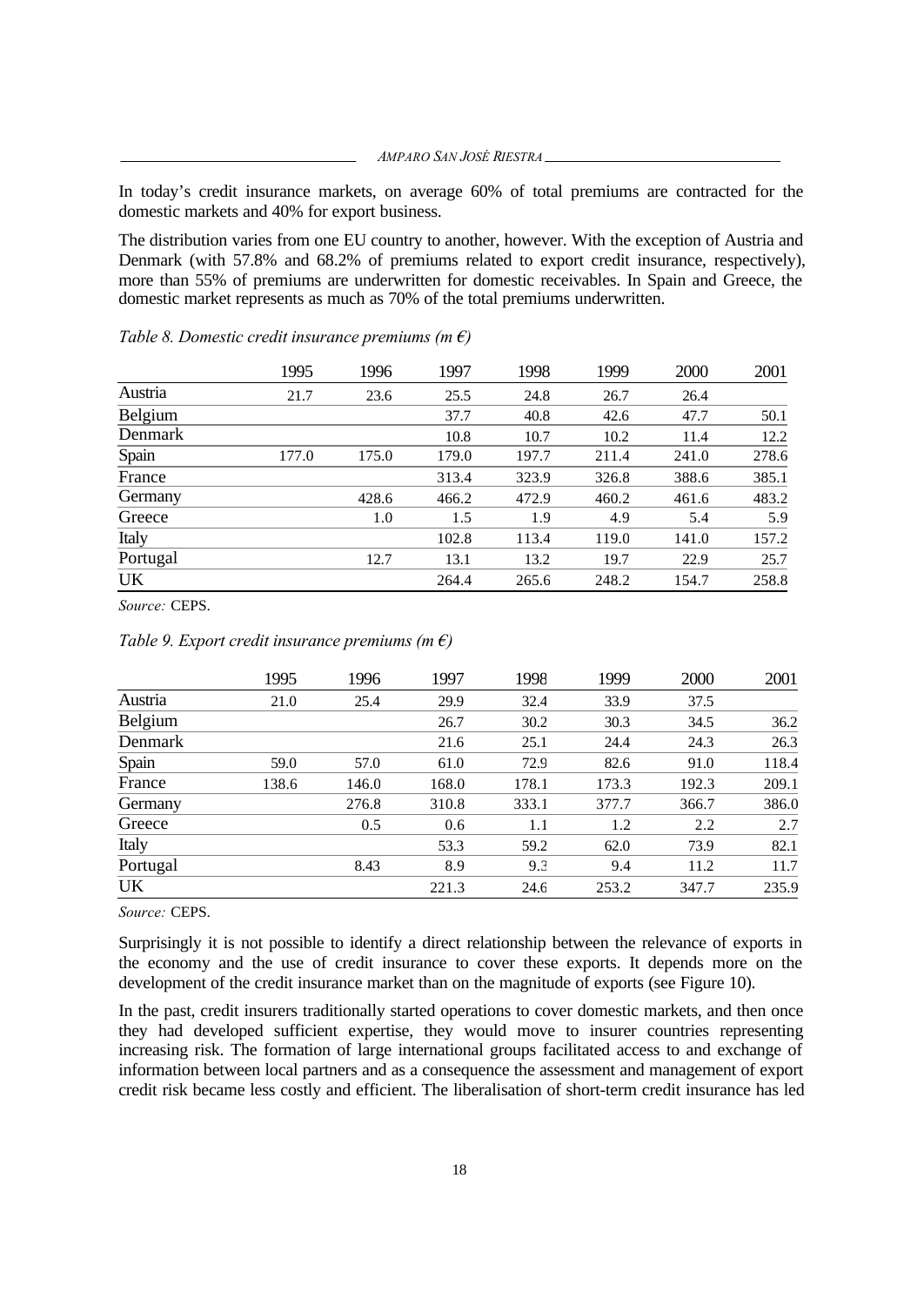In today's credit insurance markets, on average 60% of total premiums are contracted for the domestic markets and 40% for export business.

The distribution varies from one EU country to another, however. With the exception of Austria and Denmark (with 57.8% and 68.2% of premiums related to export credit insurance, respectively), more than 55% of premiums are underwritten for domestic receivables. In Spain and Greece, the domestic market represents as much as 70% of the total premiums underwritten.

*Table 8. Domestic credit insurance premiums (m €)*

| | 1995 | 1996 | 1997 | 1998 | 1999 | 2000 | 2001 |
|---|---|---|---|---|---|---|---|
| Austria | 21.7 | 23.6 | 25.5 | 24.8 | 26.7 | 26.4 | |
| Belgium | | | 37.7 | 40.8 | 42.6 | 47.7 | 50.1 |
| Denmark | | | 10.8 | 10.7 | 10.2 | 11.4 | 12.2 |
| Spain | 177.0 | 175.0 | 179.0 | 197.7 | 211.4 | 241.0 | 278.6 |
| France | | | 313.4 | 323.9 | 326.8 | 388.6 | 385.1 |
| Germany | | 428.6 | 466.2 | 472.9 | 460.2 | 461.6 | 483.2 |
| Greece | | 1.0 | 1.5 | 1.9 | 4.9 | 5.4 | 5.9 |
| Italy | | | 102.8 | 113.4 | 119.0 | 141.0 | 157.2 |
| Portugal | | 12.7 | 13.1 | 13.2 | 19.7 | 22.9 | 25.7 |
| UK | | | 264.4 | 265.6 | 248.2 | 154.7 | 258.8 |

*Source:* CEPS.

*Table 9. Export credit insurance premiums (m €)*

| | 1995 | 1996 | 1997 | 1998 | 1999 | 2000 | 2001 |
|---|---|---|---|---|---|---|---|
| Austria | 21.0 | 25.4 | 29.9 | 32.4 | 33.9 | 37.5 | |
| Belgium | | | 26.7 | 30.2 | 30.3 | 34.5 | 36.2 |
| Denmark | | | 21.6 | 25.1 | 24.4 | 24.3 | 26.3 |
| Spain | 59.0 | 57.0 | 61.0 | 72.9 | 82.6 | 91.0 | 118.4 |
| France | 138.6 | 146.0 | 168.0 | 178.1 | 173.3 | 192.3 | 209.1 |
| Germany | | 276.8 | 310.8 | 333.1 | 377.7 | 366.7 | 386.0 |
| Greece | | 0.5 | 0.6 | 1.1 | 1.2 | 2.2 | 2.7 |
| Italy | | | 53.3 | 59.2 | 62.0 | 73.9 | 82.1 |
| Portugal | | 8.43 | 8.9 | 9.3 | 9.4 | 11.2 | 11.7 |
| UK | | | 221.3 | 24.6 | 253.2 | 347.7 | 235.9 |

*Source:* CEPS.

Surprisingly it is not possible to identify a direct relationship between the relevance of exports in the economy and the use of credit insurance to cover these exports. It depends more on the development of the credit insurance market than on the magnitude of exports (see Figure 10).

In the past, credit insurers traditionally started operations to cover domestic markets, and then once they had developed sufficient expertise, they would move to insurer countries representing increasing risk. The formation of large international groups facilitated access to and exchange of information between local partners and as a consequence the assessment and management of export credit risk became less costly and efficient. The liberalisation of short-term credit insurance has led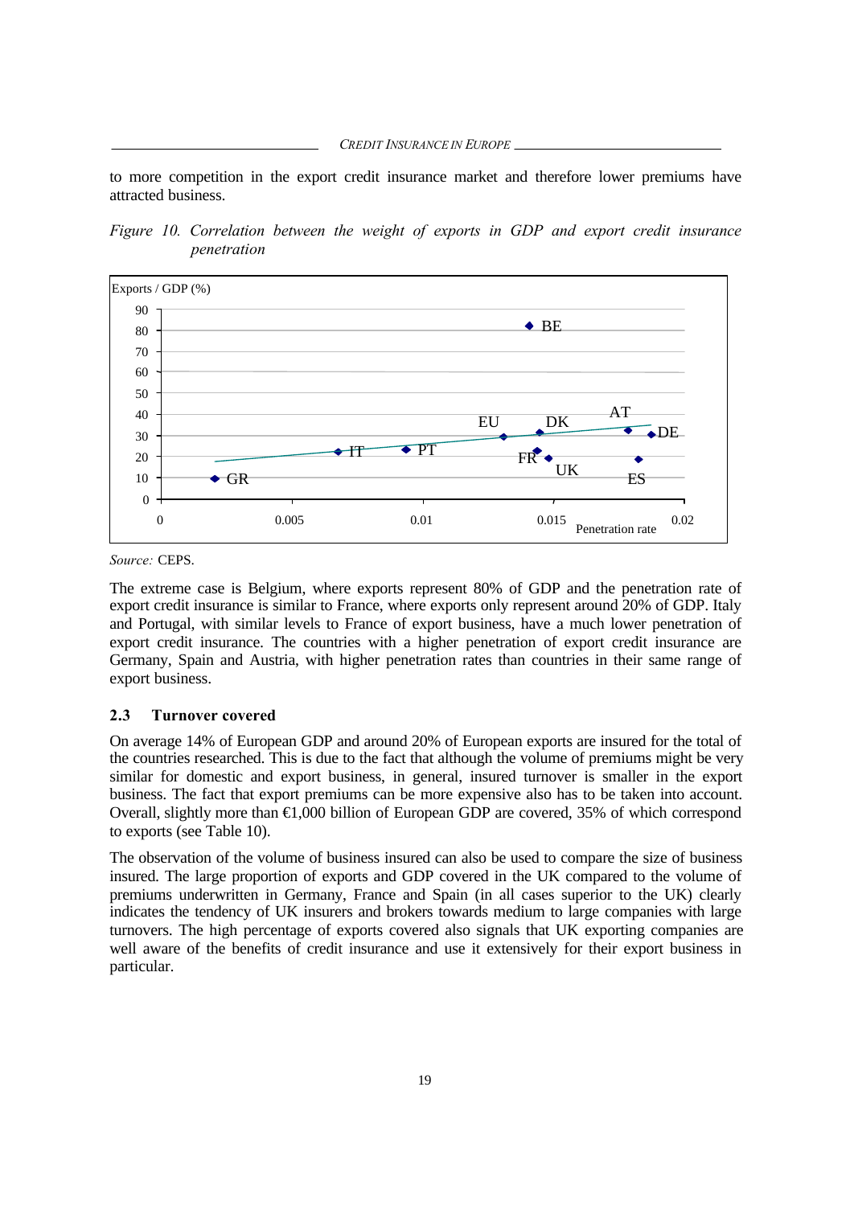to more competition in the export credit insurance market and therefore lower premiums have attracted business.

*Figure 10. Correlation between the weight of exports in GDP and export credit insurance penetration*

*Source:* CEPS.

The extreme case is Belgium, where exports represent 80% of GDP and the penetration rate of export credit insurance is similar to France, where exports only represent around 20% of GDP. Italy and Portugal, with similar levels to France of export business, have a much lower penetration of export credit insurance. The countries with a higher penetration of export credit insurance are Germany, Spain and Austria, with higher penetration rates than countries in their same range of export business.

### 2.3 Turnover covered

On average 14% of European GDP and around 20% of European exports are insured for the total of the countries researched. This is due to the fact that although the volume of premiums might be very similar for domestic and export business, in general, insured turnover is smaller in the export business. The fact that export premiums can be more expensive also has to be taken into account. Overall, slightly more than €1,000 billion of European GDP are covered, 35% of which correspond to exports (see Table 10).

The observation of the volume of business insured can also be used to compare the size of business insured. The large proportion of exports and GDP covered in the UK compared to the volume of premiums underwritten in Germany, France and Spain (in all cases superior to the UK) clearly indicates the tendency of UK insurers and brokers towards medium to large companies with large turnovers. The high percentage of exports covered also signals that UK exporting companies are well aware of the benefits of credit insurance and use it extensively for their export business in particular.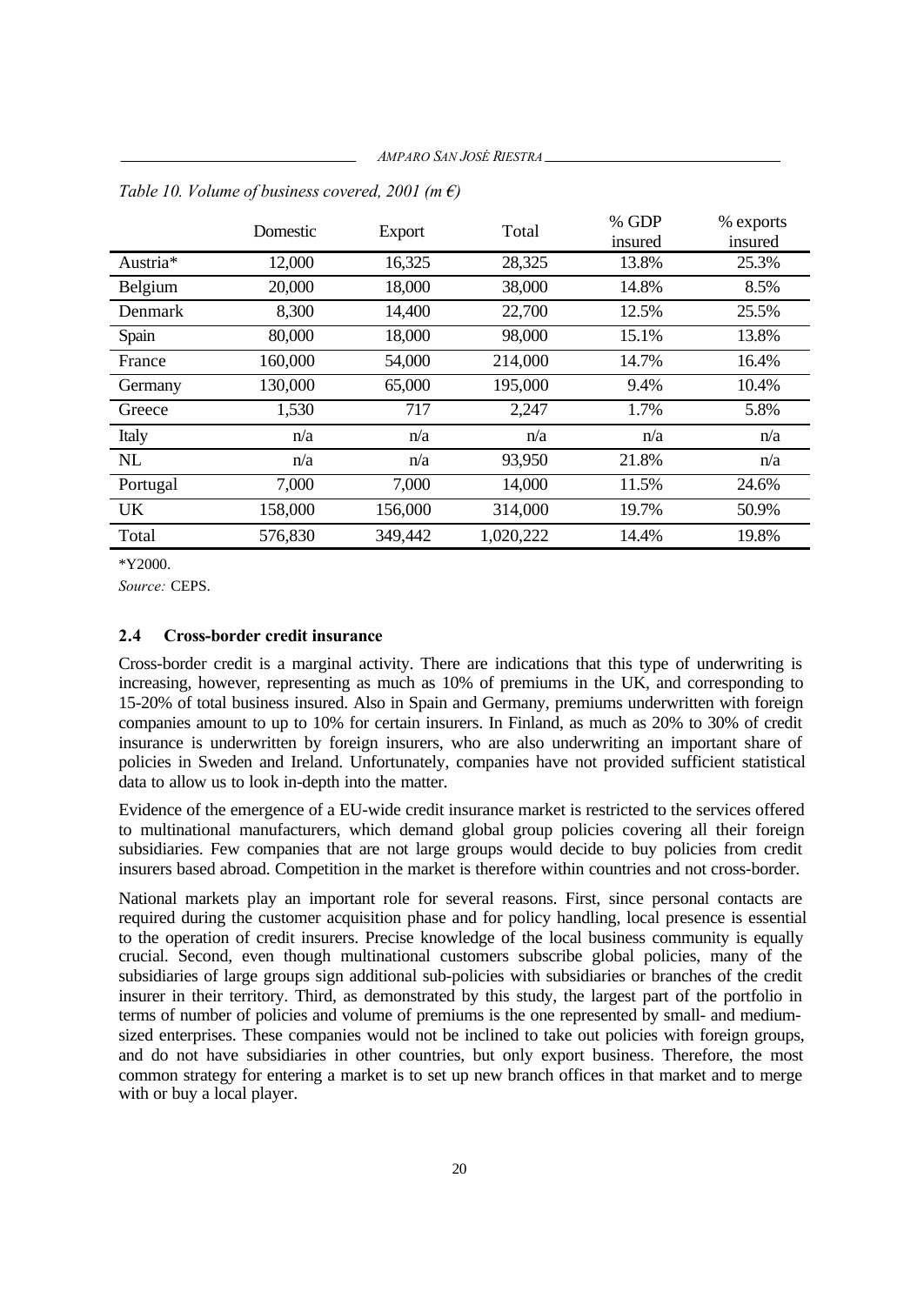*Table 10. Volume of business covered, 2001 (m €)*

| | Domestic | Export | Total | % GDP insured | % exports insured |
|---|---|---|---|---|---|
| Austria* | 12,000 | 16,325 | 28,325 | 13.8% | 25.3% |
| Belgium | 20,000 | 18,000 | 38,000 | 14.8% | 8.5% |
| Denmark | 8,300 | 14,400 | 22,700 | 12.5% | 25.5% |
| Spain | 80,000 | 18,000 | 98,000 | 15.1% | 13.8% |
| France | 160,000 | 54,000 | 214,000 | 14.7% | 16.4% |
| Germany | 130,000 | 65,000 | 195,000 | 9.4% | 10.4% |
| Greece | 1,530 | 717 | 2,247 | 1.7% | 5.8% |
| Italy | n/a | n/a | n/a | n/a | n/a |
| NL | n/a | n/a | 93,950 | 21.8% | n/a |
| Portugal | 7,000 | 7,000 | 14,000 | 11.5% | 24.6% |
| UK | 158,000 | 156,000 | 314,000 | 19.7% | 50.9% |
| Total | 576,830 | 349,442 | 1,020,222 | 14.4% | 19.8% |

*Y2000.

*Source:* CEPS.

### 2.4 Cross-border credit insurance

Cross-border credit is a marginal activity. There are indications that this type of underwriting is increasing, however, representing as much as 10% of premiums in the UK, and corresponding to 15-20% of total business insured. Also in Spain and Germany, premiums underwritten with foreign companies amount to up to 10% for certain insurers. In Finland, as much as 20% to 30% of credit insurance is underwritten by foreign insurers, who are also underwriting an important share of policies in Sweden and Ireland. Unfortunately, companies have not provided sufficient statistical data to allow us to look in-depth into the matter.

Evidence of the emergence of a EU-wide credit insurance market is restricted to the services offered to multinational manufacturers, which demand global group policies covering all their foreign subsidiaries. Few companies that are not large groups would decide to buy policies from credit insurers based abroad. Competition in the market is therefore within countries and not cross-border.

National markets play an important role for several reasons. First, since personal contacts are required during the customer acquisition phase and for policy handling, local presence is essential to the operation of credit insurers. Precise knowledge of the local business community is equally crucial. Second, even though multinational customers subscribe global policies, many of the subsidiaries of large groups sign additional sub-policies with subsidiaries or branches of the credit insurer in their territory. Third, as demonstrated by this study, the largest part of the portfolio in terms of number of policies and volume of premiums is the one represented by small- and medium-sized enterprises. These companies would not be inclined to take out policies with foreign groups, and do not have subsidiaries in other countries, but only export business. Therefore, the most common strategy for entering a market is to set up new branch offices in that market and to merge with or buy a local player.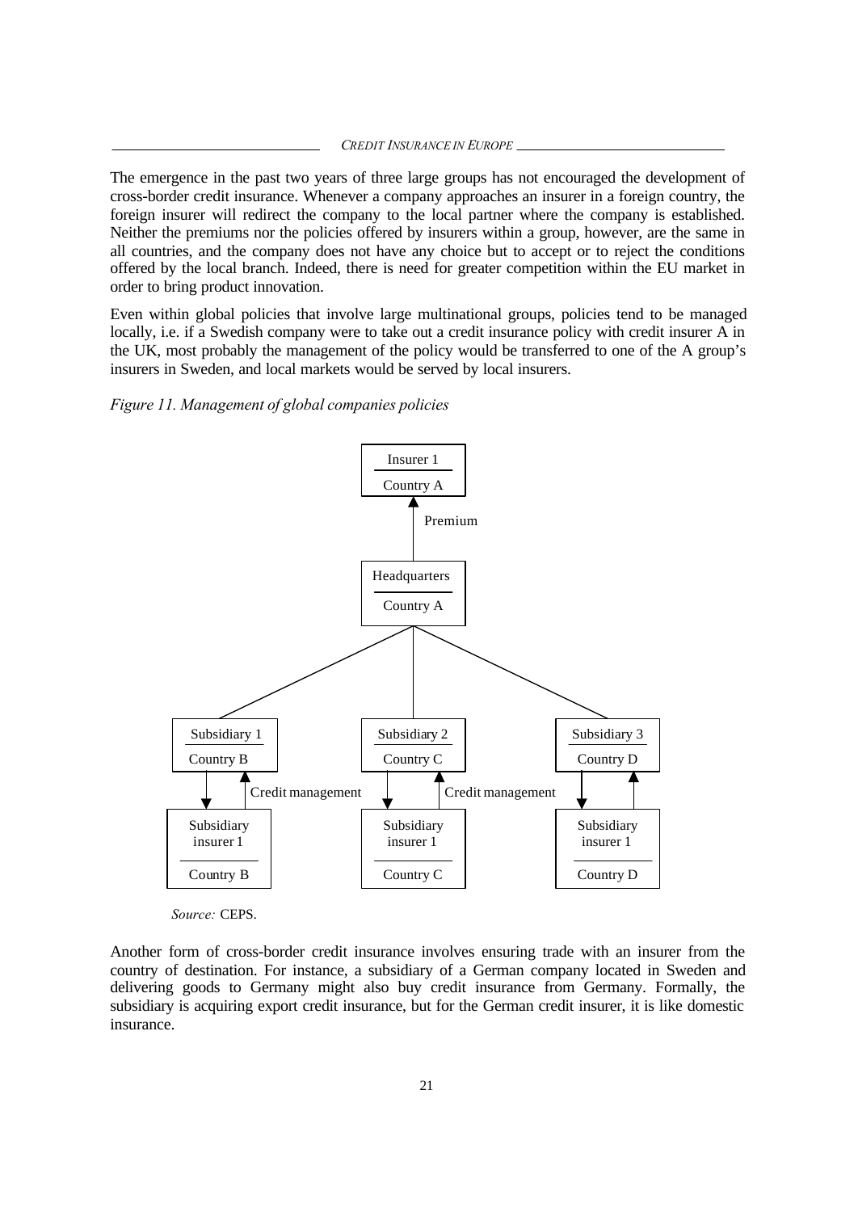The emergence in the past two years of three large groups has not encouraged the development of cross-border credit insurance. Whenever a company approaches an insurer in a foreign country, the foreign insurer will redirect the company to the local partner where the company is established. Neither the premiums nor the policies offered by insurers within a group, however, are the same in all countries, and the company does not have any choice but to accept or to reject the conditions offered by the local branch. Indeed, there is need for greater competition within the EU market in order to bring product innovation.

Even within global policies that involve large multinational groups, policies tend to be managed locally, i.e. if a Swedish company were to take out a credit insurance policy with credit insurer A in the UK, most probably the management of the policy would be transferred to one of the A group's insurers in Sweden, and local markets would be served by local insurers.

*Figure 11. Management of global companies policies*

*Source:* CEPS.

Another form of cross-border credit insurance involves ensuring trade with an insurer from the country of destination. For instance, a subsidiary of a German company located in Sweden and delivering goods to Germany might also buy credit insurance from Germany. Formally, the subsidiary is acquiring export credit insurance, but for the German credit insurer, it is like domestic insurance.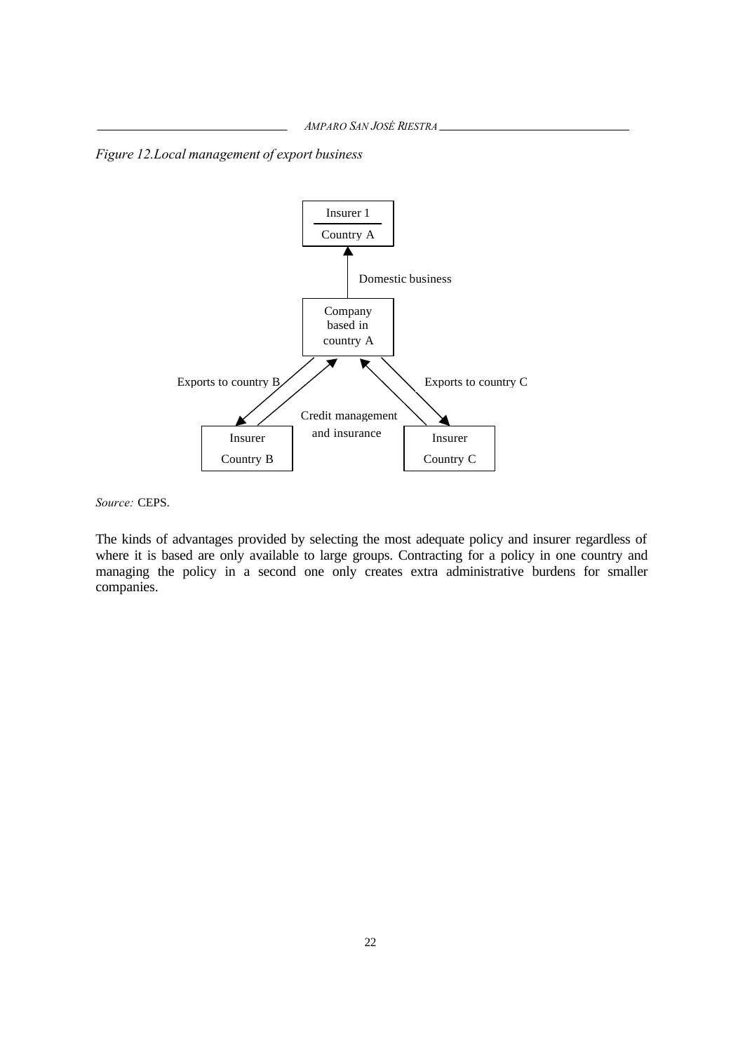*Figure 12.Local management of export business*

Insurer 1

Country A

Domestic business

Company based in country A

Exports to country B

Exports to country C

Credit management and insurance

Insurer Country B

Insurer Country C

*Source:* CEPS.

The kinds of advantages provided by selecting the most adequate policy and insurer regardless of where it is based are only available to large groups. Contracting for a policy in one country and managing the policy in a second one only creates extra administrative burdens for smaller companies.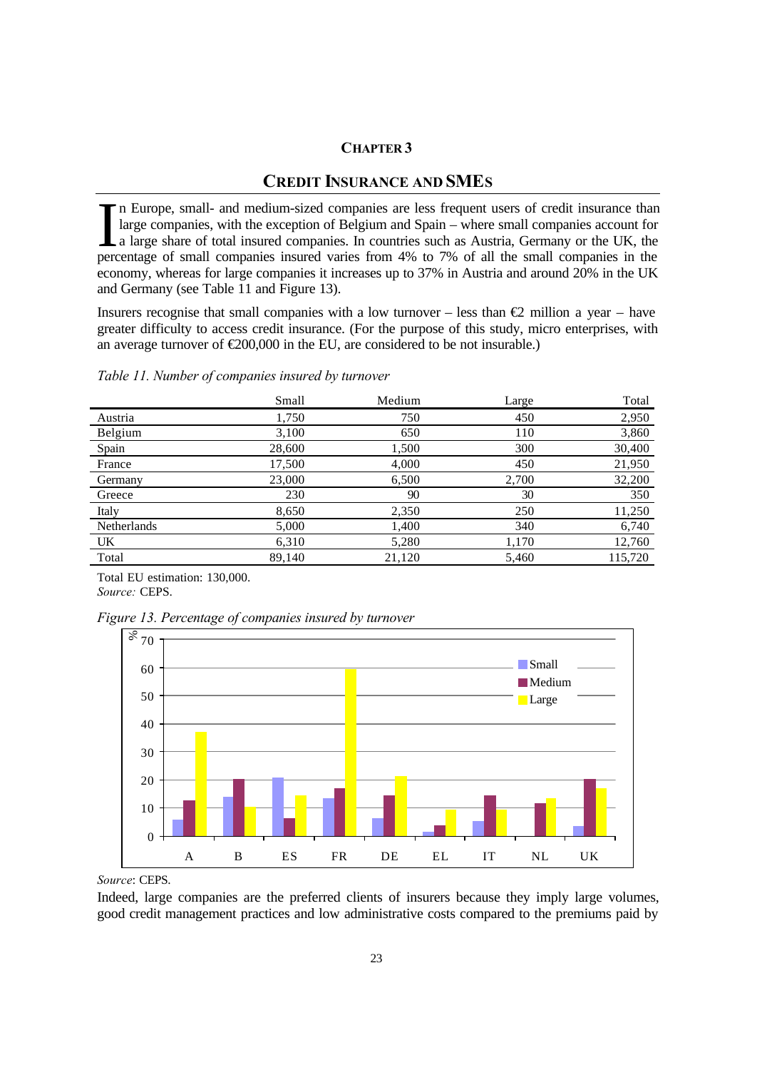## CHAPTER 3

# CREDIT INSURANCE AND SMES

In Europe, small- and medium-sized companies are less frequent users of credit insurance than large companies, with the exception of Belgium and Spain – where small companies account for a large share of total insured companies. In countries such as Austria, Germany or the UK, the percentage of small companies insured varies from 4% to 7% of all the small companies in the economy, whereas for large companies it increases up to 37% in Austria and around 20% in the UK and Germany (see Table 11 and Figure 13).

Insurers recognise that small companies with a low turnover – less than €2 million a year – have greater difficulty to access credit insurance. (For the purpose of this study, micro enterprises, with an average turnover of €200,000 in the EU, are considered to be not insurable.)

*Table 11. Number of companies insured by turnover*

| | Small | Medium | Large | Total |
|---|---|---|---|---|
| Austria | 1,750 | 750 | 450 | 2,950 |
| Belgium | 3,100 | 650 | 110 | 3,860 |
| Spain | 28,600 | 1,500 | 300 | 30,400 |
| France | 17,500 | 4,000 | 450 | 21,950 |
| Germany | 23,000 | 6,500 | 2,700 | 32,200 |
| Greece | 230 | 90 | 30 | 350 |
| Italy | 8,650 | 2,350 | 250 | 11,250 |
| Netherlands | 5,000 | 1,400 | 340 | 6,740 |
| UK | 6,310 | 5,280 | 1,170 | 12,760 |
| Total | 89,140 | 21,120 | 5,460 | 115,720 |

Total EU estimation: 130,000.
*Source:* CEPS.

*Figure 13. Percentage of companies insured by turnover*

*Source*: CEPS.

Indeed, large companies are the preferred clients of insurers because they imply large volumes, good credit management practices and low administrative costs compared to the premiums paid by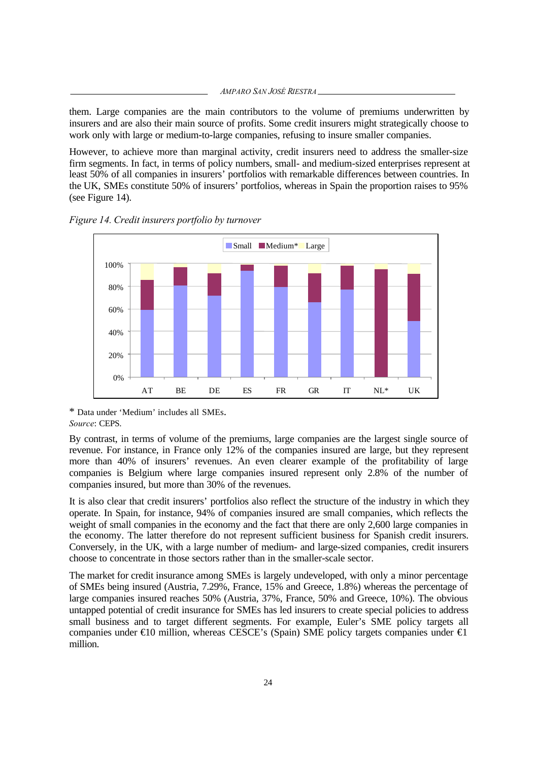them. Large companies are the main contributors to the volume of premiums underwritten by insurers and are also their main source of profits. Some credit insurers might strategically choose to work only with large or medium-to-large companies, refusing to insure smaller companies.

However, to achieve more than marginal activity, credit insurers need to address the smaller-size firm segments. In fact, in terms of policy numbers, small- and medium-sized enterprises represent at least 50% of all companies in insurers' portfolios with remarkable differences between countries. In the UK, SMEs constitute 50% of insurers' portfolios, whereas in Spain the proportion raises to 95% (see Figure 14).

*Figure 14. Credit insurers portfolio by turnover*

\* Data under 'Medium' includes all SMEs.
*Source*: CEPS.

By contrast, in terms of volume of the premiums, large companies are the largest single source of revenue. For instance, in France only 12% of the companies insured are large, but they represent more than 40% of insurers' revenues. An even clearer example of the profitability of large companies is Belgium where large companies insured represent only 2.8% of the number of companies insured, but more than 30% of the revenues.

It is also clear that credit insurers' portfolios also reflect the structure of the industry in which they operate. In Spain, for instance, 94% of companies insured are small companies, which reflects the weight of small companies in the economy and the fact that there are only 2,600 large companies in the economy. The latter therefore do not represent sufficient business for Spanish credit insurers. Conversely, in the UK, with a large number of medium- and large-sized companies, credit insurers choose to concentrate in those sectors rather than in the smaller-scale sector.

The market for credit insurance among SMEs is largely undeveloped, with only a minor percentage of SMEs being insured (Austria, 7.29%, France, 15% and Greece, 1.8%) whereas the percentage of large companies insured reaches 50% (Austria, 37%, France, 50% and Greece, 10%). The obvious untapped potential of credit insurance for SMEs has led insurers to create special policies to address small business and to target different segments. For example, Euler's SME policy targets all companies under €10 million, whereas CESCE's (Spain) SME policy targets companies under €1 million.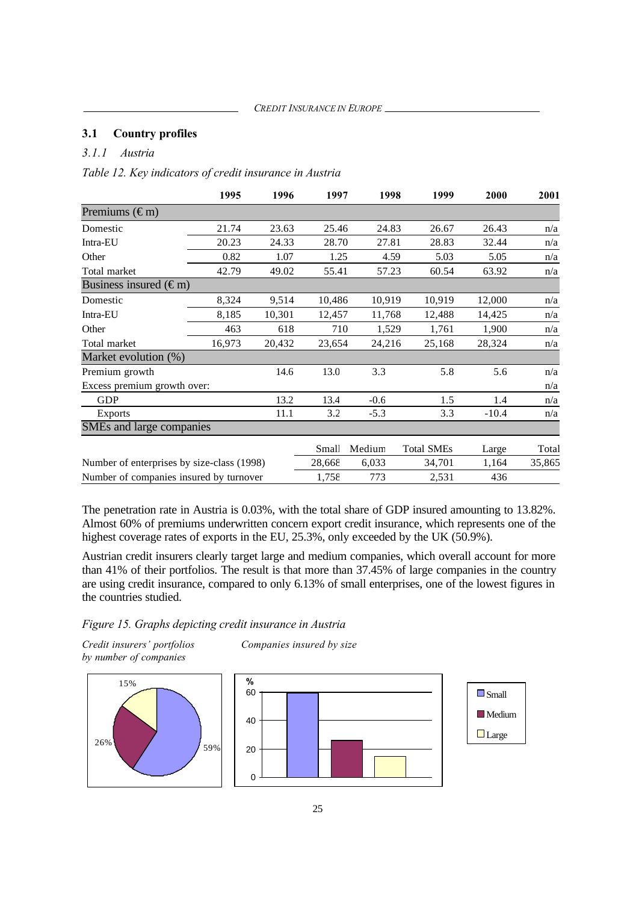## 3.1 Country profiles

### *3.1.1 Austria*

*Table 12. Key indicators of credit insurance in Austria*

| | 1995 | 1996 | 1997 | 1998 | 1999 | 2000 | 2001 |
|---|---|---|---|---|---|---|---|
| **Premiums (€ m)** | | | | | | | |
| Domestic | 21.74 | 23.63 | 25.46 | 24.83 | 26.67 | 26.43 | n/a |
| Intra-EU | 20.23 | 24.33 | 28.70 | 27.81 | 28.83 | 32.44 | n/a |
| Other | 0.82 | 1.07 | 1.25 | 4.59 | 5.03 | 5.05 | n/a |
| Total market | 42.79 | 49.02 | 55.41 | 57.23 | 60.54 | 63.92 | n/a |
| **Business insured (€ m)** | | | | | | | |
| Domestic | 8,324 | 9,514 | 10,486 | 10,919 | 10,919 | 12,000 | n/a |
| Intra-EU | 8,185 | 10,301 | 12,457 | 11,768 | 12,488 | 14,425 | n/a |
| Other | 463 | 618 | 710 | 1,529 | 1,761 | 1,900 | n/a |
| Total market | 16,973 | 20,432 | 23,654 | 24,216 | 25,168 | 28,324 | n/a |
| **Market evolution (%)** | | | | | | | |
| Premium growth | | 14.6 | 13.0 | 3.3 | 5.8 | 5.6 | n/a |
| Excess premium growth over: | | | | | | | n/a |
| GDP | | 13.2 | 13.4 | -0.6 | 1.5 | 1.4 | n/a |
| Exports | | 11.1 | 3.2 | -5.3 | 3.3 | -10.4 | n/a |
| **SMEs and large companies** | | | | | | | |
| | | | Small | Medium | Total SMEs | Large | Total |
| Number of enterprises by size-class (1998) | | | 28,668 | 6,033 | 34,701 | 1,164 | 35,865 |
| Number of companies insured by turnover | | | 1,758 | 773 | 2,531 | 436 | |

The penetration rate in Austria is 0.03%, with the total share of GDP insured amounting to 13.82%. Almost 60% of premiums underwritten concern export credit insurance, which represents one of the highest coverage rates of exports in the EU, 25.3%, only exceeded by the UK (50.9%).

Austrian credit insurers clearly target large and medium companies, which overall account for more than 41% of their portfolios. The result is that more than 37.45% of large companies in the country are using credit insurance, compared to only 6.13% of small enterprises, one of the lowest figures in the countries studied.

*Figure 15. Graphs depicting credit insurance in Austria*

*Credit insurers' portfolios by number of companies*

*Companies insured by size*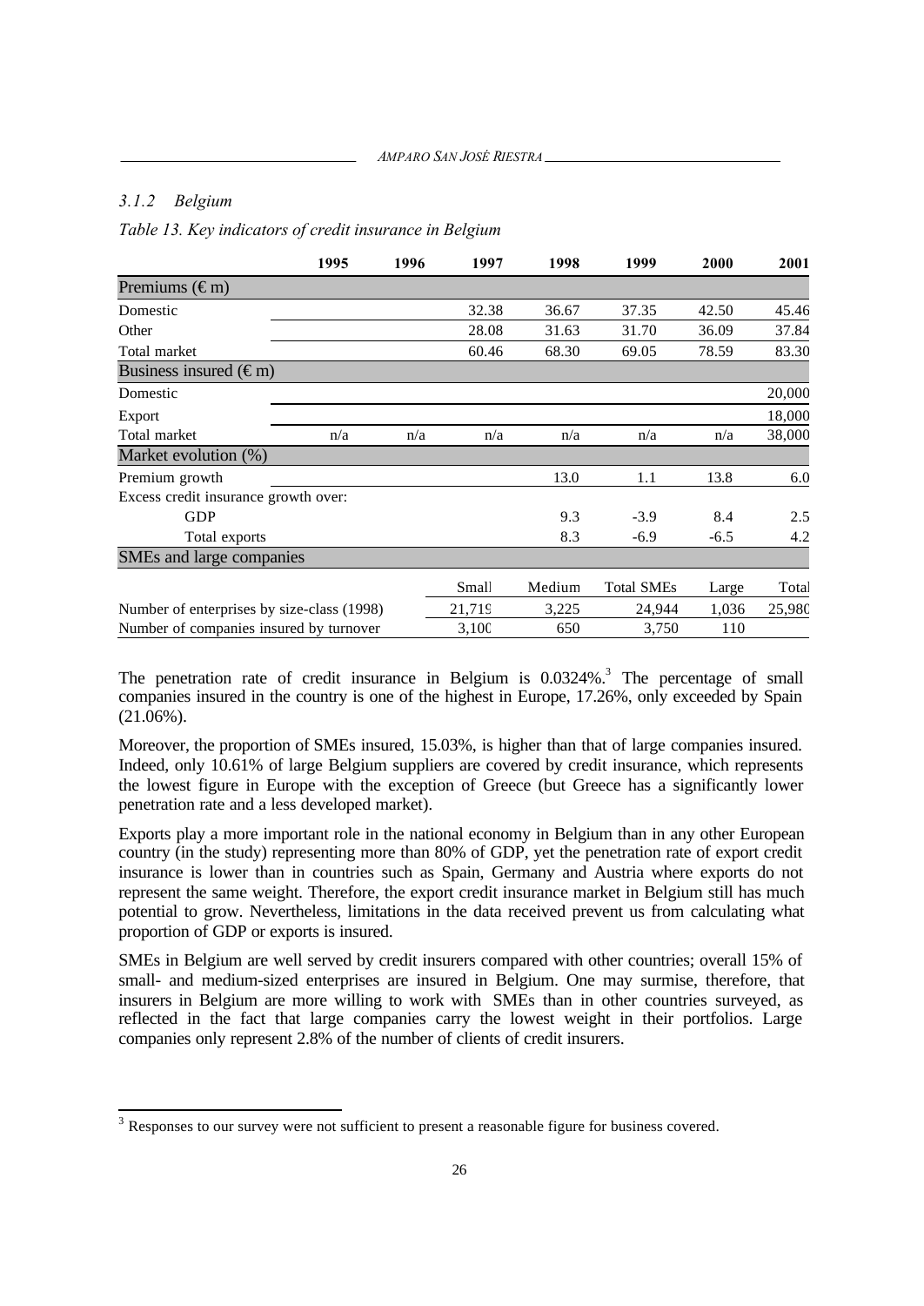### *3.1.2 Belgium*

*Table 13. Key indicators of credit insurance in Belgium*

| | 1995 | 1996 | 1997 | 1998 | 1999 | 2000 | 2001 |
|---|---|---|---|---|---|---|---|
| **Premiums (€ m)** | | | | | | | |
| Domestic | | | 32.38 | 36.67 | 37.35 | 42.50 | 45.46 |
| Other | | | 28.08 | 31.63 | 31.70 | 36.09 | 37.84 |
| Total market | | | 60.46 | 68.30 | 69.05 | 78.59 | 83.30 |
| **Business insured (€ m)** | | | | | | | |
| Domestic | | | | | | | 20,000 |
| Export | | | | | | | 18,000 |
| Total market | n/a | n/a | n/a | n/a | n/a | n/a | 38,000 |
| **Market evolution (%)** | | | | | | | |
| Premium growth | | | | 13.0 | 1.1 | 13.8 | 6.0 |
| Excess credit insurance growth over: | | | | | | | |
| GDP | | | | 9.3 | -3.9 | 8.4 | 2.5 |
| Total exports | | | | 8.3 | -6.9 | -6.5 | 4.2 |
| **SMEs and large companies** | | | | | | | |
| | | | Small | Medium | Total SMEs | Large | Total |
| Number of enterprises by size-class (1998) | | | 21,719 | 3,225 | 24,944 | 1,036 | 25,980 |
| Number of companies insured by turnover | | | 3,100 | 650 | 3,750 | 110 | |

The penetration rate of credit insurance in Belgium is 0.0324%.[3] The percentage of small companies insured in the country is one of the highest in Europe, 17.26%, only exceeded by Spain (21.06%).

Moreover, the proportion of SMEs insured, 15.03%, is higher than that of large companies insured. Indeed, only 10.61% of large Belgium suppliers are covered by credit insurance, which represents the lowest figure in Europe with the exception of Greece (but Greece has a significantly lower penetration rate and a less developed market).

Exports play a more important role in the national economy in Belgium than in any other European country (in the study) representing more than 80% of GDP, yet the penetration rate of export credit insurance is lower than in countries such as Spain, Germany and Austria where exports do not represent the same weight. Therefore, the export credit insurance market in Belgium still has much potential to grow. Nevertheless, limitations in the data received prevent us from calculating what proportion of GDP or exports is insured.

SMEs in Belgium are well served by credit insurers compared with other countries; overall 15% of small- and medium-sized enterprises are insured in Belgium. One may surmise, therefore, that insurers in Belgium are more willing to work with SMEs than in other countries surveyed, as reflected in the fact that large companies carry the lowest weight in their portfolios. Large companies only represent 2.8% of the number of clients of credit insurers.

[3] Responses to our survey were not sufficient to present a reasonable figure for business covered.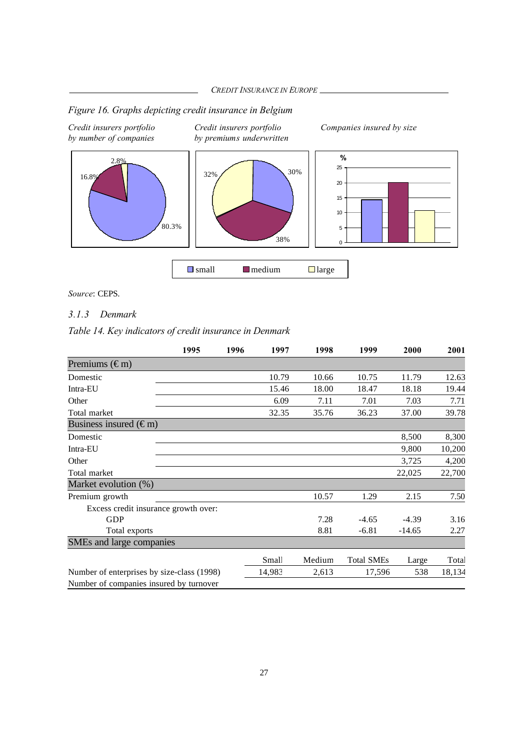*Figure 16. Graphs depicting credit insurance in Belgium*

*Credit insurers portfolio by number of companies* — small 80.3%, medium 16.8%, large 2.8%

*Credit insurers portfolio by premiums underwritten* — small 30%, medium 38%, large 32%

*Companies insured by size*

■ small ■ medium ■ large

*Source*: CEPS.

### *3.1.3 Denmark*

*Table 14. Key indicators of credit insurance in Denmark*

| | 1995 | 1996 | 1997 | 1998 | 1999 | 2000 | 2001 |
|---|---|---|---|---|---|---|---|
| **Premiums (€ m)** | | | | | | | |
| Domestic | | | 10.79 | 10.66 | 10.75 | 11.79 | 12.63 |
| Intra-EU | | | 15.46 | 18.00 | 18.47 | 18.18 | 19.44 |
| Other | | | 6.09 | 7.11 | 7.01 | 7.03 | 7.71 |
| Total market | | | 32.35 | 35.76 | 36.23 | 37.00 | 39.78 |
| **Business insured (€ m)** | | | | | | | |
| Domestic | | | | | | 8,500 | 8,300 |
| Intra-EU | | | | | | 9,800 | 10,200 |
| Other | | | | | | 3,725 | 4,200 |
| Total market | | | | | | 22,025 | 22,700 |
| **Market evolution (%)** | | | | | | | |
| Premium growth | | | | 10.57 | 1.29 | 2.15 | 7.50 |
| Excess credit insurance growth over: | | | | | | | |
| GDP | | | | 7.28 | -4.65 | -4.39 | 3.16 |
| Total exports | | | | 8.81 | -6.81 | -14.65 | 2.27 |
| **SMEs and large companies** | | | | | | | |
| | | | Small | Medium | Total SMEs | Large | Total |
| Number of enterprises by size-class (1998) | | | 14,983 | 2,613 | 17,596 | 538 | 18,134 |
| Number of companies insured by turnover | | | | | | | |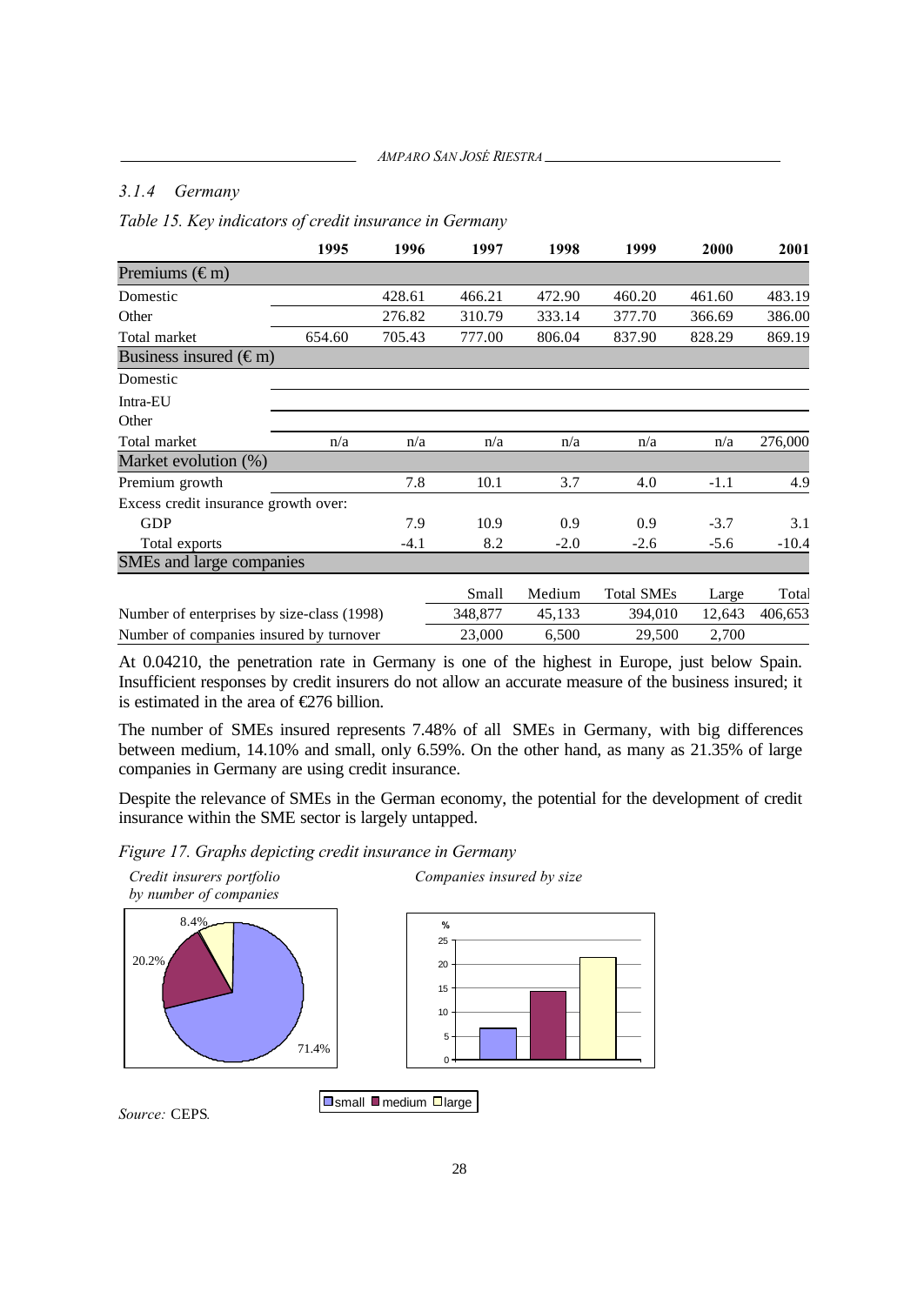### *3.1.4 Germany*

*Table 15. Key indicators of credit insurance in Germany*

| | 1995 | 1996 | 1997 | 1998 | 1999 | 2000 | 2001 |
|---|---|---|---|---|---|---|---|
| **Premiums (€ m)** | | | | | | | |
| Domestic | | 428.61 | 466.21 | 472.90 | 460.20 | 461.60 | 483.19 |
| Other | | 276.82 | 310.79 | 333.14 | 377.70 | 366.69 | 386.00 |
| Total market | 654.60 | 705.43 | 777.00 | 806.04 | 837.90 | 828.29 | 869.19 |
| **Business insured (€ m)** | | | | | | | |
| Domestic | | | | | | | |
| Intra-EU | | | | | | | |
| Other | | | | | | | |
| Total market | n/a | n/a | n/a | n/a | n/a | n/a | 276,000 |
| **Market evolution (%)** | | | | | | | |
| Premium growth | | 7.8 | 10.1 | 3.7 | 4.0 | -1.1 | 4.9 |
| Excess credit insurance growth over: | | | | | | | |
| GDP | | 7.9 | 10.9 | 0.9 | 0.9 | -3.7 | 3.1 |
| Total exports | | -4.1 | 8.2 | -2.0 | -2.6 | -5.6 | -10.4 |
| **SMEs and large companies** | | | | | | | |
| | | | Small | Medium | Total SMEs | Large | Total |
| Number of enterprises by size-class (1998) | | | 348,877 | 45,133 | 394,010 | 12,643 | 406,653 |
| Number of companies insured by turnover | | | 23,000 | 6,500 | 29,500 | 2,700 | |

At 0.04210, the penetration rate in Germany is one of the highest in Europe, just below Spain. Insufficient responses by credit insurers do not allow an accurate measure of the business insured; it is estimated in the area of €276 billion.

The number of SMEs insured represents 7.48% of all SMEs in Germany, with big differences between medium, 14.10% and small, only 6.59%. On the other hand, as many as 21.35% of large companies in Germany are using credit insurance.

Despite the relevance of SMEs in the German economy, the potential for the development of credit insurance within the SME sector is largely untapped.

*Figure 17. Graphs depicting credit insurance in Germany*

*Credit insurers portfolio by number of companies*

*Companies insured by size*

*Source:* CEPS.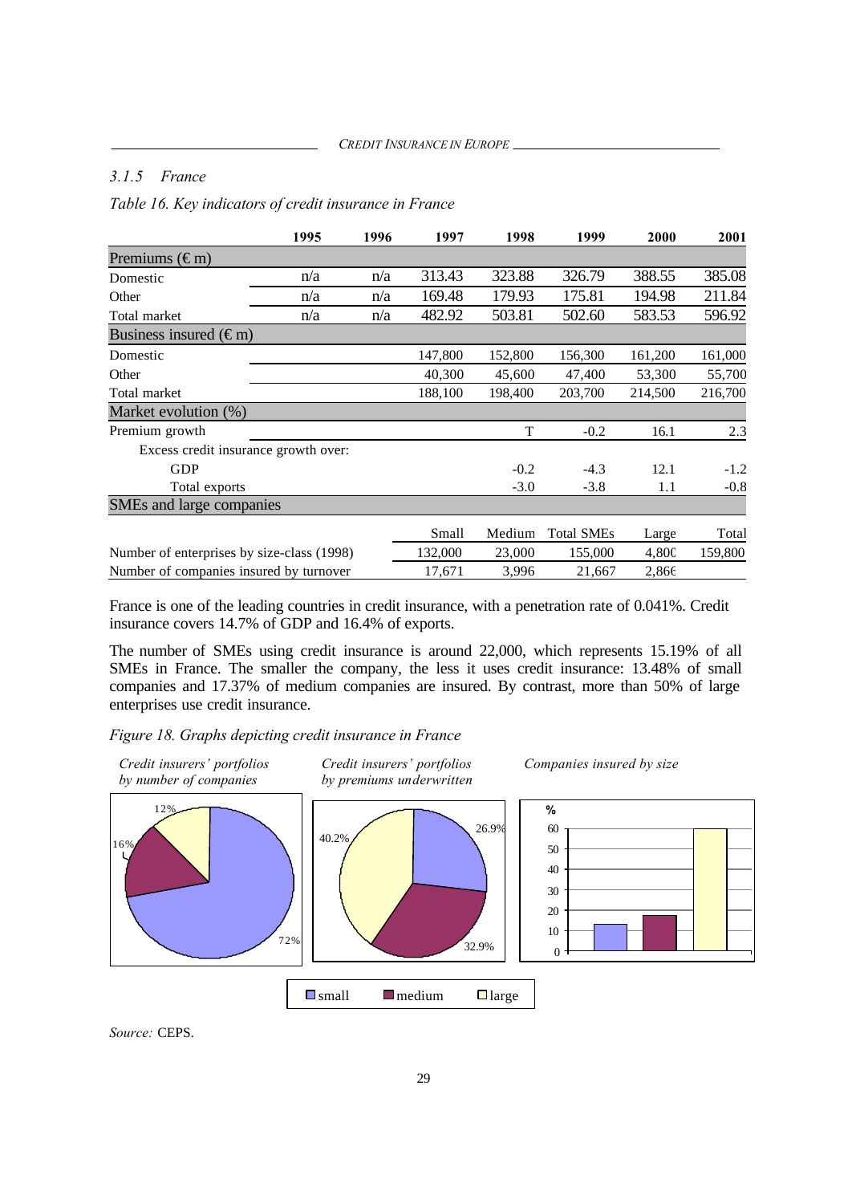### 3.1.5 *France*

*Table 16. Key indicators of credit insurance in France*

| | 1995 | 1996 | 1997 | 1998 | 1999 | 2000 | 2001 |
|---|---|---|---|---|---|---|---|
| **Premiums (€ m)** | | | | | | | |
| Domestic | n/a | n/a | 313.43 | 323.88 | 326.79 | 388.55 | 385.08 |
| Other | n/a | n/a | 169.48 | 179.93 | 175.81 | 194.98 | 211.84 |
| Total market | n/a | n/a | 482.92 | 503.81 | 502.60 | 583.53 | 596.92 |
| **Business insured (€ m)** | | | | | | | |
| Domestic | | | 147,800 | 152,800 | 156,300 | 161,200 | 161,000 |
| Other | | | 40,300 | 45,600 | 47,400 | 53,300 | 55,700 |
| Total market | | | 188,100 | 198,400 | 203,700 | 214,500 | 216,700 |
| **Market evolution (%)** | | | | | | | |
| Premium growth | | | | T | -0.2 | 16.1 | 2.3 |
| Excess credit insurance growth over: | | | | | | | |
| GDP | | | | -0.2 | -4.3 | 12.1 | -1.2 |
| Total exports | | | | -3.0 | -3.8 | 1.1 | -0.8 |
| **SMEs and large companies** | | | | | | | |
| | | | Small | Medium | Total SMEs | Large | Total |
| Number of enterprises by size-class (1998) | | | 132,000 | 23,000 | 155,000 | 4,800 | 159,800 |
| Number of companies insured by turnover | | | 17,671 | 3,996 | 21,667 | 2,866 | |

France is one of the leading countries in credit insurance, with a penetration rate of 0.041%. Credit insurance covers 14.7% of GDP and 16.4% of exports.

The number of SMEs using credit insurance is around 22,000, which represents 15.19% of all SMEs in France. The smaller the company, the less it uses credit insurance: 13.48% of small companies and 17.37% of medium companies are insured. By contrast, more than 50% of large enterprises use credit insurance.

*Figure 18. Graphs depicting credit insurance in France*

*Credit insurers' portfolios by number of companies* — small 72%, medium 16%, large 12%

*Credit insurers' portfolios by premiums underwritten* — small 26.9%, medium 32.9%, large 40.2%

*Companies insured by size*

Legend: small, medium, large

*Source:* CEPS.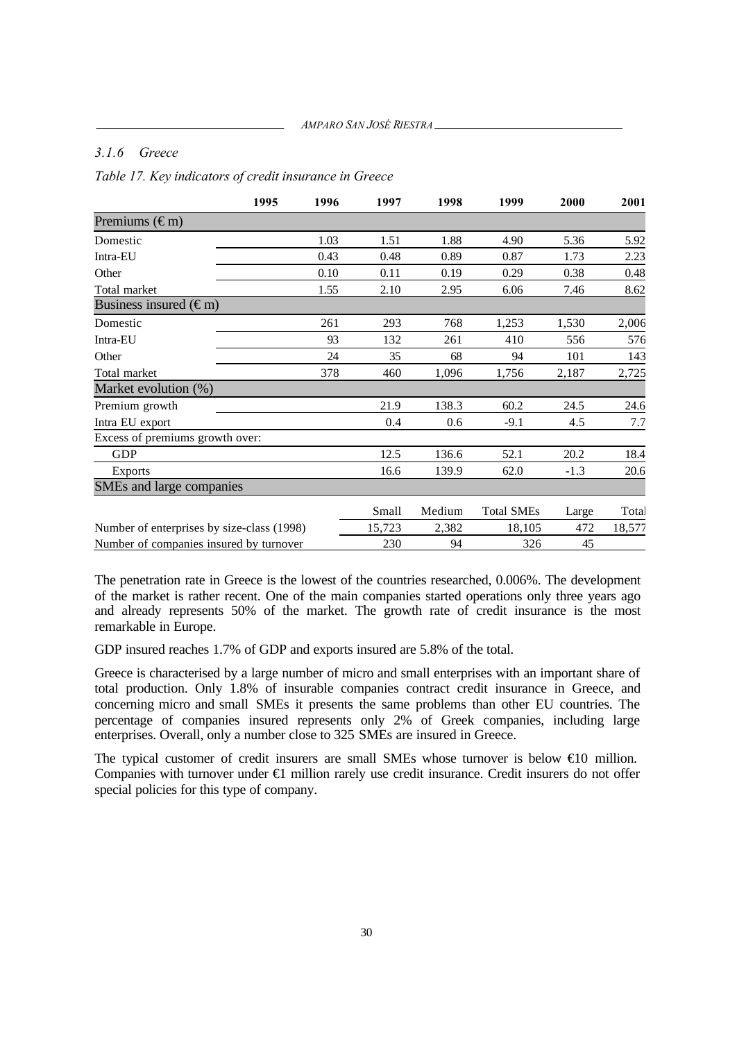### 3.1.6 Greece

*Table 17. Key indicators of credit insurance in Greece*

| | 1995 | 1996 | 1997 | 1998 | 1999 | 2000 | 2001 |
|---|---|---|---|---|---|---|---|
| **Premiums (€ m)** | | | | | | | |
| Domestic | | 1.03 | 1.51 | 1.88 | 4.90 | 5.36 | 5.92 |
| Intra-EU | | 0.43 | 0.48 | 0.89 | 0.87 | 1.73 | 2.23 |
| Other | | 0.10 | 0.11 | 0.19 | 0.29 | 0.38 | 0.48 |
| Total market | | 1.55 | 2.10 | 2.95 | 6.06 | 7.46 | 8.62 |
| **Business insured (€ m)** | | | | | | | |
| Domestic | | 261 | 293 | 768 | 1,253 | 1,530 | 2,006 |
| Intra-EU | | 93 | 132 | 261 | 410 | 556 | 576 |
| Other | | 24 | 35 | 68 | 94 | 101 | 143 |
| Total market | | 378 | 460 | 1,096 | 1,756 | 2,187 | 2,725 |
| **Market evolution (%)** | | | | | | | |
| Premium growth | | | 21.9 | 138.3 | 60.2 | 24.5 | 24.6 |
| Intra EU export | | | 0.4 | 0.6 | -9.1 | 4.5 | 7.7 |
| Excess of premiums growth over: | | | | | | | |
| GDP | | | 12.5 | 136.6 | 52.1 | 20.2 | 18.4 |
| Exports | | | 16.6 | 139.9 | 62.0 | -1.3 | 20.6 |
| **SMEs and large companies** | | | | | | | |
| | | | Small | Medium | Total SMEs | Large | Total |
| Number of enterprises by size-class (1998) | | | 15,723 | 2,382 | 18,105 | 472 | 18,577 |
| Number of companies insured by turnover | | | 230 | 94 | 326 | 45 | |

The penetration rate in Greece is the lowest of the countries researched, 0.006%. The development of the market is rather recent. One of the main companies started operations only three years ago and already represents 50% of the market. The growth rate of credit insurance is the most remarkable in Europe.

GDP insured reaches 1.7% of GDP and exports insured are 5.8% of the total.

Greece is characterised by a large number of micro and small enterprises with an important share of total production. Only 1.8% of insurable companies contract credit insurance in Greece, and concerning micro and small SMEs it presents the same problems than other EU countries. The percentage of companies insured represents only 2% of Greek companies, including large enterprises. Overall, only a number close to 325 SMEs are insured in Greece.

The typical customer of credit insurers are small SMEs whose turnover is below €10 million. Companies with turnover under €1 million rarely use credit insurance. Credit insurers do not offer special policies for this type of company.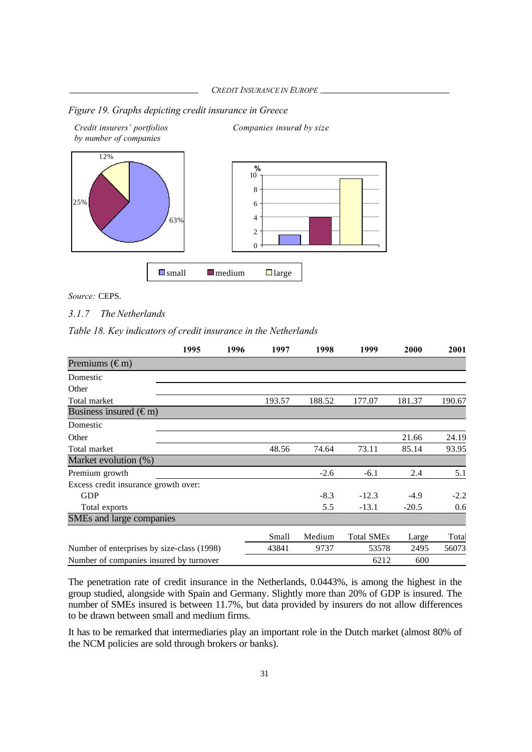*Figure 19. Graphs depicting credit insurance in Greece*

*Credit insurers' portfolios by number of companies*

*Companies insured by size*

*Source:* CEPS.

### *3.1.7 The Netherlands*

*Table 18. Key indicators of credit insurance in the Netherlands*

| | 1995 | 1996 | 1997 | 1998 | 1999 | 2000 | 2001 |
|---|---|---|---|---|---|---|---|
| **Premiums (€ m)** | | | | | | | |
| Domestic | | | | | | | |
| Other | | | | | | | |
| Total market | | | 193.57 | 188.52 | 177.07 | 181.37 | 190.67 |
| **Business insured (€ m)** | | | | | | | |
| Domestic | | | | | | | |
| Other | | | | | | 21.66 | 24.19 |
| Total market | | | 48.56 | 74.64 | 73.11 | 85.14 | 93.95 |
| **Market evolution (%)** | | | | | | | |
| Premium growth | | | | -2.6 | -6.1 | 2.4 | 5.1 |
| Excess credit insurance growth over: | | | | | | | |
| GDP | | | | -8.3 | -12.3 | -4.9 | -2.2 |
| Total exports | | | | 5.5 | -13.1 | -20.5 | 0.6 |
| **SMEs and large companies** | | | | | | | |
| | | | Small | Medium | Total SMEs | Large | Total |
| Number of enterprises by size-class (1998) | | | 43841 | 9737 | 53578 | 2495 | 56073 |
| Number of companies insured by turnover | | | | | 6212 | 600 | |

The penetration rate of credit insurance in the Netherlands, 0.0443%, is among the highest in the group studied, alongside with Spain and Germany. Slightly more than 20% of GDP is insured. The number of SMEs insured is between 11.7%, but data provided by insurers do not allow differences to be drawn between small and medium firms.

It has to be remarked that intermediaries play an important role in the Dutch market (almost 80% of the NCM policies are sold through brokers or banks).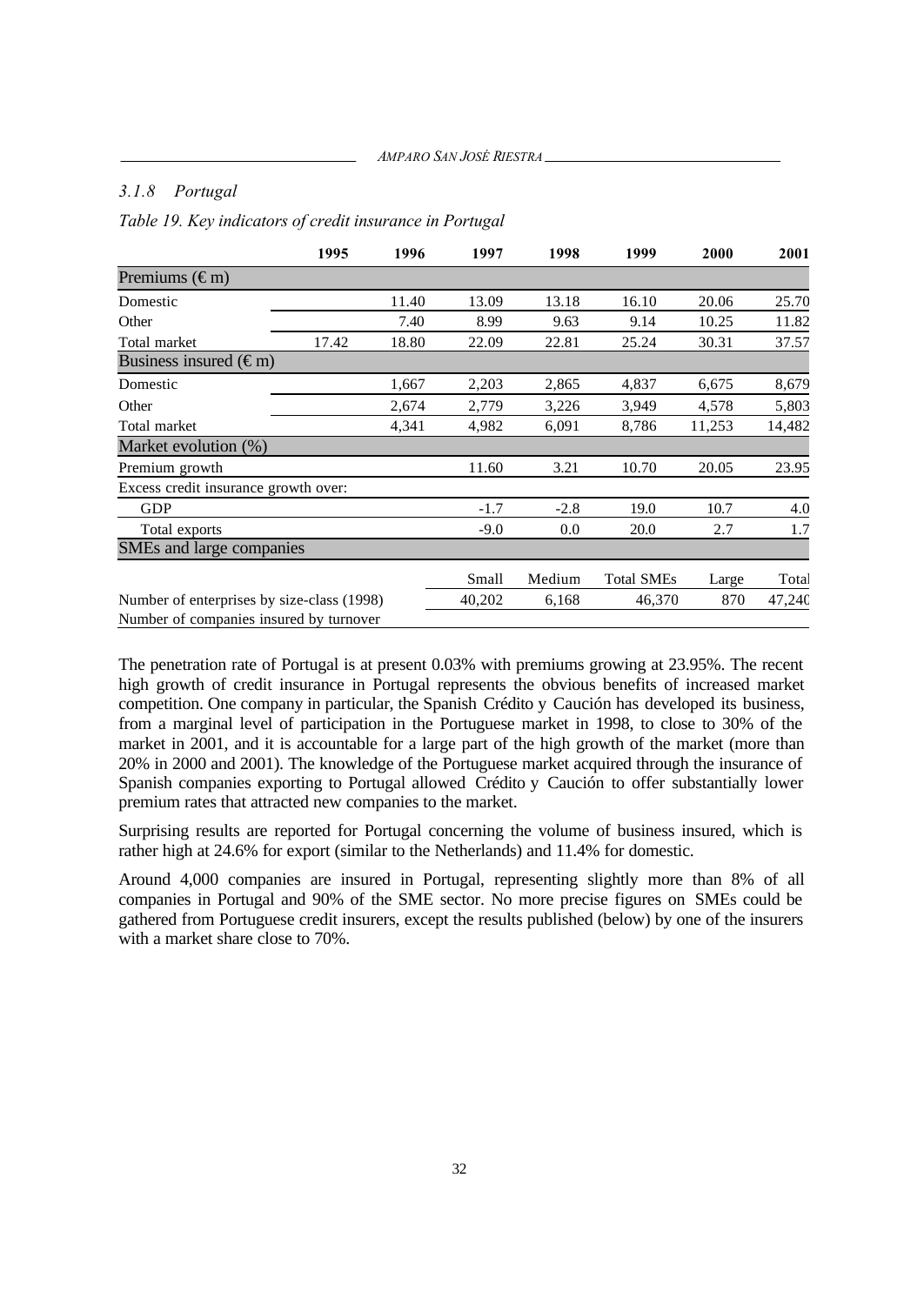### 3.1.8 Portugal

*Table 19. Key indicators of credit insurance in Portugal*

| | 1995 | 1996 | 1997 | 1998 | 1999 | 2000 | 2001 |
|---|---|---|---|---|---|---|---|
| **Premiums (€ m)** | | | | | | | |
| Domestic | | 11.40 | 13.09 | 13.18 | 16.10 | 20.06 | 25.70 |
| Other | | 7.40 | 8.99 | 9.63 | 9.14 | 10.25 | 11.82 |
| Total market | 17.42 | 18.80 | 22.09 | 22.81 | 25.24 | 30.31 | 37.57 |
| **Business insured (€ m)** | | | | | | | |
| Domestic | | 1,667 | 2,203 | 2,865 | 4,837 | 6,675 | 8,679 |
| Other | | 2,674 | 2,779 | 3,226 | 3,949 | 4,578 | 5,803 |
| Total market | | 4,341 | 4,982 | 6,091 | 8,786 | 11,253 | 14,482 |
| **Market evolution (%)** | | | | | | | |
| Premium growth | | | 11.60 | 3.21 | 10.70 | 20.05 | 23.95 |
| Excess credit insurance growth over: | | | | | | | |
| GDP | | | -1.7 | -2.8 | 19.0 | 10.7 | 4.0 |
| Total exports | | | -9.0 | 0.0 | 20.0 | 2.7 | 1.7 |
| **SMEs and large companies** | | | | | | | |
| | | | Small | Medium | Total SMEs | Large | Total |
| Number of enterprises by size-class (1998) | | | 40,202 | 6,168 | 46,370 | 870 | 47,240 |
| Number of companies insured by turnover | | | | | | | |

The penetration rate of Portugal is at present 0.03% with premiums growing at 23.95%. The recent high growth of credit insurance in Portugal represents the obvious benefits of increased market competition. One company in particular, the Spanish Crédito y Caución has developed its business, from a marginal level of participation in the Portuguese market in 1998, to close to 30% of the market in 2001, and it is accountable for a large part of the high growth of the market (more than 20% in 2000 and 2001). The knowledge of the Portuguese market acquired through the insurance of Spanish companies exporting to Portugal allowed Crédito y Caución to offer substantially lower premium rates that attracted new companies to the market.

Surprising results are reported for Portugal concerning the volume of business insured, which is rather high at 24.6% for export (similar to the Netherlands) and 11.4% for domestic.

Around 4,000 companies are insured in Portugal, representing slightly more than 8% of all companies in Portugal and 90% of the SME sector. No more precise figures on SMEs could be gathered from Portuguese credit insurers, except the results published (below) by one of the insurers with a market share close to 70%.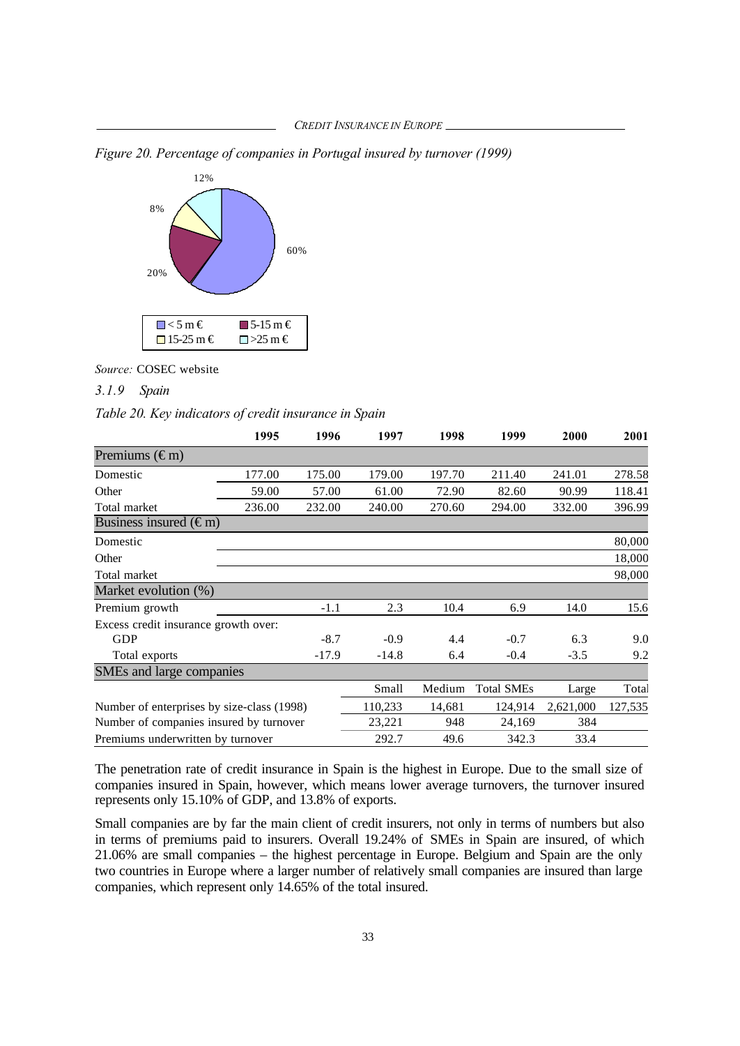*Figure 20. Percentage of companies in Portugal insured by turnover (1999)*

*Source:* COSEC website

### *3.1.9 Spain*

*Table 20. Key indicators of credit insurance in Spain*

| | 1995 | 1996 | 1997 | 1998 | 1999 | 2000 | 2001 |
|---|---|---|---|---|---|---|---|
| **Premiums (€ m)** | | | | | | | |
| Domestic | 177.00 | 175.00 | 179.00 | 197.70 | 211.40 | 241.01 | 278.58 |
| Other | 59.00 | 57.00 | 61.00 | 72.90 | 82.60 | 90.99 | 118.41 |
| Total market | 236.00 | 232.00 | 240.00 | 270.60 | 294.00 | 332.00 | 396.99 |
| **Business insured (€ m)** | | | | | | | |
| Domestic | | | | | | | 80,000 |
| Other | | | | | | | 18,000 |
| Total market | | | | | | | 98,000 |
| **Market evolution (%)** | | | | | | | |
| Premium growth | | -1.1 | 2.3 | 10.4 | 6.9 | 14.0 | 15.6 |
| Excess credit insurance growth over: | | | | | | | |
| GDP | | -8.7 | -0.9 | 4.4 | -0.7 | 6.3 | 9.0 |
| Total exports | | -17.9 | -14.8 | 6.4 | -0.4 | -3.5 | 9.2 |
| **SMEs and large companies** | | | | | | | |
| | | | Small | Medium | Total SMEs | Large | Total |
| Number of enterprises by size-class (1998) | | | 110,233 | 14,681 | 124,914 | 2,621,000 | 127,535 |
| Number of companies insured by turnover | | | 23,221 | 948 | 24,169 | 384 | |
| Premiums underwritten by turnover | | | 292.7 | 49.6 | 342.3 | 33.4 | |

The penetration rate of credit insurance in Spain is the highest in Europe. Due to the small size of companies insured in Spain, however, which means lower average turnovers, the turnover insured represents only 15.10% of GDP, and 13.8% of exports.

Small companies are by far the main client of credit insurers, not only in terms of numbers but also in terms of premiums paid to insurers. Overall 19.24% of SMEs in Spain are insured, of which 21.06% are small companies – the highest percentage in Europe. Belgium and Spain are the only two countries in Europe where a larger number of relatively small companies are insured than large companies, which represent only 14.65% of the total insured.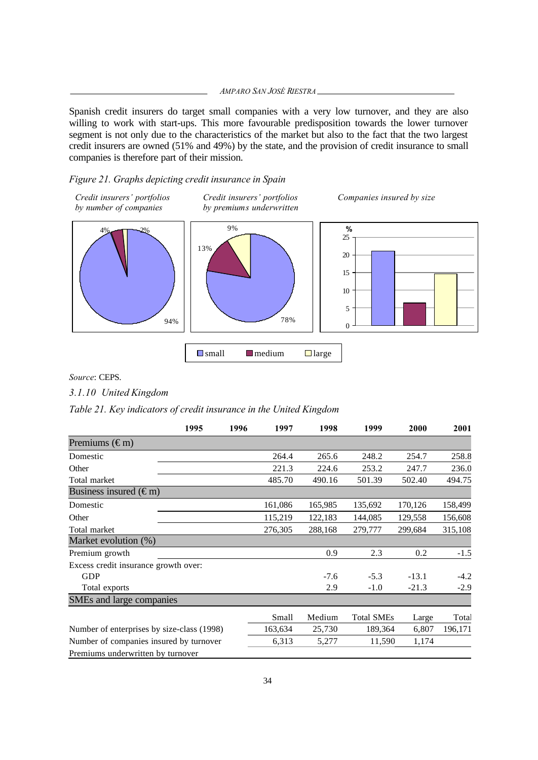Spanish credit insurers do target small companies with a very low turnover, and they are also willing to work with start-ups. This more favourable predisposition towards the lower turnover segment is not only due to the characteristics of the market but also to the fact that the two largest credit insurers are owned (51% and 49%) by the state, and the provision of credit insurance to small companies is therefore part of their mission.

*Figure 21. Graphs depicting credit insurance in Spain*

*Credit insurers' portfolios by number of companies* — small 94%, medium 4%, large 2%

*Credit insurers' portfolios by premiums underwritten* — small 78%, medium 13%, large 9%

*Companies insured by size* (%)

*Source*: CEPS.

### *3.1.10 United Kingdom*

*Table 21. Key indicators of credit insurance in the United Kingdom*

| | 1995 | 1996 | 1997 | 1998 | 1999 | 2000 | 2001 |
|---|---|---|---|---|---|---|---|
| **Premiums (€ m)** | | | | | | | |
| Domestic | | | 264.4 | 265.6 | 248.2 | 254.7 | 258.8 |
| Other | | | 221.3 | 224.6 | 253.2 | 247.7 | 236.0 |
| Total market | | | 485.70 | 490.16 | 501.39 | 502.40 | 494.75 |
| **Business insured (€ m)** | | | | | | | |
| Domestic | | | 161,086 | 165,985 | 135,692 | 170,126 | 158,499 |
| Other | | | 115,219 | 122,183 | 144,085 | 129,558 | 156,608 |
| Total market | | | 276,305 | 288,168 | 279,777 | 299,684 | 315,108 |
| **Market evolution (%)** | | | | | | | |
| Premium growth | | | | 0.9 | 2.3 | 0.2 | -1.5 |
| Excess credit insurance growth over: | | | | | | | |
| GDP | | | | -7.6 | -5.3 | -13.1 | -4.2 |
| Total exports | | | | 2.9 | -1.0 | -21.3 | -2.9 |
| **SMEs and large companies** | | | | | | | |
| | | | Small | Medium | Total SMEs | Large | Total |
| Number of enterprises by size-class (1998) | | | 163,634 | 25,730 | 189,364 | 6,807 | 196,171 |
| Number of companies insured by turnover | | | 6,313 | 5,277 | 11,590 | 1,174 | |
| Premiums underwritten by turnover | | | | | | | |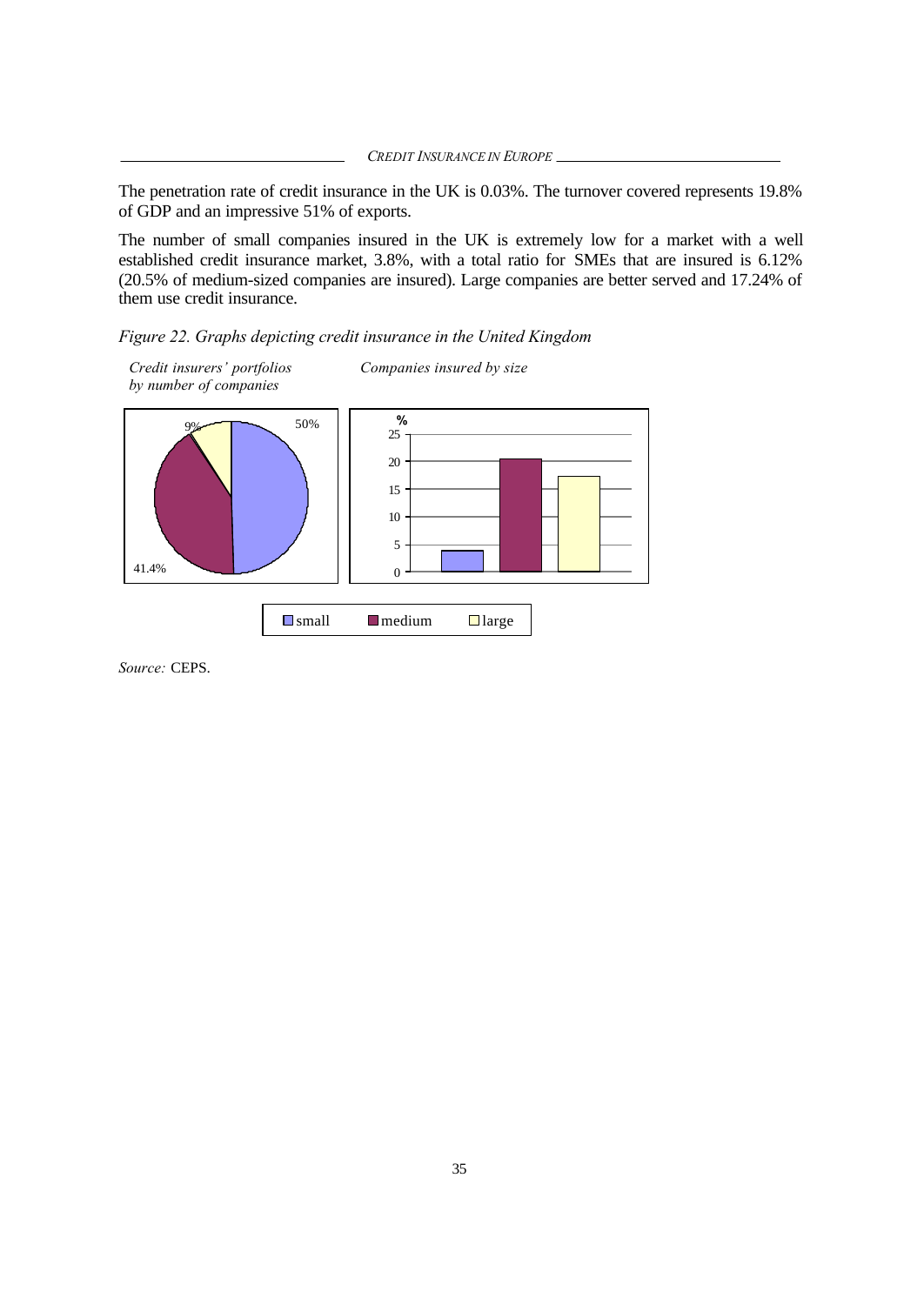The penetration rate of credit insurance in the UK is 0.03%. The turnover covered represents 19.8% of GDP and an impressive 51% of exports.

The number of small companies insured in the UK is extremely low for a market with a well established credit insurance market, 3.8%, with a total ratio for SMEs that are insured is 6.12% (20.5% of medium-sized companies are insured). Large companies are better served and 17.24% of them use credit insurance.

*Figure 22. Graphs depicting credit insurance in the United Kingdom*

*Credit insurers' portfolios by number of companies*

*Companies insured by size*

50%

9%

41.4%

%

25

20

15

10

5

0

small medium large

*Source:* CEPS.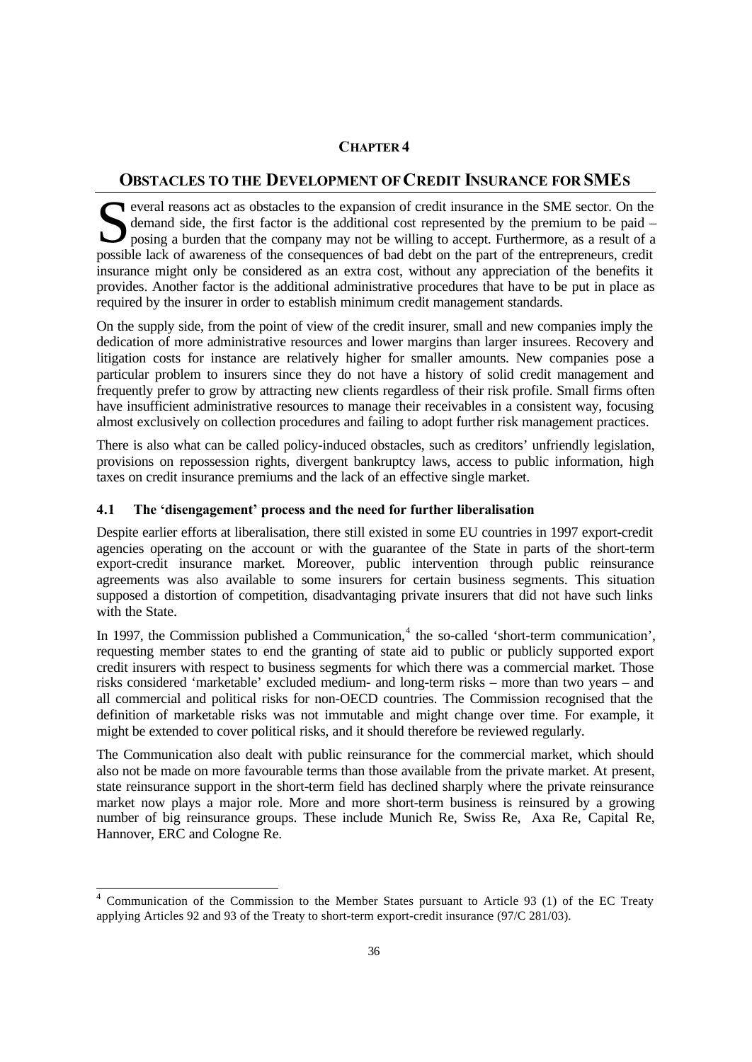# CHAPTER 4

## OBSTACLES TO THE DEVELOPMENT OF CREDIT INSURANCE FOR SMES

Several reasons act as obstacles to the expansion of credit insurance in the SME sector. On the demand side, the first factor is the additional cost represented by the premium to be paid – posing a burden that the company may not be willing to accept. Furthermore, as a result of a possible lack of awareness of the consequences of bad debt on the part of the entrepreneurs, credit insurance might only be considered as an extra cost, without any appreciation of the benefits it provides. Another factor is the additional administrative procedures that have to be put in place as required by the insurer in order to establish minimum credit management standards.

On the supply side, from the point of view of the credit insurer, small and new companies imply the dedication of more administrative resources and lower margins than larger insurees. Recovery and litigation costs for instance are relatively higher for smaller amounts. New companies pose a particular problem to insurers since they do not have a history of solid credit management and frequently prefer to grow by attracting new clients regardless of their risk profile. Small firms often have insufficient administrative resources to manage their receivables in a consistent way, focusing almost exclusively on collection procedures and failing to adopt further risk management practices.

There is also what can be called policy-induced obstacles, such as creditors' unfriendly legislation, provisions on repossession rights, divergent bankruptcy laws, access to public information, high taxes on credit insurance premiums and the lack of an effective single market.

### 4.1 The 'disengagement' process and the need for further liberalisation

Despite earlier efforts at liberalisation, there still existed in some EU countries in 1997 export-credit agencies operating on the account or with the guarantee of the State in parts of the short-term export-credit insurance market. Moreover, public intervention through public reinsurance agreements was also available to some insurers for certain business segments. This situation supposed a distortion of competition, disadvantaging private insurers that did not have such links with the State.

In 1997, the Commission published a Communication,[4] the so-called 'short-term communication', requesting member states to end the granting of state aid to public or publicly supported export credit insurers with respect to business segments for which there was a commercial market. Those risks considered 'marketable' excluded medium- and long-term risks – more than two years – and all commercial and political risks for non-OECD countries. The Commission recognised that the definition of marketable risks was not immutable and might change over time. For example, it might be extended to cover political risks, and it should therefore be reviewed regularly.

The Communication also dealt with public reinsurance for the commercial market, which should also not be made on more favourable terms than those available from the private market. At present, state reinsurance support in the short-term field has declined sharply where the private reinsurance market now plays a major role. More and more short-term business is reinsured by a growing number of big reinsurance groups. These include Munich Re, Swiss Re, Axa Re, Capital Re, Hannover, ERC and Cologne Re.

[4] Communication of the Commission to the Member States pursuant to Article 93 (1) of the EC Treaty applying Articles 92 and 93 of the Treaty to short-term export-credit insurance (97/C 281/03).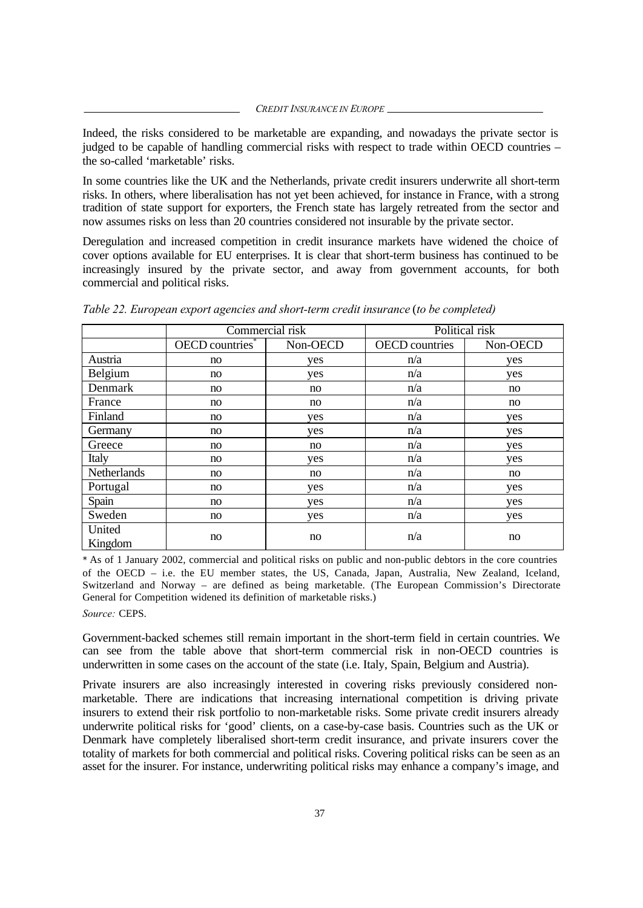Indeed, the risks considered to be marketable are expanding, and nowadays the private sector is judged to be capable of handling commercial risks with respect to trade within OECD countries – the so-called 'marketable' risks.

In some countries like the UK and the Netherlands, private credit insurers underwrite all short-term risks. In others, where liberalisation has not yet been achieved, for instance in France, with a strong tradition of state support for exporters, the French state has largely retreated from the sector and now assumes risks on less than 20 countries considered not insurable by the private sector.

Deregulation and increased competition in credit insurance markets have widened the choice of cover options available for EU enterprises. It is clear that short-term business has continued to be increasingly insured by the private sector, and away from government accounts, for both commercial and political risks.

*Table 22. European export agencies and short-term credit insurance* (*to be completed*)

| | Commercial risk | | Political risk | |
|---|---|---|---|---|
| | OECD countries* | Non-OECD | OECD countries | Non-OECD |
| Austria | no | yes | n/a | yes |
| Belgium | no | yes | n/a | yes |
| Denmark | no | no | n/a | no |
| France | no | no | n/a | no |
| Finland | no | yes | n/a | yes |
| Germany | no | yes | n/a | yes |
| Greece | no | no | n/a | yes |
| Italy | no | yes | n/a | yes |
| Netherlands | no | no | n/a | no |
| Portugal | no | yes | n/a | yes |
| Spain | no | yes | n/a | yes |
| Sweden | no | yes | n/a | yes |
| United Kingdom | no | no | n/a | no |

\* As of 1 January 2002, commercial and political risks on public and non-public debtors in the core countries of the OECD – i.e. the EU member states, the US, Canada, Japan, Australia, New Zealand, Iceland, Switzerland and Norway – are defined as being marketable. (The European Commission's Directorate General for Competition widened its definition of marketable risks.)

*Source:* CEPS.

Government-backed schemes still remain important in the short-term field in certain countries. We can see from the table above that short-term commercial risk in non-OECD countries is underwritten in some cases on the account of the state (i.e. Italy, Spain, Belgium and Austria).

Private insurers are also increasingly interested in covering risks previously considered non-marketable. There are indications that increasing international competition is driving private insurers to extend their risk portfolio to non-marketable risks. Some private credit insurers already underwrite political risks for 'good' clients, on a case-by-case basis. Countries such as the UK or Denmark have completely liberalised short-term credit insurance, and private insurers cover the totality of markets for both commercial and political risks. Covering political risks can be seen as an asset for the insurer. For instance, underwriting political risks may enhance a company's image, and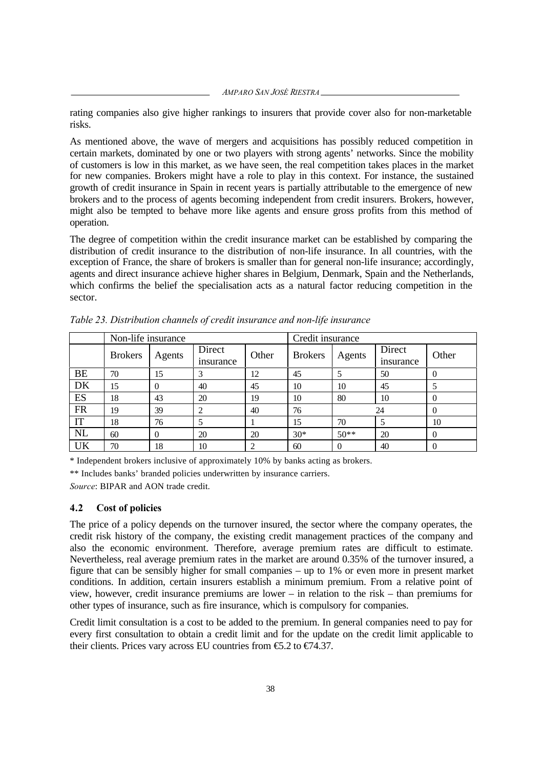rating companies also give higher rankings to insurers that provide cover also for non-marketable risks.

As mentioned above, the wave of mergers and acquisitions has possibly reduced competition in certain markets, dominated by one or two players with strong agents' networks. Since the mobility of customers is low in this market, as we have seen, the real competition takes places in the market for new companies. Brokers might have a role to play in this context. For instance, the sustained growth of credit insurance in Spain in recent years is partially attributable to the emergence of new brokers and to the process of agents becoming independent from credit insurers. Brokers, however, might also be tempted to behave more like agents and ensure gross profits from this method of operation.

The degree of competition within the credit insurance market can be established by comparing the distribution of credit insurance to the distribution of non-life insurance. In all countries, with the exception of France, the share of brokers is smaller than for general non-life insurance; accordingly, agents and direct insurance achieve higher shares in Belgium, Denmark, Spain and the Netherlands, which confirms the belief the specialisation acts as a natural factor reducing competition in the sector.

*Table 23. Distribution channels of credit insurance and non-life insurance*

| | Non-life insurance | | | | Credit insurance | | | |
|---|---|---|---|---|---|---|---|---|
| | Brokers | Agents | Direct insurance | Other | Brokers | Agents | Direct insurance | Other |
| BE | 70 | 15 | 3 | 12 | 45 | 5 | 50 | 0 |
| DK | 15 | 0 | 40 | 45 | 10 | 10 | 45 | 5 |
| ES | 18 | 43 | 20 | 19 | 10 | 80 | 10 | 0 |
| FR | 19 | 39 | 2 | 40 | 76 | 24 | | 0 |
| IT | 18 | 76 | 5 | 1 | 15 | 70 | 5 | 10 |
| NL | 60 | 0 | 20 | 20 | 30* | 50** | 20 | 0 |
| UK | 70 | 18 | 10 | 2 | 60 | 0 | 40 | 0 |

\* Independent brokers inclusive of approximately 10% by banks acting as brokers.

\** Includes banks' branded policies underwritten by insurance carriers.

*Source*: BIPAR and AON trade credit.

### 4.2 Cost of policies

The price of a policy depends on the turnover insured, the sector where the company operates, the credit risk history of the company, the existing credit management practices of the company and also the economic environment. Therefore, average premium rates are difficult to estimate. Nevertheless, real average premium rates in the market are around 0.35% of the turnover insured, a figure that can be sensibly higher for small companies – up to 1% or even more in present market conditions. In addition, certain insurers establish a minimum premium. From a relative point of view, however, credit insurance premiums are lower – in relation to the risk – than premiums for other types of insurance, such as fire insurance, which is compulsory for companies.

Credit limit consultation is a cost to be added to the premium. In general companies need to pay for every first consultation to obtain a credit limit and for the update on the credit limit applicable to their clients. Prices vary across EU countries from €5.2 to €74.37.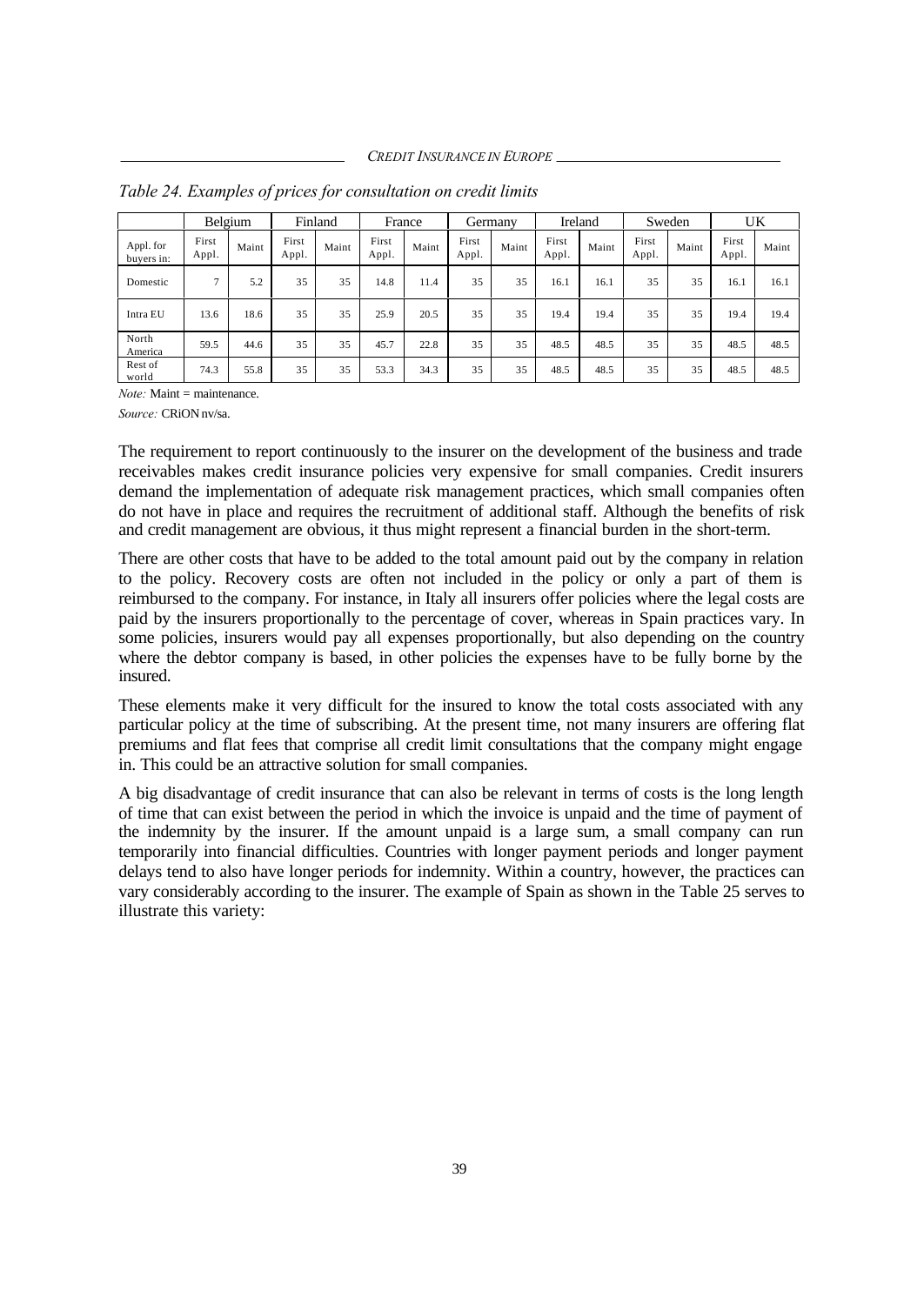*Table 24. Examples of prices for consultation on credit limits*

| | Belgium | | Finland | | France | | Germany | | Ireland | | Sweden | | UK | |
|---|---|---|---|---|---|---|---|---|---|---|---|---|---|---|
| Appl. for buyers in: | First Appl. | Maint | First Appl. | Maint | First Appl. | Maint | First Appl. | Maint | First Appl. | Maint | First Appl. | Maint | First Appl. | Maint |
| Domestic | 7 | 5.2 | 35 | 35 | 14.8 | 11.4 | 35 | 35 | 16.1 | 16.1 | 35 | 35 | 16.1 | 16.1 |
| Intra EU | 13.6 | 18.6 | 35 | 35 | 25.9 | 20.5 | 35 | 35 | 19.4 | 19.4 | 35 | 35 | 19.4 | 19.4 |
| North America | 59.5 | 44.6 | 35 | 35 | 45.7 | 22.8 | 35 | 35 | 48.5 | 48.5 | 35 | 35 | 48.5 | 48.5 |
| Rest of world | 74.3 | 55.8 | 35 | 35 | 53.3 | 34.3 | 35 | 35 | 48.5 | 48.5 | 35 | 35 | 48.5 | 48.5 |

*Note:* Maint = maintenance.

*Source:* CRiON nv/sa.

The requirement to report continuously to the insurer on the development of the business and trade receivables makes credit insurance policies very expensive for small companies. Credit insurers demand the implementation of adequate risk management practices, which small companies often do not have in place and requires the recruitment of additional staff. Although the benefits of risk and credit management are obvious, it thus might represent a financial burden in the short-term.

There are other costs that have to be added to the total amount paid out by the company in relation to the policy. Recovery costs are often not included in the policy or only a part of them is reimbursed to the company. For instance, in Italy all insurers offer policies where the legal costs are paid by the insurers proportionally to the percentage of cover, whereas in Spain practices vary. In some policies, insurers would pay all expenses proportionally, but also depending on the country where the debtor company is based, in other policies the expenses have to be fully borne by the insured.

These elements make it very difficult for the insured to know the total costs associated with any particular policy at the time of subscribing. At the present time, not many insurers are offering flat premiums and flat fees that comprise all credit limit consultations that the company might engage in. This could be an attractive solution for small companies.

A big disadvantage of credit insurance that can also be relevant in terms of costs is the long length of time that can exist between the period in which the invoice is unpaid and the time of payment of the indemnity by the insurer. If the amount unpaid is a large sum, a small company can run temporarily into financial difficulties. Countries with longer payment periods and longer payment delays tend to also have longer periods for indemnity. Within a country, however, the practices can vary considerably according to the insurer. The example of Spain as shown in the Table 25 serves to illustrate this variety: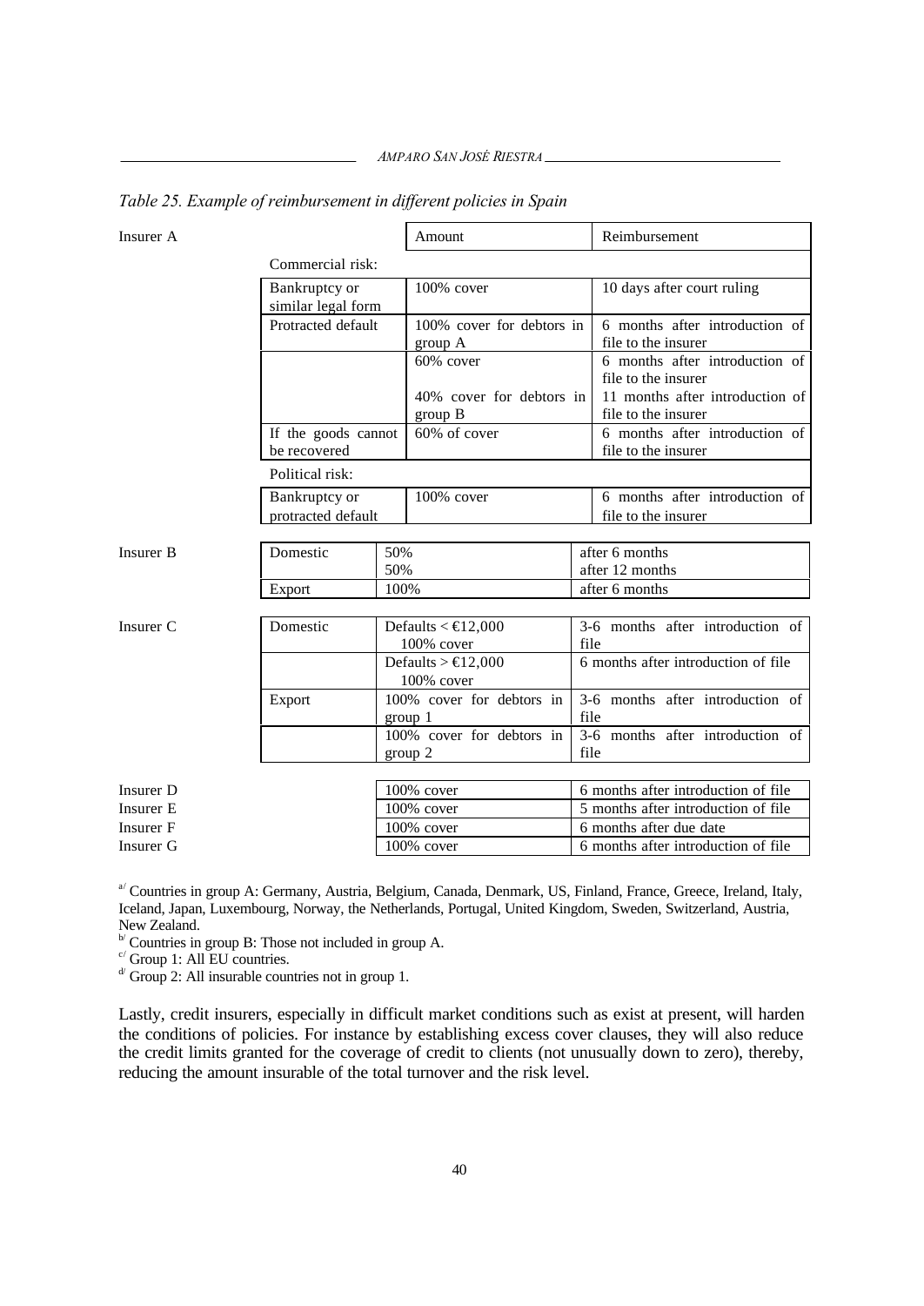*Table 25. Example of reimbursement in different policies in Spain*

| Insurer | Type | | Amount | Reimbursement |
|---|---|---|---|---|
| Insurer A | | | Amount | Reimbursement |
| | Commercial risk: | | | |
| | Bankruptcy or similar legal form | | 100% cover | 10 days after court ruling |
| | Protracted default | | 100% cover for debtors in group A | 6 months after introduction of file to the insurer |
| | | | 60% cover | 6 months after introduction of file to the insurer |
| | | | 40% cover for debtors in group B | 11 months after introduction of file to the insurer |
| | If the goods cannot be recovered | | 60% of cover | 6 months after introduction of file to the insurer |
| | Political risk: | | | |
| | Bankruptcy or protracted default | | 100% cover | 6 months after introduction of file to the insurer |
| Insurer B | Domestic | | 50% | after 6 months |
| | | | 50% | after 12 months |
| | Export | | 100% | after 6 months |
| Insurer C | Domestic | | Defaults < €12,000 100% cover | 3-6 months after introduction of file |
| | | | Defaults > €12,000 100% cover | 6 months after introduction of file |
| | Export | | 100% cover for debtors in group 1 | 3-6 months after introduction of file |
| | | | 100% cover for debtors in group 2 | 3-6 months after introduction of file |
| Insurer D | | | 100% cover | 6 months after introduction of file |
| Insurer E | | | 100% cover | 5 months after introduction of file |
| Insurer F | | | 100% cover | 6 months after due date |
| Insurer G | | | 100% cover | 6 months after introduction of file |

[a/] Countries in group A: Germany, Austria, Belgium, Canada, Denmark, US, Finland, France, Greece, Ireland, Italy, Iceland, Japan, Luxembourg, Norway, the Netherlands, Portugal, United Kingdom, Sweden, Switzerland, Austria, New Zealand.

[b/] Countries in group B: Those not included in group A.

[c/] Group 1: All EU countries.

[d/] Group 2: All insurable countries not in group 1.

Lastly, credit insurers, especially in difficult market conditions such as exist at present, will harden the conditions of policies. For instance by establishing excess cover clauses, they will also reduce the credit limits granted for the coverage of credit to clients (not unusually down to zero), thereby, reducing the amount insurable of the total turnover and the risk level.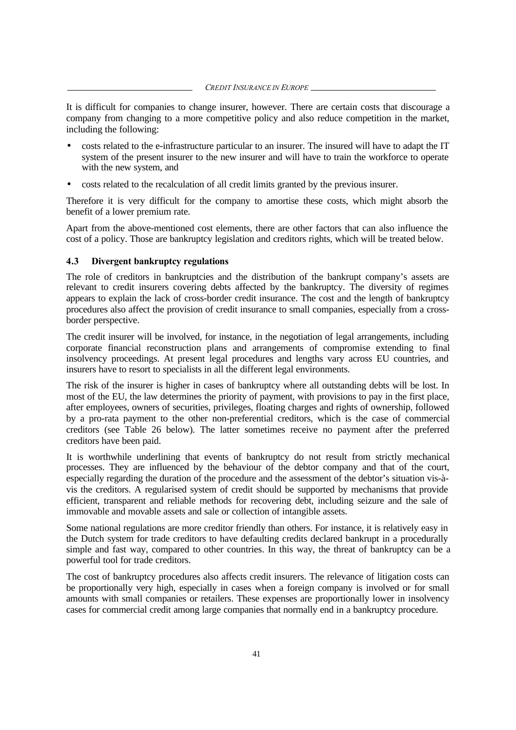It is difficult for companies to change insurer, however. There are certain costs that discourage a company from changing to a more competitive policy and also reduce competition in the market, including the following:

- costs related to the e-infrastructure particular to an insurer. The insured will have to adapt the IT system of the present insurer to the new insurer and will have to train the workforce to operate with the new system, and
- costs related to the recalculation of all credit limits granted by the previous insurer.

Therefore it is very difficult for the company to amortise these costs, which might absorb the benefit of a lower premium rate.

Apart from the above-mentioned cost elements, there are other factors that can also influence the cost of a policy. Those are bankruptcy legislation and creditors rights, which will be treated below.

### 4.3 Divergent bankruptcy regulations

The role of creditors in bankruptcies and the distribution of the bankrupt company's assets are relevant to credit insurers covering debts affected by the bankruptcy. The diversity of regimes appears to explain the lack of cross-border credit insurance. The cost and the length of bankruptcy procedures also affect the provision of credit insurance to small companies, especially from a cross-border perspective.

The credit insurer will be involved, for instance, in the negotiation of legal arrangements, including corporate financial reconstruction plans and arrangements of compromise extending to final insolvency proceedings. At present legal procedures and lengths vary across EU countries, and insurers have to resort to specialists in all the different legal environments.

The risk of the insurer is higher in cases of bankruptcy where all outstanding debts will be lost. In most of the EU, the law determines the priority of payment, with provisions to pay in the first place, after employees, owners of securities, privileges, floating charges and rights of ownership, followed by a pro-rata payment to the other non-preferential creditors, which is the case of commercial creditors (see Table 26 below). The latter sometimes receive no payment after the preferred creditors have been paid.

It is worthwhile underlining that events of bankruptcy do not result from strictly mechanical processes. They are influenced by the behaviour of the debtor company and that of the court, especially regarding the duration of the procedure and the assessment of the debtor's situation vis-à-vis the creditors. A regularised system of credit should be supported by mechanisms that provide efficient, transparent and reliable methods for recovering debt, including seizure and the sale of immovable and movable assets and sale or collection of intangible assets.

Some national regulations are more creditor friendly than others. For instance, it is relatively easy in the Dutch system for trade creditors to have defaulting credits declared bankrupt in a procedurally simple and fast way, compared to other countries. In this way, the threat of bankruptcy can be a powerful tool for trade creditors.

The cost of bankruptcy procedures also affects credit insurers. The relevance of litigation costs can be proportionally very high, especially in cases when a foreign company is involved or for small amounts with small companies or retailers. These expenses are proportionally lower in insolvency cases for commercial credit among large companies that normally end in a bankruptcy procedure.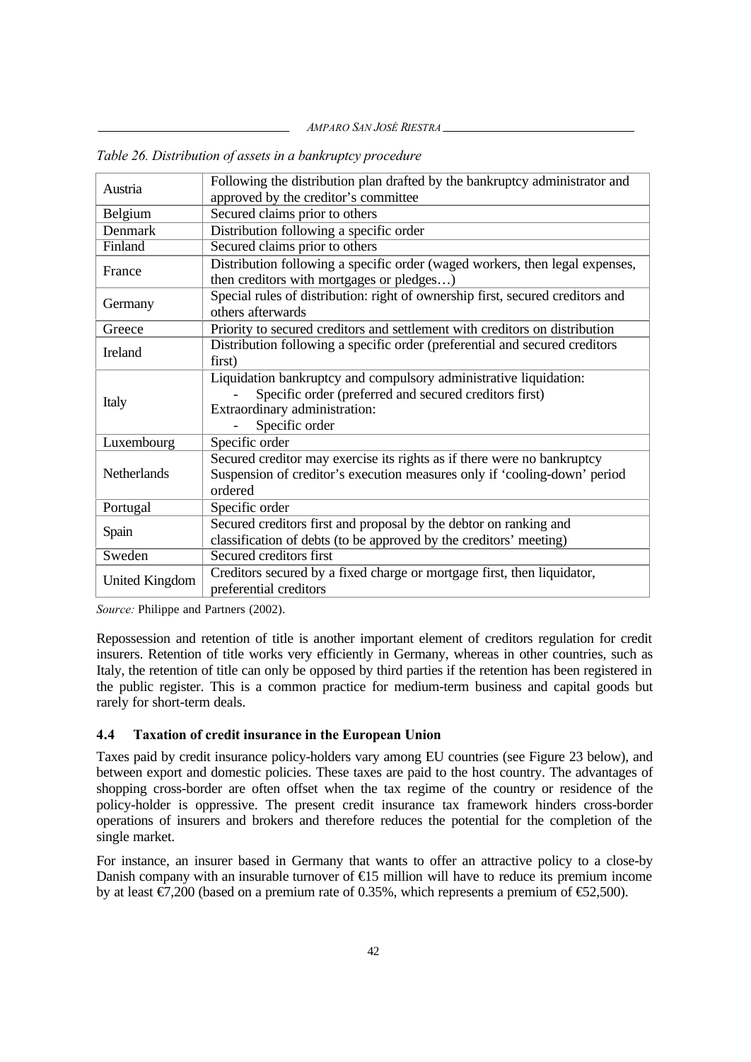*Table 26. Distribution of assets in a bankruptcy procedure*

| | |
|---|---|
| Austria | Following the distribution plan drafted by the bankruptcy administrator and approved by the creditor's committee |
| Belgium | Secured claims prior to others |
| Denmark | Distribution following a specific order |
| Finland | Secured claims prior to others |
| France | Distribution following a specific order (waged workers, then legal expenses, then creditors with mortgages or pledges…) |
| Germany | Special rules of distribution: right of ownership first, secured creditors and others afterwards |
| Greece | Priority to secured creditors and settlement with creditors on distribution |
| Ireland | Distribution following a specific order (preferential and secured creditors first) |
| Italy | Liquidation bankruptcy and compulsory administrative liquidation: - Specific order (preferred and secured creditors first) Extraordinary administration: - Specific order |
| Luxembourg | Specific order |
| Netherlands | Secured creditor may exercise its rights as if there were no bankruptcy Suspension of creditor's execution measures only if 'cooling-down' period ordered |
| Portugal | Specific order |
| Spain | Secured creditors first and proposal by the debtor on ranking and classification of debts (to be approved by the creditors' meeting) |
| Sweden | Secured creditors first |
| United Kingdom | Creditors secured by a fixed charge or mortgage first, then liquidator, preferential creditors |

*Source:* Philippe and Partners (2002).

Repossession and retention of title is another important element of creditors regulation for credit insurers. Retention of title works very efficiently in Germany, whereas in other countries, such as Italy, the retention of title can only be opposed by third parties if the retention has been registered in the public register. This is a common practice for medium-term business and capital goods but rarely for short-term deals.

### 4.4 Taxation of credit insurance in the European Union

Taxes paid by credit insurance policy-holders vary among EU countries (see Figure 23 below), and between export and domestic policies. These taxes are paid to the host country. The advantages of shopping cross-border are often offset when the tax regime of the country or residence of the policy-holder is oppressive. The present credit insurance tax framework hinders cross-border operations of insurers and brokers and therefore reduces the potential for the completion of the single market.

For instance, an insurer based in Germany that wants to offer an attractive policy to a close-by Danish company with an insurable turnover of €15 million will have to reduce its premium income by at least €7,200 (based on a premium rate of 0.35%, which represents a premium of €52,500).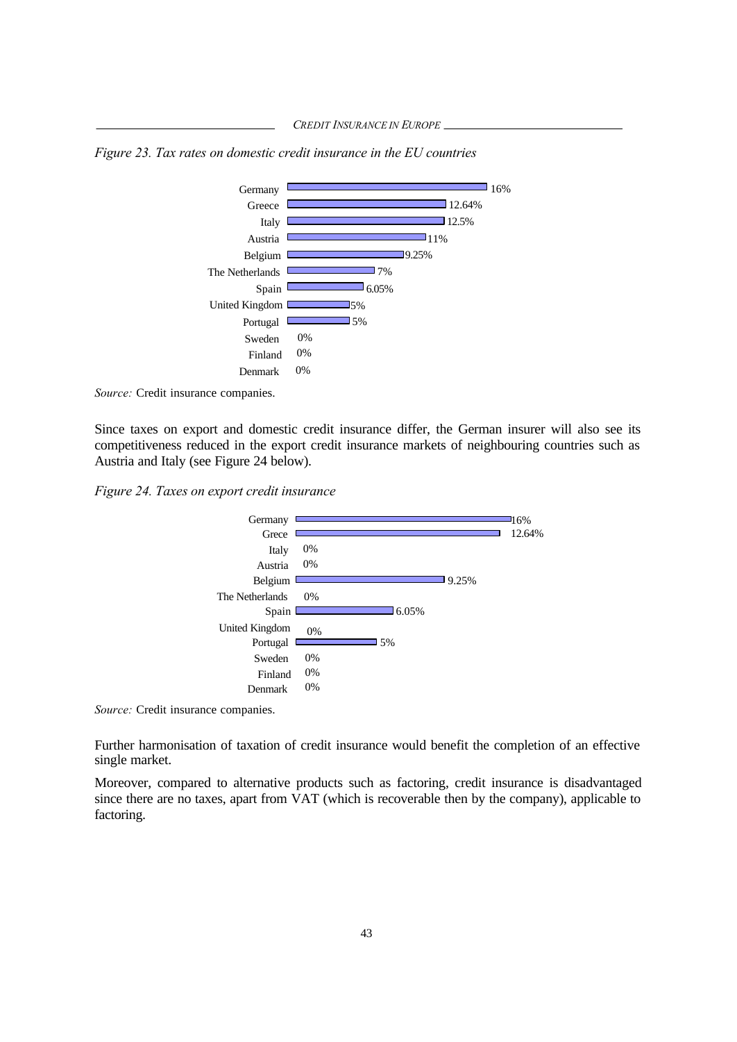*Figure 23. Tax rates on domestic credit insurance in the EU countries*

| Country | Tax rate |
|---|---|
| Germany | 16% |
| Greece | 12.64% |
| Italy | 12.5% |
| Austria | 11% |
| Belgium | 9.25% |
| The Netherlands | 7% |
| Spain | 6.05% |
| United Kingdom | 5% |
| Portugal | 5% |
| Sweden | 0% |
| Finland | 0% |
| Denmark | 0% |

*Source:* Credit insurance companies.

Since taxes on export and domestic credit insurance differ, the German insurer will also see its competitiveness reduced in the export credit insurance markets of neighbouring countries such as Austria and Italy (see Figure 24 below).

*Figure 24. Taxes on export credit insurance*

| Country | Tax rate |
|---|---|
| Germany | 16% |
| Grece | 12.64% |
| Italy | 0% |
| Austria | 0% |
| Belgium | 9.25% |
| The Netherlands | 0% |
| Spain | 6.05% |
| United Kingdom | 0% |
| Portugal | 5% |
| Sweden | 0% |
| Finland | 0% |
| Denmark | 0% |

*Source:* Credit insurance companies.

Further harmonisation of taxation of credit insurance would benefit the completion of an effective single market.

Moreover, compared to alternative products such as factoring, credit insurance is disadvantaged since there are no taxes, apart from VAT (which is recoverable then by the company), applicable to factoring.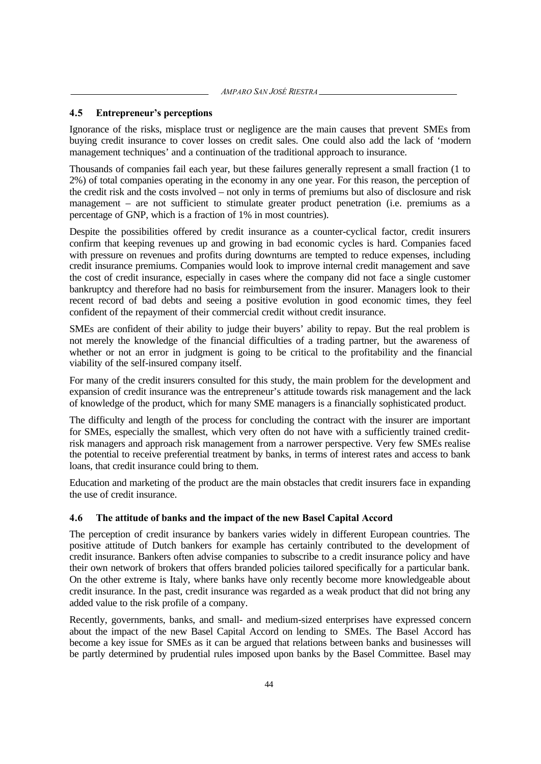### 4.5 Entrepreneur's perceptions

Ignorance of the risks, misplace trust or negligence are the main causes that prevent SMEs from buying credit insurance to cover losses on credit sales. One could also add the lack of 'modern management techniques' and a continuation of the traditional approach to insurance.

Thousands of companies fail each year, but these failures generally represent a small fraction (1 to 2%) of total companies operating in the economy in any one year. For this reason, the perception of the credit risk and the costs involved – not only in terms of premiums but also of disclosure and risk management – are not sufficient to stimulate greater product penetration (i.e. premiums as a percentage of GNP, which is a fraction of 1% in most countries).

Despite the possibilities offered by credit insurance as a counter-cyclical factor, credit insurers confirm that keeping revenues up and growing in bad economic cycles is hard. Companies faced with pressure on revenues and profits during downturns are tempted to reduce expenses, including credit insurance premiums. Companies would look to improve internal credit management and save the cost of credit insurance, especially in cases where the company did not face a single customer bankruptcy and therefore had no basis for reimbursement from the insurer. Managers look to their recent record of bad debts and seeing a positive evolution in good economic times, they feel confident of the repayment of their commercial credit without credit insurance.

SMEs are confident of their ability to judge their buyers' ability to repay. But the real problem is not merely the knowledge of the financial difficulties of a trading partner, but the awareness of whether or not an error in judgment is going to be critical to the profitability and the financial viability of the self-insured company itself.

For many of the credit insurers consulted for this study, the main problem for the development and expansion of credit insurance was the entrepreneur's attitude towards risk management and the lack of knowledge of the product, which for many SME managers is a financially sophisticated product.

The difficulty and length of the process for concluding the contract with the insurer are important for SMEs, especially the smallest, which very often do not have with a sufficiently trained credit-risk managers and approach risk management from a narrower perspective. Very few SMEs realise the potential to receive preferential treatment by banks, in terms of interest rates and access to bank loans, that credit insurance could bring to them.

Education and marketing of the product are the main obstacles that credit insurers face in expanding the use of credit insurance.

### 4.6 The attitude of banks and the impact of the new Basel Capital Accord

The perception of credit insurance by bankers varies widely in different European countries. The positive attitude of Dutch bankers for example has certainly contributed to the development of credit insurance. Bankers often advise companies to subscribe to a credit insurance policy and have their own network of brokers that offers branded policies tailored specifically for a particular bank. On the other extreme is Italy, where banks have only recently become more knowledgeable about credit insurance. In the past, credit insurance was regarded as a weak product that did not bring any added value to the risk profile of a company.

Recently, governments, banks, and small- and medium-sized enterprises have expressed concern about the impact of the new Basel Capital Accord on lending to SMEs. The Basel Accord has become a key issue for SMEs as it can be argued that relations between banks and businesses will be partly determined by prudential rules imposed upon banks by the Basel Committee. Basel may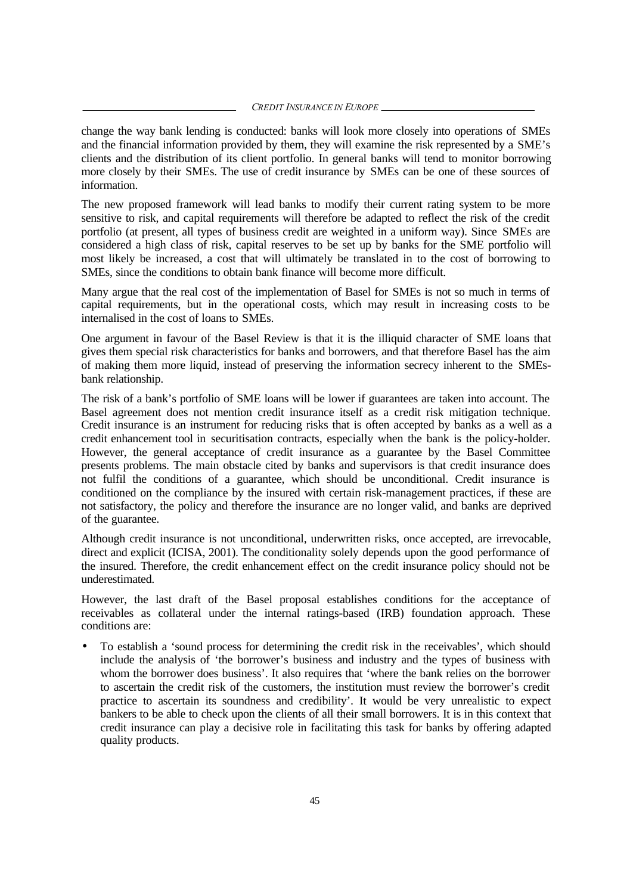change the way bank lending is conducted: banks will look more closely into operations of SMEs and the financial information provided by them, they will examine the risk represented by a SME's clients and the distribution of its client portfolio. In general banks will tend to monitor borrowing more closely by their SMEs. The use of credit insurance by SMEs can be one of these sources of information.

The new proposed framework will lead banks to modify their current rating system to be more sensitive to risk, and capital requirements will therefore be adapted to reflect the risk of the credit portfolio (at present, all types of business credit are weighted in a uniform way). Since SMEs are considered a high class of risk, capital reserves to be set up by banks for the SME portfolio will most likely be increased, a cost that will ultimately be translated in to the cost of borrowing to SMEs, since the conditions to obtain bank finance will become more difficult.

Many argue that the real cost of the implementation of Basel for SMEs is not so much in terms of capital requirements, but in the operational costs, which may result in increasing costs to be internalised in the cost of loans to SMEs.

One argument in favour of the Basel Review is that it is the illiquid character of SME loans that gives them special risk characteristics for banks and borrowers, and that therefore Basel has the aim of making them more liquid, instead of preserving the information secrecy inherent to the SMEs-bank relationship.

The risk of a bank's portfolio of SME loans will be lower if guarantees are taken into account. The Basel agreement does not mention credit insurance itself as a credit risk mitigation technique. Credit insurance is an instrument for reducing risks that is often accepted by banks as a well as a credit enhancement tool in securitisation contracts, especially when the bank is the policy-holder. However, the general acceptance of credit insurance as a guarantee by the Basel Committee presents problems. The main obstacle cited by banks and supervisors is that credit insurance does not fulfil the conditions of a guarantee, which should be unconditional. Credit insurance is conditioned on the compliance by the insured with certain risk-management practices, if these are not satisfactory, the policy and therefore the insurance are no longer valid, and banks are deprived of the guarantee.

Although credit insurance is not unconditional, underwritten risks, once accepted, are irrevocable, direct and explicit (ICISA, 2001). The conditionality solely depends upon the good performance of the insured. Therefore, the credit enhancement effect on the credit insurance policy should not be underestimated.

However, the last draft of the Basel proposal establishes conditions for the acceptance of receivables as collateral under the internal ratings-based (IRB) foundation approach. These conditions are:

- To establish a 'sound process for determining the credit risk in the receivables', which should include the analysis of 'the borrower's business and industry and the types of business with whom the borrower does business'. It also requires that 'where the bank relies on the borrower to ascertain the credit risk of the customers, the institution must review the borrower's credit practice to ascertain its soundness and credibility'. It would be very unrealistic to expect bankers to be able to check upon the clients of all their small borrowers. It is in this context that credit insurance can play a decisive role in facilitating this task for banks by offering adapted quality products.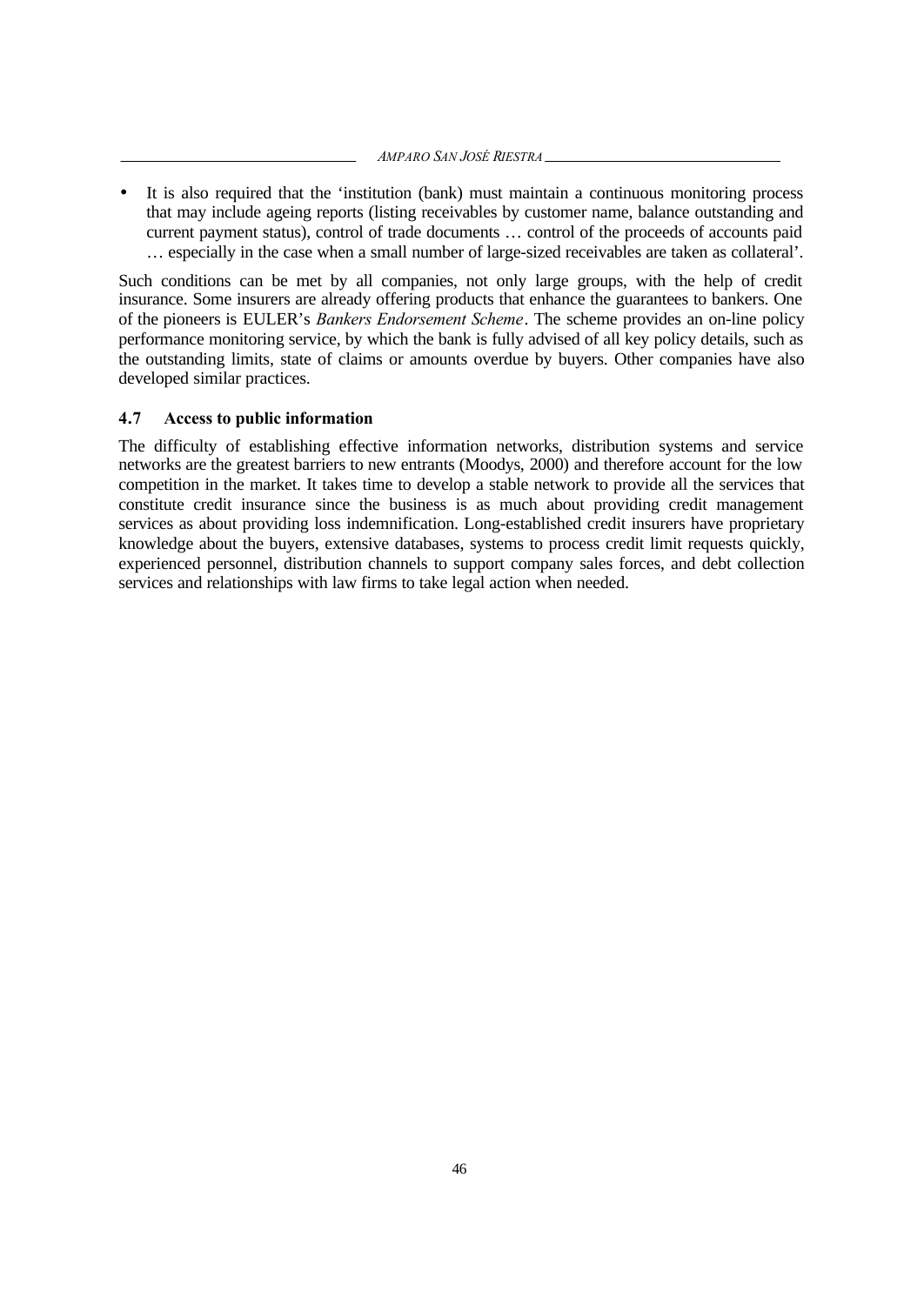- It is also required that the 'institution (bank) must maintain a continuous monitoring process that may include ageing reports (listing receivables by customer name, balance outstanding and current payment status), control of trade documents … control of the proceeds of accounts paid … especially in the case when a small number of large-sized receivables are taken as collateral'.

Such conditions can be met by all companies, not only large groups, with the help of credit insurance. Some insurers are already offering products that enhance the guarantees to bankers. One of the pioneers is EULER's *Bankers Endorsement Scheme*. The scheme provides an on-line policy performance monitoring service, by which the bank is fully advised of all key policy details, such as the outstanding limits, state of claims or amounts overdue by buyers. Other companies have also developed similar practices.

### 4.7 Access to public information

The difficulty of establishing effective information networks, distribution systems and service networks are the greatest barriers to new entrants (Moodys, 2000) and therefore account for the low competition in the market. It takes time to develop a stable network to provide all the services that constitute credit insurance since the business is as much about providing credit management services as about providing loss indemnification. Long-established credit insurers have proprietary knowledge about the buyers, extensive databases, systems to process credit limit requests quickly, experienced personnel, distribution channels to support company sales forces, and debt collection services and relationships with law firms to take legal action when needed.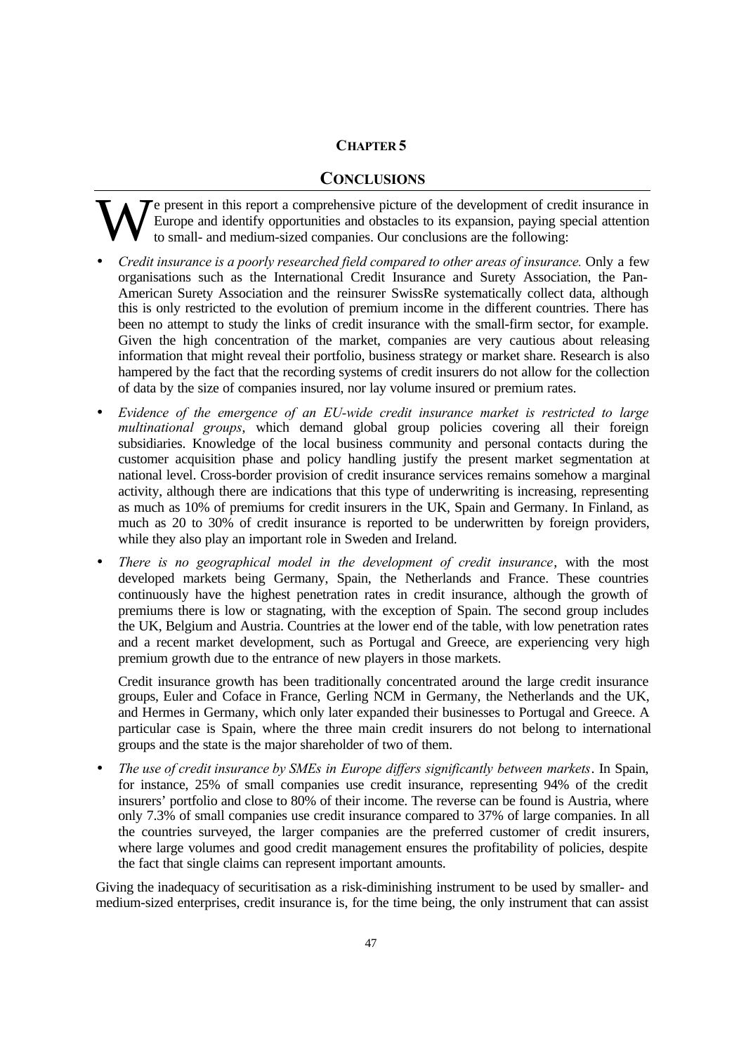# CHAPTER 5

## CONCLUSIONS

We present in this report a comprehensive picture of the development of credit insurance in Europe and identify opportunities and obstacles to its expansion, paying special attention to small- and medium-sized companies. Our conclusions are the following:

- *Credit insurance is a poorly researched field compared to other areas of insurance.* Only a few organisations such as the International Credit Insurance and Surety Association, the Pan-American Surety Association and the reinsurer SwissRe systematically collect data, although this is only restricted to the evolution of premium income in the different countries. There has been no attempt to study the links of credit insurance with the small-firm sector, for example. Given the high concentration of the market, companies are very cautious about releasing information that might reveal their portfolio, business strategy or market share. Research is also hampered by the fact that the recording systems of credit insurers do not allow for the collection of data by the size of companies insured, nor lay volume insured or premium rates.

- *Evidence of the emergence of an EU-wide credit insurance market is restricted to large multinational groups*, which demand global group policies covering all their foreign subsidiaries. Knowledge of the local business community and personal contacts during the customer acquisition phase and policy handling justify the present market segmentation at national level. Cross-border provision of credit insurance services remains somehow a marginal activity, although there are indications that this type of underwriting is increasing, representing as much as 10% of premiums for credit insurers in the UK, Spain and Germany. In Finland, as much as 20 to 30% of credit insurance is reported to be underwritten by foreign providers, while they also play an important role in Sweden and Ireland.

- *There is no geographical model in the development of credit insurance*, with the most developed markets being Germany, Spain, the Netherlands and France. These countries continuously have the highest penetration rates in credit insurance, although the growth of premiums there is low or stagnating, with the exception of Spain. The second group includes the UK, Belgium and Austria. Countries at the lower end of the table, with low penetration rates and a recent market development, such as Portugal and Greece, are experiencing very high premium growth due to the entrance of new players in those markets.

  Credit insurance growth has been traditionally concentrated around the large credit insurance groups, Euler and Coface in France, Gerling NCM in Germany, the Netherlands and the UK, and Hermes in Germany, which only later expanded their businesses to Portugal and Greece. A particular case is Spain, where the three main credit insurers do not belong to international groups and the state is the major shareholder of two of them.

- *The use of credit insurance by SMEs in Europe differs significantly between markets*. In Spain, for instance, 25% of small companies use credit insurance, representing 94% of the credit insurers' portfolio and close to 80% of their income. The reverse can be found is Austria, where only 7.3% of small companies use credit insurance compared to 37% of large companies. In all the countries surveyed, the larger companies are the preferred customer of credit insurers, where large volumes and good credit management ensures the profitability of policies, despite the fact that single claims can represent important amounts.

Giving the inadequacy of securitisation as a risk-diminishing instrument to be used by smaller- and medium-sized enterprises, credit insurance is, for the time being, the only instrument that can assist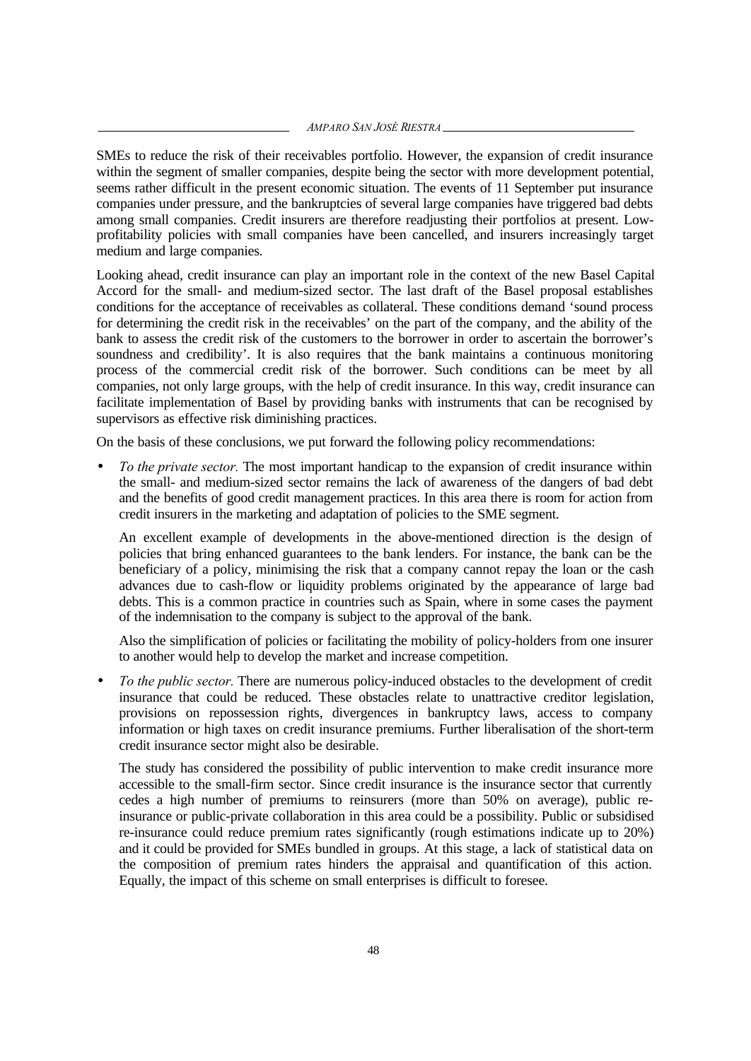SMEs to reduce the risk of their receivables portfolio. However, the expansion of credit insurance within the segment of smaller companies, despite being the sector with more development potential, seems rather difficult in the present economic situation. The events of 11 September put insurance companies under pressure, and the bankruptcies of several large companies have triggered bad debts among small companies. Credit insurers are therefore readjusting their portfolios at present. Low-profitability policies with small companies have been cancelled, and insurers increasingly target medium and large companies.

Looking ahead, credit insurance can play an important role in the context of the new Basel Capital Accord for the small- and medium-sized sector. The last draft of the Basel proposal establishes conditions for the acceptance of receivables as collateral. These conditions demand 'sound process for determining the credit risk in the receivables' on the part of the company, and the ability of the bank to assess the credit risk of the customers to the borrower in order to ascertain the borrower's soundness and credibility'. It is also requires that the bank maintains a continuous monitoring process of the commercial credit risk of the borrower. Such conditions can be meet by all companies, not only large groups, with the help of credit insurance. In this way, credit insurance can facilitate implementation of Basel by providing banks with instruments that can be recognised by supervisors as effective risk diminishing practices.

On the basis of these conclusions, we put forward the following policy recommendations:

- *To the private sector.* The most important handicap to the expansion of credit insurance within the small- and medium-sized sector remains the lack of awareness of the dangers of bad debt and the benefits of good credit management practices. In this area there is room for action from credit insurers in the marketing and adaptation of policies to the SME segment.

  An excellent example of developments in the above-mentioned direction is the design of policies that bring enhanced guarantees to the bank lenders. For instance, the bank can be the beneficiary of a policy, minimising the risk that a company cannot repay the loan or the cash advances due to cash-flow or liquidity problems originated by the appearance of large bad debts. This is a common practice in countries such as Spain, where in some cases the payment of the indemnisation to the company is subject to the approval of the bank.

  Also the simplification of policies or facilitating the mobility of policy-holders from one insurer to another would help to develop the market and increase competition.

- *To the public sector.* There are numerous policy-induced obstacles to the development of credit insurance that could be reduced. These obstacles relate to unattractive creditor legislation, provisions on repossession rights, divergences in bankruptcy laws, access to company information or high taxes on credit insurance premiums. Further liberalisation of the short-term credit insurance sector might also be desirable.

  The study has considered the possibility of public intervention to make credit insurance more accessible to the small-firm sector. Since credit insurance is the insurance sector that currently cedes a high number of premiums to reinsurers (more than 50% on average), public re-insurance or public-private collaboration in this area could be a possibility. Public or subsidised re-insurance could reduce premium rates significantly (rough estimations indicate up to 20%) and it could be provided for SMEs bundled in groups. At this stage, a lack of statistical data on the composition of premium rates hinders the appraisal and quantification of this action. Equally, the impact of this scheme on small enterprises is difficult to foresee.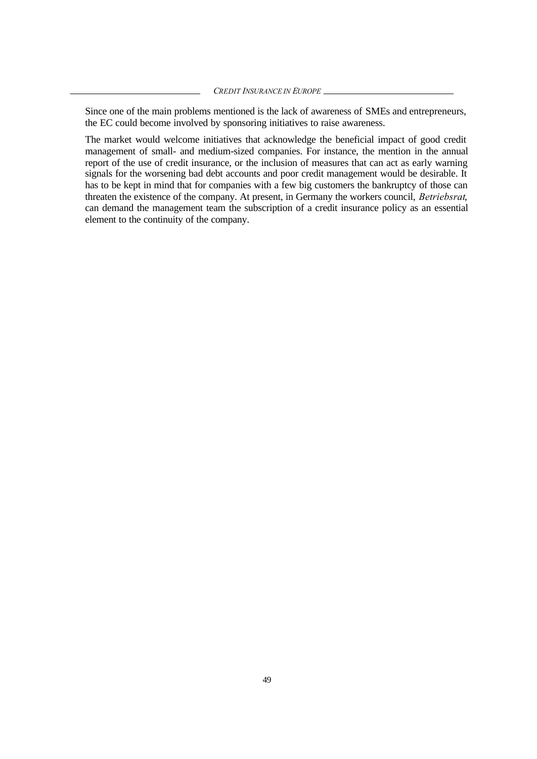Since one of the main problems mentioned is the lack of awareness of SMEs and entrepreneurs, the EC could become involved by sponsoring initiatives to raise awareness.

The market would welcome initiatives that acknowledge the beneficial impact of good credit management of small- and medium-sized companies. For instance, the mention in the annual report of the use of credit insurance, or the inclusion of measures that can act as early warning signals for the worsening bad debt accounts and poor credit management would be desirable. It has to be kept in mind that for companies with a few big customers the bankruptcy of those can threaten the existence of the company. At present, in Germany the workers council, *Betriebsrat*, can demand the management team the subscription of a credit insurance policy as an essential element to the continuity of the company.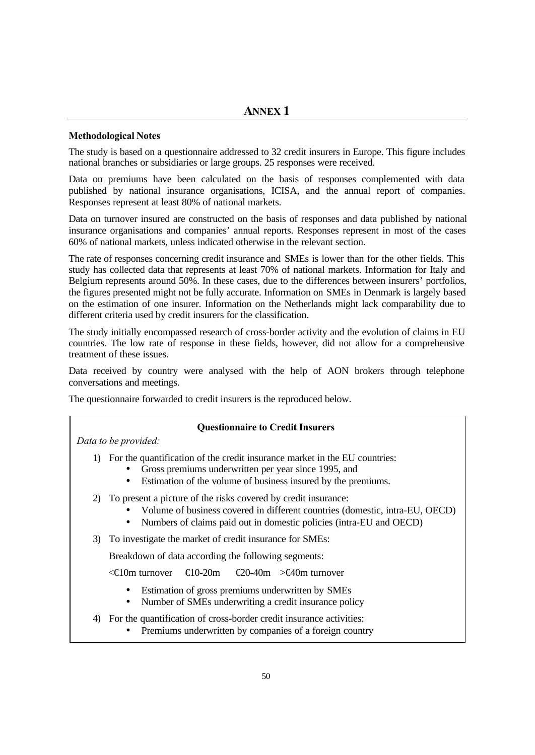## ANNEX 1

**Methodological Notes**

The study is based on a questionnaire addressed to 32 credit insurers in Europe. This figure includes national branches or subsidiaries or large groups. 25 responses were received.

Data on premiums have been calculated on the basis of responses complemented with data published by national insurance organisations, ICISA, and the annual report of companies. Responses represent at least 80% of national markets.

Data on turnover insured are constructed on the basis of responses and data published by national insurance organisations and companies' annual reports. Responses represent in most of the cases 60% of national markets, unless indicated otherwise in the relevant section.

The rate of responses concerning credit insurance and SMEs is lower than for the other fields. This study has collected data that represents at least 70% of national markets. Information for Italy and Belgium represents around 50%. In these cases, due to the differences between insurers' portfolios, the figures presented might not be fully accurate. Information on SMEs in Denmark is largely based on the estimation of one insurer. Information on the Netherlands might lack comparability due to different criteria used by credit insurers for the classification.

The study initially encompassed research of cross-border activity and the evolution of claims in EU countries. The low rate of response in these fields, however, did not allow for a comprehensive treatment of these issues.

Data received by country were analysed with the help of AON brokers through telephone conversations and meetings.

The questionnaire forwarded to credit insurers is the reproduced below.

**Questionnaire to Credit Insurers**

*Data to be provided:*

1) For the quantification of the credit insurance market in the EU countries:
   - Gross premiums underwritten per year since 1995, and
   - Estimation of the volume of business insured by the premiums.

2) To present a picture of the risks covered by credit insurance:
   - Volume of business covered in different countries (domestic, intra-EU, OECD)
   - Numbers of claims paid out in domestic policies (intra-EU and OECD)

3) To investigate the market of credit insurance for SMEs:

   Breakdown of data according the following segments:

   <€10m turnover €10-20m €20-40m >€40m turnover

   - Estimation of gross premiums underwritten by SMEs
   - Number of SMEs underwriting a credit insurance policy

4) For the quantification of cross-border credit insurance activities:
   - Premiums underwritten by companies of a foreign country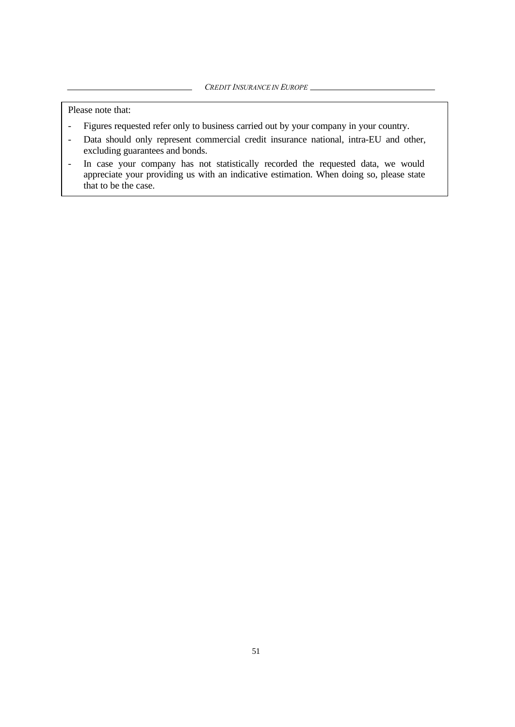Please note that:

- Figures requested refer only to business carried out by your company in your country.
- Data should only represent commercial credit insurance national, intra-EU and other, excluding guarantees and bonds.
- In case your company has not statistically recorded the requested data, we would appreciate your providing us with an indicative estimation. When doing so, please state that to be the case.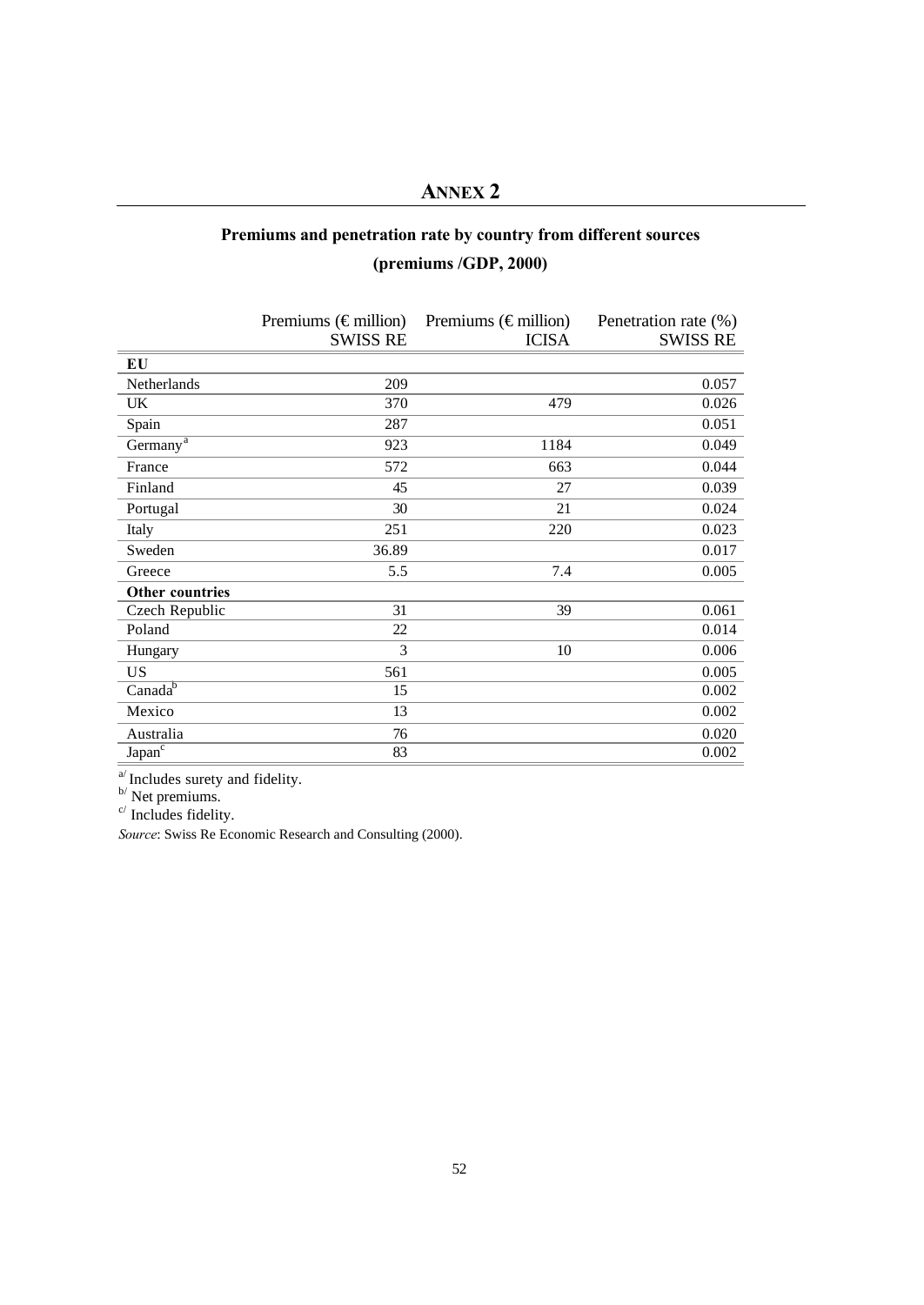# ANNEX 2

## Premiums and penetration rate by country from different sources

## (premiums /GDP, 2000)

| | Premiums (€ million) SWISS RE | Premiums (€ million) ICISA | Penetration rate (%) SWISS RE |
|---|---|---|---|
| **EU** | | | |
| Netherlands | 209 | | 0.057 |
| UK | 370 | 479 | 0.026 |
| Spain | 287 | | 0.051 |
| Germany[a] | 923 | 1184 | 0.049 |
| France | 572 | 663 | 0.044 |
| Finland | 45 | 27 | 0.039 |
| Portugal | 30 | 21 | 0.024 |
| Italy | 251 | 220 | 0.023 |
| Sweden | 36.89 | | 0.017 |
| Greece | 5.5 | 7.4 | 0.005 |
| **Other countries** | | | |
| Czech Republic | 31 | 39 | 0.061 |
| Poland | 22 | | 0.014 |
| Hungary | 3 | 10 | 0.006 |
| US | 561 | | 0.005 |
| Canada[b] | 15 | | 0.002 |
| Mexico | 13 | | 0.002 |
| Australia | 76 | | 0.020 |
| Japan[c] | 83 | | 0.002 |

[a/] Includes surety and fidelity.
[b/] Net premiums.
[c/] Includes fidelity.

*Source*: Swiss Re Economic Research and Consulting (2000).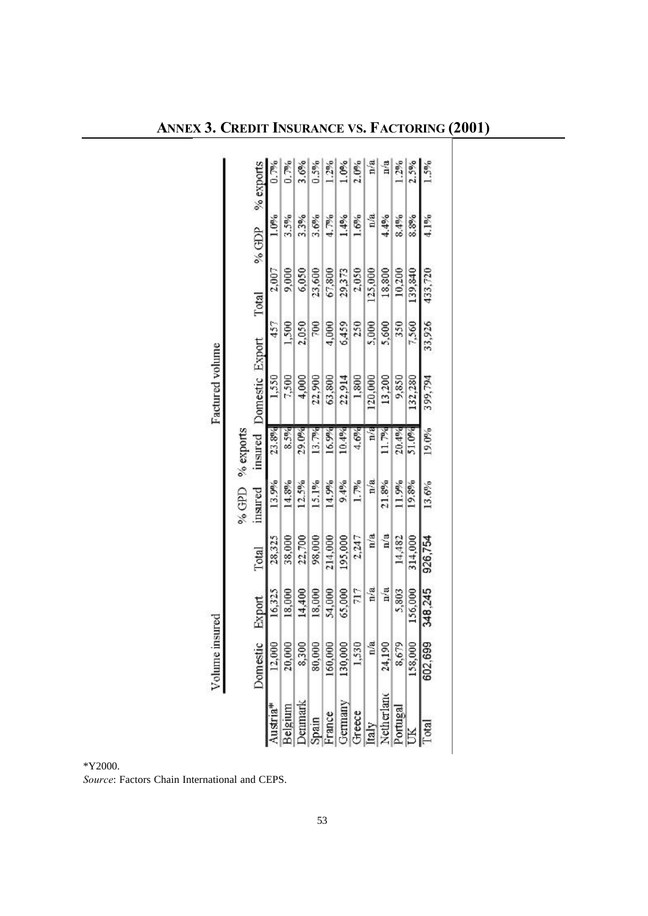## ANNEX 3. CREDIT INSURANCE VS. FACTORING (2001)

| | Volume insured | | | | | Factured volume | | | | |
|---|---|---|---|---|---|---|---|---|---|---|
| | Domestic | Export | Total | % GPD insured | % exports insured | Domestic | Export | Total | % GDP | % exports |
| Austria* | 12,000 | 16,325 | 28,325 | 13.9% | 23.8% | 1,550 | 457 | 2,007 | 1.0% | 0.7% |
| Belgium | 20,000 | 18,000 | 38,000 | 14.8% | 8.5% | 7,500 | 1,500 | 9,000 | 3.5% | 0.7% |
| Denmark | 8,300 | 14,400 | 22,700 | 12.5% | 29.0% | 4,000 | 2,050 | 6,050 | 3.3% | 3.6% |
| Spain | 80,000 | 18,000 | 98,000 | 15.1% | 13.7% | 22,900 | 700 | 23,600 | 3.6% | 0.5% |
| France | 160,000 | 54,000 | 214,000 | 14.9% | 16.9% | 63,800 | 4,000 | 67,800 | 4.7% | 1.2% |
| Germany | 130,000 | 65,000 | 195,000 | 9.4% | 10.4% | 22,914 | 6,459 | 29,373 | 1.4% | 1.0% |
| Greece | 1,530 | 717 | 2,247 | 1.7% | 4.6% | 1,800 | 250 | 2,050 | 1.6% | 2.0% |
| Italy | n/a | n/a | n/a | n/a | n/a | 120,000 | 5,000 | 125,000 | n/a | n/a |
| Netherland | 24,190 | n/a | n/a | 21.8% | 11.7% | 13,200 | 5,600 | 18,800 | 4.4% | n/a |
| Portugal | 8,679 | 5,803 | 14,482 | 11.9% | 20.4% | 9,850 | 350 | 10,200 | 8.4% | 1.2% |
| UK | 158,000 | 156,000 | 314,000 | 19.8% | 51.0% | 132,280 | 7,560 | 139,840 | 8.8% | 2.5% |
| Total | 602,699 | 348,245 | 926,754 | 13.6% | 19.0% | 399,794 | 33,926 | 433,720 | 4.1% | 1.5% |

*Y2000.

*Source*: Factors Chain International and CEPS.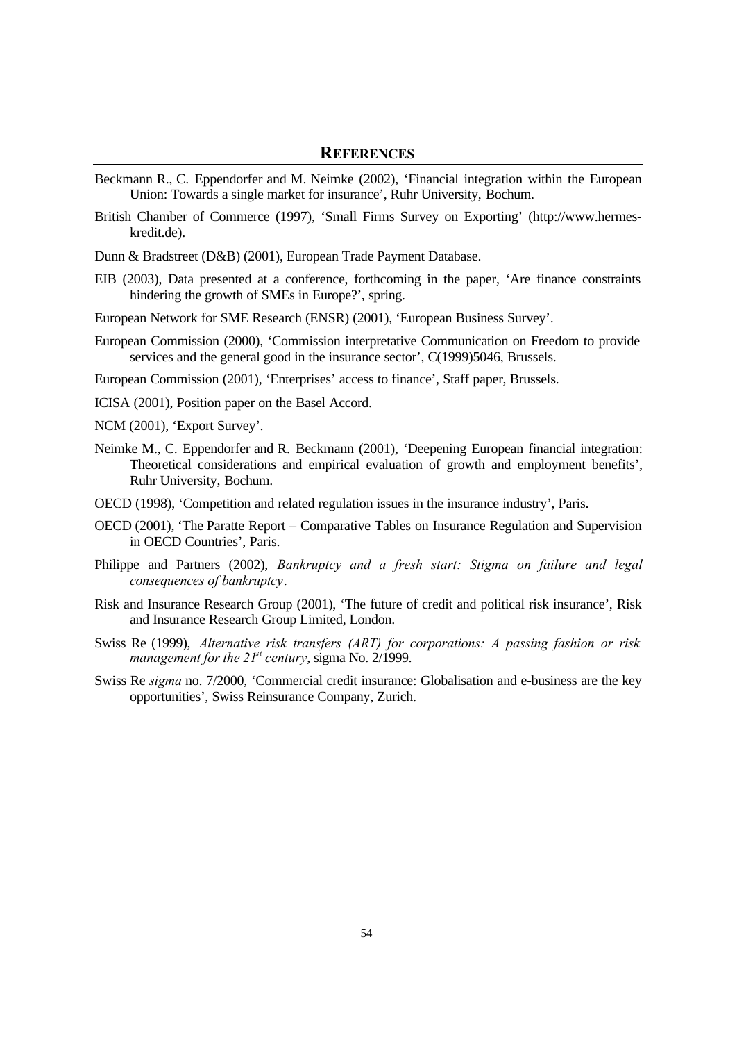## REFERENCES

Beckmann R., C. Eppendorfer and M. Neimke (2002), 'Financial integration within the European Union: Towards a single market for insurance', Ruhr University, Bochum.

British Chamber of Commerce (1997), 'Small Firms Survey on Exporting' (http://www.hermes-kredit.de).

Dunn & Bradstreet (D&B) (2001), European Trade Payment Database.

EIB (2003), Data presented at a conference, forthcoming in the paper, 'Are finance constraints hindering the growth of SMEs in Europe?', spring.

European Network for SME Research (ENSR) (2001), 'European Business Survey'.

European Commission (2000), 'Commission interpretative Communication on Freedom to provide services and the general good in the insurance sector', C(1999)5046, Brussels.

European Commission (2001), 'Enterprises' access to finance', Staff paper, Brussels.

ICISA (2001), Position paper on the Basel Accord.

NCM (2001), 'Export Survey'.

Neimke M., C. Eppendorfer and R. Beckmann (2001), 'Deepening European financial integration: Theoretical considerations and empirical evaluation of growth and employment benefits', Ruhr University, Bochum.

OECD (1998), 'Competition and related regulation issues in the insurance industry', Paris.

OECD (2001), 'The Paratte Report – Comparative Tables on Insurance Regulation and Supervision in OECD Countries', Paris.

Philippe and Partners (2002), *Bankruptcy and a fresh start: Stigma on failure and legal consequences of bankruptcy*.

Risk and Insurance Research Group (2001), 'The future of credit and political risk insurance', Risk and Insurance Research Group Limited, London.

Swiss Re (1999), *Alternative risk transfers (ART) for corporations: A passing fashion or risk management for the 21st century*, sigma No. 2/1999.

Swiss Re *sigma* no. 7/2000, 'Commercial credit insurance: Globalisation and e-business are the key opportunities', Swiss Reinsurance Company, Zurich.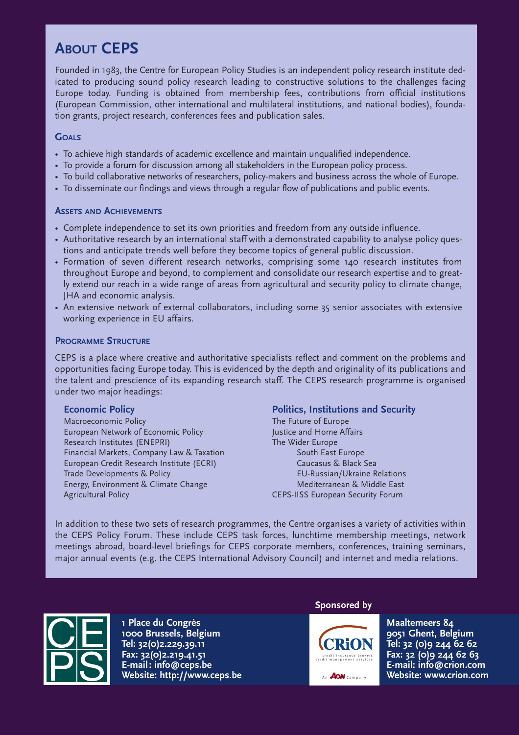# About CEPS

Founded in 1983, the Centre for European Policy Studies is an independent policy research institute dedicated to producing sound policy research leading to constructive solutions to the challenges facing Europe today. Funding is obtained from membership fees, contributions from official institutions (European Commission, other international and multilateral institutions, and national bodies), foundation grants, project research, conferences fees and publication sales.

## Goals

- To achieve high standards of academic excellence and maintain unqualified independence.
- To provide a forum for discussion among all stakeholders in the European policy process.
- To build collaborative networks of researchers, policy-makers and business across the whole of Europe.
- To disseminate our findings and views through a regular flow of publications and public events.

## Assets and Achievements

- Complete independence to set its own priorities and freedom from any outside influence.
- Authoritative research by an international staff with a demonstrated capability to analyse policy questions and anticipate trends well before they become topics of general public discussion.
- Formation of seven different research networks, comprising some 140 research institutes from throughout Europe and beyond, to complement and consolidate our research expertise and to greatly extend our reach in a wide range of areas from agricultural and security policy to climate change, JHA and economic analysis.
- An extensive network of external collaborators, including some 35 senior associates with extensive working experience in EU affairs.

## Programme Structure

CEPS is a place where creative and authoritative specialists reflect and comment on the problems and opportunities facing Europe today. This is evidenced by the depth and originality of its publications and the talent and prescience of its expanding research staff. The CEPS research programme is organised under two major headings:

### Economic Policy

Macroeconomic Policy
European Network of Economic Policy Research Institutes (ENEPRI)
Financial Markets, Company Law & Taxation
European Credit Research Institute (ECRI)
Trade Developments & Policy
Energy, Environment & Climate Change
Agricultural Policy

### Politics, Institutions and Security

The Future of Europe
Justice and Home Affairs
The Wider Europe
- South East Europe
- Caucasus & Black Sea
- EU-Russian/Ukraine Relations
- Mediterranean & Middle East

CEPS-IISS European Security Forum

In addition to these two sets of research programmes, the Centre organises a variety of activities within the CEPS Policy Forum. These include CEPS task forces, lunchtime membership meetings, network meetings abroad, board-level briefings for CEPS corporate members, conferences, training seminars, major annual events (e.g. the CEPS International Advisory Council) and internet and media relations.

**1 Place du Congrès**
**1000 Brussels, Belgium**
**Tel: 32(0)2.229.39.11**
**Fax: 32(0)2.219.41.51**
**E-mail: info@ceps.be**
**Website: http://www.ceps.be**

**Sponsored by**

CRiON credit insurance brokers credit management services — An AON Company

**Maaltemeers 84**
**9051 Ghent, Belgium**
**Tel: 32 (0)9 244 62 62**
**Fax: 32 (0)9 244 62 63**
**E-mail: info@crion.com**
**Website: www.crion.com**